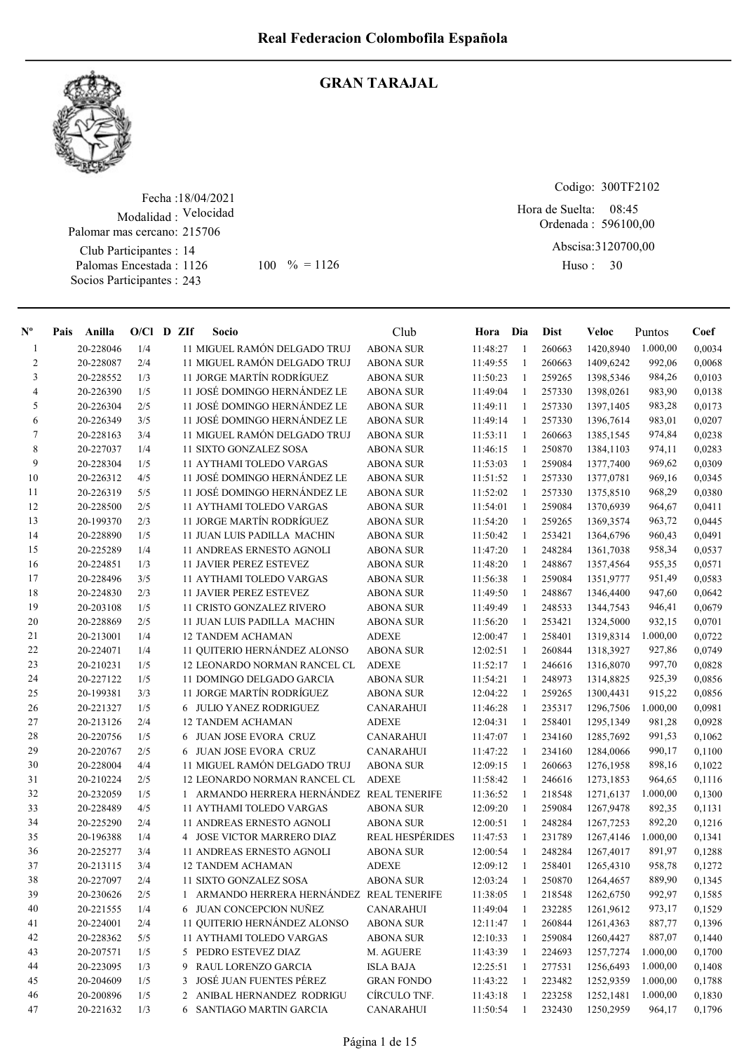# Real Federacion Colombofila Española

## GRAN TARAJAL

Fecha :18/04/2021
Modalidad : Velocidad
Palomar mas cercano: 215706
Club Participantes : 14
Palomas Encestada : 1126 100 % = 1126
Socios Participantes : 243

Codigo: 300TF2102
Hora de Suelta: 08:45
Ordenada : 596100,00
Abscisa:3120700,00
Huso : 30

| Nº | Pais | Anilla | O/Cl | D | ZIf | Socio | Club | Hora | Dia | Dist | Veloc | Puntos | Coef |
|---|---|---|---|---|---|---|---|---|---|---|---|---|---|
| 1 | | 20-228046 | 1/4 | | 11 | MIGUEL RAMÓN DELGADO TRUJ | ABONA SUR | 11:48:27 | 1 | 260663 | 1420,8940 | 1.000,00 | 0,0034 |
| 2 | | 20-228087 | 2/4 | | 11 | MIGUEL RAMÓN DELGADO TRUJ | ABONA SUR | 11:49:55 | 1 | 260663 | 1409,6242 | 992,06 | 0,0068 |
| 3 | | 20-228552 | 1/3 | | 11 | JORGE MARTÍN RODRÍGUEZ | ABONA SUR | 11:50:23 | 1 | 259265 | 1398,5346 | 984,26 | 0,0103 |
| 4 | | 20-226390 | 1/5 | | 11 | JOSÉ DOMINGO HERNÁNDEZ LE | ABONA SUR | 11:49:04 | 1 | 257330 | 1398,0261 | 983,90 | 0,0138 |
| 5 | | 20-226304 | 2/5 | | 11 | JOSÉ DOMINGO HERNÁNDEZ LE | ABONA SUR | 11:49:11 | 1 | 257330 | 1397,1405 | 983,28 | 0,0173 |
| 6 | | 20-226349 | 3/5 | | 11 | JOSÉ DOMINGO HERNÁNDEZ LE | ABONA SUR | 11:49:14 | 1 | 257330 | 1396,7614 | 983,01 | 0,0207 |
| 7 | | 20-228163 | 3/4 | | 11 | MIGUEL RAMÓN DELGADO TRUJ | ABONA SUR | 11:53:11 | 1 | 260663 | 1385,1545 | 974,84 | 0,0238 |
| 8 | | 20-227037 | 1/4 | | 11 | SIXTO GONZALEZ SOSA | ABONA SUR | 11:46:15 | 1 | 250870 | 1384,1103 | 974,11 | 0,0283 |
| 9 | | 20-228304 | 1/5 | | 11 | AYTHAMI TOLEDO VARGAS | ABONA SUR | 11:53:03 | 1 | 259084 | 1377,7400 | 969,62 | 0,0309 |
| 10 | | 20-226312 | 4/5 | | 11 | JOSÉ DOMINGO HERNÁNDEZ LE | ABONA SUR | 11:51:52 | 1 | 257330 | 1377,0781 | 969,16 | 0,0345 |
| 11 | | 20-226319 | 5/5 | | 11 | JOSÉ DOMINGO HERNÁNDEZ LE | ABONA SUR | 11:52:02 | 1 | 257330 | 1375,8510 | 968,29 | 0,0380 |
| 12 | | 20-228500 | 2/5 | | 11 | AYTHAMI TOLEDO VARGAS | ABONA SUR | 11:54:01 | 1 | 259084 | 1370,6939 | 964,67 | 0,0411 |
| 13 | | 20-199370 | 2/3 | | 11 | JORGE MARTÍN RODRÍGUEZ | ABONA SUR | 11:54:20 | 1 | 259265 | 1369,3574 | 963,72 | 0,0445 |
| 14 | | 20-228890 | 1/5 | | 11 | JUAN LUIS PADILLA MACHIN | ABONA SUR | 11:50:42 | 1 | 253421 | 1364,6796 | 960,43 | 0,0491 |
| 15 | | 20-225289 | 1/4 | | 11 | ANDREAS ERNESTO AGNOLI | ABONA SUR | 11:47:20 | 1 | 248284 | 1361,7038 | 958,34 | 0,0537 |
| 16 | | 20-224851 | 1/3 | | 11 | JAVIER PEREZ ESTEVEZ | ABONA SUR | 11:48:20 | 1 | 248867 | 1357,4564 | 955,35 | 0,0571 |
| 17 | | 20-228496 | 3/5 | | 11 | AYTHAMI TOLEDO VARGAS | ABONA SUR | 11:56:38 | 1 | 259084 | 1351,9777 | 951,49 | 0,0583 |
| 18 | | 20-224830 | 2/3 | | 11 | JAVIER PEREZ ESTEVEZ | ABONA SUR | 11:49:50 | 1 | 248867 | 1346,4400 | 947,60 | 0,0642 |
| 19 | | 20-203108 | 1/5 | | 11 | CRISTO GONZALEZ RIVERO | ABONA SUR | 11:49:49 | 1 | 248533 | 1344,7543 | 946,41 | 0,0679 |
| 20 | | 20-228869 | 2/5 | | 11 | JUAN LUIS PADILLA MACHIN | ABONA SUR | 11:56:20 | 1 | 253421 | 1324,5000 | 932,15 | 0,0701 |
| 21 | | 20-213001 | 1/4 | | 12 | TANDEM ACHAMAN | ADEXE | 12:00:47 | 1 | 258401 | 1319,8314 | 1.000,00 | 0,0722 |
| 22 | | 20-224071 | 1/4 | | 11 | QUITERIO HERNÁNDEZ ALONSO | ABONA SUR | 12:02:51 | 1 | 260844 | 1318,3927 | 927,86 | 0,0749 |
| 23 | | 20-210231 | 1/5 | | 12 | LEONARDO NORMAN RANCEL CL | ADEXE | 11:52:17 | 1 | 246616 | 1316,8070 | 997,70 | 0,0828 |
| 24 | | 20-227122 | 1/5 | | 11 | DOMINGO DELGADO GARCIA | ABONA SUR | 11:54:21 | 1 | 248973 | 1314,8825 | 925,39 | 0,0856 |
| 25 | | 20-199381 | 3/3 | | 11 | JORGE MARTÍN RODRÍGUEZ | ABONA SUR | 12:04:22 | 1 | 259265 | 1300,4431 | 915,22 | 0,0856 |
| 26 | | 20-221327 | 1/5 | | 6 | JULIO YANEZ RODRIGUEZ | CANARAHUI | 11:46:28 | 1 | 235317 | 1296,7506 | 1.000,00 | 0,0981 |
| 27 | | 20-213126 | 2/4 | | 12 | TANDEM ACHAMAN | ADEXE | 12:04:31 | 1 | 258401 | 1295,1349 | 981,28 | 0,0928 |
| 28 | | 20-220756 | 1/5 | | 6 | JUAN JOSE EVORA CRUZ | CANARAHUI | 11:47:07 | 1 | 234160 | 1285,7692 | 991,53 | 0,1062 |
| 29 | | 20-220767 | 2/5 | | 6 | JUAN JOSE EVORA CRUZ | CANARAHUI | 11:47:22 | 1 | 234160 | 1284,0066 | 990,17 | 0,1100 |
| 30 | | 20-228004 | 4/4 | | 11 | MIGUEL RAMÓN DELGADO TRUJ | ABONA SUR | 12:09:15 | 1 | 260663 | 1276,1958 | 898,16 | 0,1022 |
| 31 | | 20-210224 | 2/5 | | 12 | LEONARDO NORMAN RANCEL CL | ADEXE | 11:58:42 | 1 | 246616 | 1273,1853 | 964,65 | 0,1116 |
| 32 | | 20-232059 | 1/5 | | 1 | ARMANDO HERRERA HERNÁNDEZ | REAL TENERIFE | 11:36:52 | 1 | 218548 | 1271,6137 | 1.000,00 | 0,1300 |
| 33 | | 20-228489 | 4/5 | | 11 | AYTHAMI TOLEDO VARGAS | ABONA SUR | 12:09:20 | 1 | 259084 | 1267,9478 | 892,35 | 0,1131 |
| 34 | | 20-225290 | 2/4 | | 11 | ANDREAS ERNESTO AGNOLI | ABONA SUR | 12:00:51 | 1 | 248284 | 1267,7253 | 892,20 | 0,1216 |
| 35 | | 20-196388 | 1/4 | | 4 | JOSE VICTOR MARRERO DIAZ | REAL HESPÉRIDES | 11:47:53 | 1 | 231789 | 1267,4146 | 1.000,00 | 0,1341 |
| 36 | | 20-225277 | 3/4 | | 11 | ANDREAS ERNESTO AGNOLI | ABONA SUR | 12:00:54 | 1 | 248284 | 1267,4017 | 891,97 | 0,1288 |
| 37 | | 20-213115 | 3/4 | | 12 | TANDEM ACHAMAN | ADEXE | 12:09:12 | 1 | 258401 | 1265,4310 | 958,78 | 0,1272 |
| 38 | | 20-227097 | 2/4 | | 11 | SIXTO GONZALEZ SOSA | ABONA SUR | 12:03:24 | 1 | 250870 | 1264,4657 | 889,90 | 0,1345 |
| 39 | | 20-230626 | 2/5 | | 1 | ARMANDO HERRERA HERNÁNDEZ | REAL TENERIFE | 11:38:05 | 1 | 218548 | 1262,6750 | 992,97 | 0,1585 |
| 40 | | 20-221555 | 1/4 | | 6 | JUAN CONCEPCION NUÑEZ | CANARAHUI | 11:49:04 | 1 | 232285 | 1261,9612 | 973,17 | 0,1529 |
| 41 | | 20-224001 | 2/4 | | 11 | QUITERIO HERNÁNDEZ ALONSO | ABONA SUR | 12:11:47 | 1 | 260844 | 1261,4363 | 887,77 | 0,1396 |
| 42 | | 20-228362 | 5/5 | | 11 | AYTHAMI TOLEDO VARGAS | ABONA SUR | 12:10:33 | 1 | 259084 | 1260,4427 | 887,07 | 0,1440 |
| 43 | | 20-207571 | 1/5 | | 5 | PEDRO ESTEVEZ DIAZ | M. AGUERE | 11:43:39 | 1 | 224693 | 1257,7274 | 1.000,00 | 0,1700 |
| 44 | | 20-223095 | 1/3 | | 9 | RAUL LORENZO GARCIA | ISLA BAJA | 12:25:51 | 1 | 277531 | 1256,6493 | 1.000,00 | 0,1408 |
| 45 | | 20-204609 | 1/5 | | 3 | JOSÉ JUAN FUENTES PÉREZ | GRAN FONDO | 11:43:22 | 1 | 223482 | 1252,9359 | 1.000,00 | 0,1788 |
| 46 | | 20-200896 | 1/5 | | 2 | ANIBAL HERNANDEZ RODRIGU | CÍRCULO TNF. | 11:43:18 | 1 | 223258 | 1252,1481 | 1.000,00 | 0,1830 |
| 47 | | 20-221632 | 1/3 | | 6 | SANTIAGO MARTIN GARCIA | CANARAHUI | 11:50:54 | 1 | 232430 | 1250,2959 | 964,17 | 0,1796 |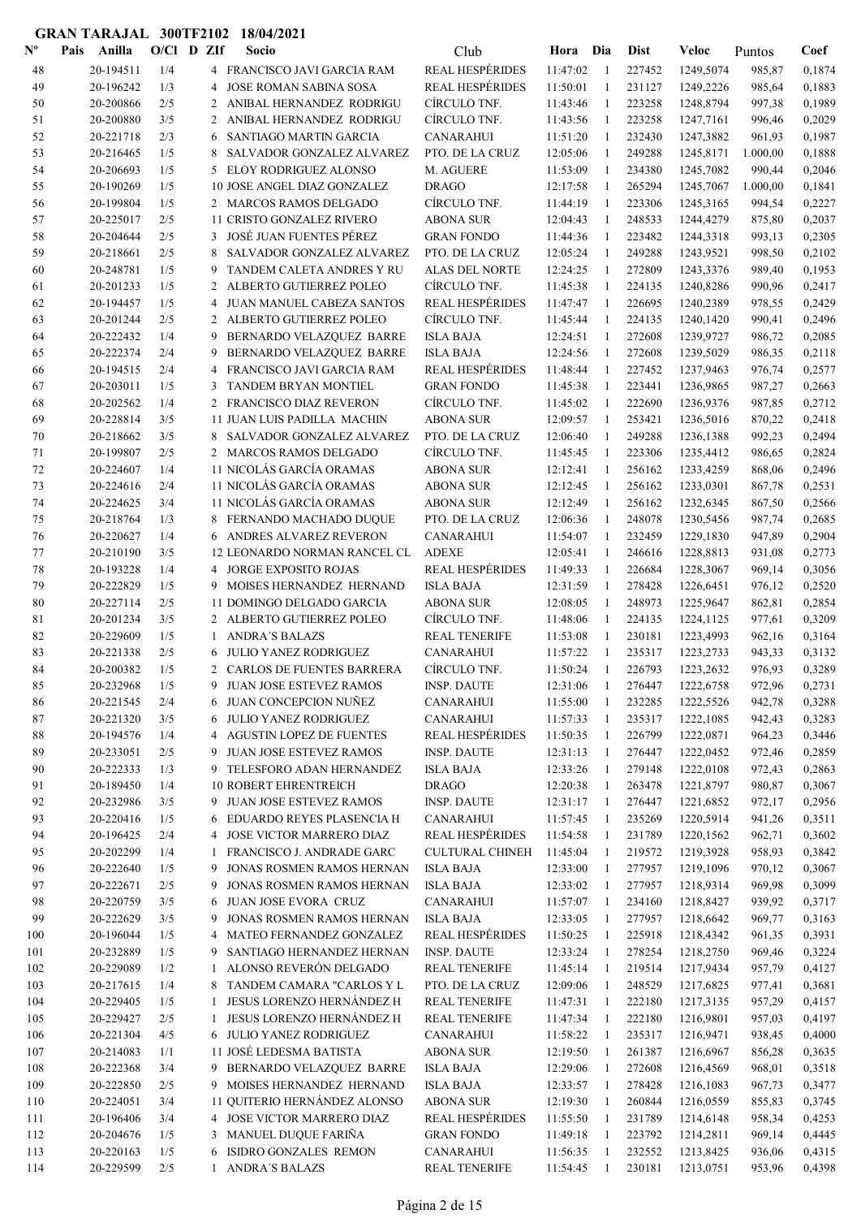**GRAN TARAJAL 300TF2102 18/04/2021**

| Nº | Pais | Anilla | O/Cl | D | ZIf | Socio | Club | Hora | Dia | Dist | Veloc | Puntos | Coef |
|---|---|---|---|---|---|---|---|---|---|---|---|---|---|
| 48 | | 20-194511 | 1/4 | | 4 | FRANCISCO JAVI GARCIA RAM | REAL HESPÉRIDES | 11:47:02 | 1 | 227452 | 1249,5074 | 985,87 | 0,1874 |
| 49 | | 20-196242 | 1/3 | | 4 | JOSE ROMAN SABINA SOSA | REAL HESPÉRIDES | 11:50:01 | 1 | 231127 | 1249,2226 | 985,64 | 0,1883 |
| 50 | | 20-200866 | 2/5 | | 2 | ANIBAL HERNANDEZ RODRIGU | CÍRCULO TNF. | 11:43:46 | 1 | 223258 | 1248,8794 | 997,38 | 0,1989 |
| 51 | | 20-200880 | 3/5 | | 2 | ANIBAL HERNANDEZ RODRIGU | CÍRCULO TNF. | 11:43:56 | 1 | 223258 | 1247,7161 | 996,46 | 0,2029 |
| 52 | | 20-221718 | 2/3 | | 6 | SANTIAGO MARTIN GARCIA | CANARAHUI | 11:51:20 | 1 | 232430 | 1247,3882 | 961,93 | 0,1987 |
| 53 | | 20-216465 | 1/5 | | 8 | SALVADOR GONZALEZ ALVAREZ | PTO. DE LA CRUZ | 12:05:06 | 1 | 249288 | 1245,8171 | 1.000,00 | 0,1888 |
| 54 | | 20-206693 | 1/5 | | 5 | ELOY RODRIGUEZ ALONSO | M. AGUERE | 11:53:09 | 1 | 234380 | 1245,7082 | 990,44 | 0,2046 |
| 55 | | 20-190269 | 1/5 | | 10 | JOSE ANGEL DIAZ GONZALEZ | DRAGO | 12:17:58 | 1 | 265294 | 1245,7067 | 1.000,00 | 0,1841 |
| 56 | | 20-199804 | 1/5 | | 2 | MARCOS RAMOS DELGADO | CÍRCULO TNF. | 11:44:19 | 1 | 223306 | 1245,3165 | 994,54 | 0,2227 |
| 57 | | 20-225017 | 2/5 | | 11 | CRISTO GONZALEZ RIVERO | ABONA SUR | 12:04:43 | 1 | 248533 | 1244,4279 | 875,80 | 0,2037 |
| 58 | | 20-204644 | 2/5 | | 3 | JOSÉ JUAN FUENTES PÉREZ | GRAN FONDO | 11:44:36 | 1 | 223482 | 1244,3318 | 993,13 | 0,2305 |
| 59 | | 20-218661 | 2/5 | | 8 | SALVADOR GONZALEZ ALVAREZ | PTO. DE LA CRUZ | 12:05:24 | 1 | 249288 | 1243,9521 | 998,50 | 0,2102 |
| 60 | | 20-248781 | 1/5 | | 9 | TANDEM CALETA ANDRES Y RU | ALAS DEL NORTE | 12:24:25 | 1 | 272809 | 1243,3376 | 989,40 | 0,1953 |
| 61 | | 20-201233 | 1/5 | | 2 | ALBERTO GUTIERREZ POLEO | CÍRCULO TNF. | 11:45:38 | 1 | 224135 | 1240,8286 | 990,96 | 0,2417 |
| 62 | | 20-194457 | 1/5 | | 4 | JUAN MANUEL CABEZA SANTOS | REAL HESPÉRIDES | 11:47:47 | 1 | 226695 | 1240,2389 | 978,55 | 0,2429 |
| 63 | | 20-201244 | 2/5 | | 2 | ALBERTO GUTIERREZ POLEO | CÍRCULO TNF. | 11:45:44 | 1 | 224135 | 1240,1420 | 990,41 | 0,2496 |
| 64 | | 20-222432 | 1/4 | | 9 | BERNARDO VELAZQUEZ BARRE | ISLA BAJA | 12:24:51 | 1 | 272608 | 1239,9727 | 986,72 | 0,2085 |
| 65 | | 20-222374 | 2/4 | | 9 | BERNARDO VELAZQUEZ BARRE | ISLA BAJA | 12:24:56 | 1 | 272608 | 1239,5029 | 986,35 | 0,2118 |
| 66 | | 20-194515 | 2/4 | | 4 | FRANCISCO JAVI GARCIA RAM | REAL HESPÉRIDES | 11:48:44 | 1 | 227452 | 1237,9463 | 976,74 | 0,2577 |
| 67 | | 20-203011 | 1/5 | | 3 | TANDEM BRYAN MONTIEL | GRAN FONDO | 11:45:38 | 1 | 223441 | 1236,9865 | 987,27 | 0,2663 |
| 68 | | 20-202562 | 1/4 | | 2 | FRANCISCO DIAZ REVERON | CÍRCULO TNF. | 11:45:02 | 1 | 222690 | 1236,9376 | 987,85 | 0,2712 |
| 69 | | 20-228814 | 3/5 | | 11 | JUAN LUIS PADILLA MACHIN | ABONA SUR | 12:09:57 | 1 | 253421 | 1236,5016 | 870,22 | 0,2418 |
| 70 | | 20-218662 | 3/5 | | 8 | SALVADOR GONZALEZ ALVAREZ | PTO. DE LA CRUZ | 12:06:40 | 1 | 249288 | 1236,1388 | 992,23 | 0,2494 |
| 71 | | 20-199807 | 2/5 | | 2 | MARCOS RAMOS DELGADO | CÍRCULO TNF. | 11:45:45 | 1 | 223306 | 1235,4412 | 986,65 | 0,2824 |
| 72 | | 20-224607 | 1/4 | | 11 | NICOLÁS GARCÍA ORAMAS | ABONA SUR | 12:12:41 | 1 | 256162 | 1233,4259 | 868,06 | 0,2496 |
| 73 | | 20-224616 | 2/4 | | 11 | NICOLÁS GARCÍA ORAMAS | ABONA SUR | 12:12:45 | 1 | 256162 | 1233,0301 | 867,78 | 0,2531 |
| 74 | | 20-224625 | 3/4 | | 11 | NICOLÁS GARCÍA ORAMAS | ABONA SUR | 12:12:49 | 1 | 256162 | 1232,6345 | 867,50 | 0,2566 |
| 75 | | 20-218764 | 1/3 | | 8 | FERNANDO MACHADO DUQUE | PTO. DE LA CRUZ | 12:06:36 | 1 | 248078 | 1230,5456 | 987,74 | 0,2685 |
| 76 | | 20-220627 | 1/4 | | 6 | ANDRES ALVAREZ REVERON | CANARAHUI | 11:54:07 | 1 | 232459 | 1229,1830 | 947,89 | 0,2904 |
| 77 | | 20-210190 | 3/5 | | 12 | LEONARDO NORMAN RANCEL CL | ADEXE | 12:05:41 | 1 | 246616 | 1228,8813 | 931,08 | 0,2773 |
| 78 | | 20-193228 | 1/4 | | 4 | JORGE EXPOSITO ROJAS | REAL HESPÉRIDES | 11:49:33 | 1 | 226684 | 1228,3067 | 969,14 | 0,3056 |
| 79 | | 20-222829 | 1/5 | | 9 | MOISES HERNANDEZ HERNAND | ISLA BAJA | 12:31:59 | 1 | 278428 | 1226,6451 | 976,12 | 0,2520 |
| 80 | | 20-227114 | 2/5 | | 11 | DOMINGO DELGADO GARCIA | ABONA SUR | 12:08:05 | 1 | 248973 | 1225,9647 | 862,81 | 0,2854 |
| 81 | | 20-201234 | 3/5 | | 2 | ALBERTO GUTIERREZ POLEO | CÍRCULO TNF. | 11:48:06 | 1 | 224135 | 1224,1125 | 977,61 | 0,3209 |
| 82 | | 20-229609 | 1/5 | | 1 | ANDRA´S BALAZS | REAL TENERIFE | 11:53:08 | 1 | 230181 | 1223,4993 | 962,16 | 0,3164 |
| 83 | | 20-221338 | 2/5 | | 6 | JULIO YANEZ RODRIGUEZ | CANARAHUI | 11:57:22 | 1 | 235317 | 1223,2733 | 943,33 | 0,3132 |
| 84 | | 20-200382 | 1/5 | | 2 | CARLOS DE FUENTES BARRERA | CÍRCULO TNF. | 11:50:24 | 1 | 226793 | 1223,2632 | 976,93 | 0,3289 |
| 85 | | 20-232968 | 1/5 | | 9 | JUAN JOSE ESTEVEZ RAMOS | INSP. DAUTE | 12:31:06 | 1 | 276447 | 1222,6758 | 972,96 | 0,2731 |
| 86 | | 20-221545 | 2/4 | | 6 | JUAN CONCEPCION NUÑEZ | CANARAHUI | 11:55:00 | 1 | 232285 | 1222,5526 | 942,78 | 0,3288 |
| 87 | | 20-221320 | 3/5 | | 6 | JULIO YANEZ RODRIGUEZ | CANARAHUI | 11:57:33 | 1 | 235317 | 1222,1085 | 942,43 | 0,3283 |
| 88 | | 20-194576 | 1/4 | | 4 | AGUSTIN LOPEZ DE FUENTES | REAL HESPÉRIDES | 11:50:35 | 1 | 226799 | 1222,0871 | 964,23 | 0,3446 |
| 89 | | 20-233051 | 2/5 | | 9 | JUAN JOSE ESTEVEZ RAMOS | INSP. DAUTE | 12:31:13 | 1 | 276447 | 1222,0452 | 972,46 | 0,2859 |
| 90 | | 20-222333 | 1/3 | | 9 | TELESFORO ADAN HERNANDEZ | ISLA BAJA | 12:33:26 | 1 | 279148 | 1222,0108 | 972,43 | 0,2863 |
| 91 | | 20-189450 | 1/4 | | 10 | ROBERT EHRENTREICH | DRAGO | 12:20:38 | 1 | 263478 | 1221,8797 | 980,87 | 0,3067 |
| 92 | | 20-232986 | 3/5 | | 9 | JUAN JOSE ESTEVEZ RAMOS | INSP. DAUTE | 12:31:17 | 1 | 276447 | 1221,6852 | 972,17 | 0,2956 |
| 93 | | 20-220416 | 1/5 | | 6 | EDUARDO REYES PLASENCIA H | CANARAHUI | 11:57:45 | 1 | 235269 | 1220,5914 | 941,26 | 0,3511 |
| 94 | | 20-196425 | 2/4 | | 4 | JOSE VICTOR MARRERO DIAZ | REAL HESPÉRIDES | 11:54:58 | 1 | 231789 | 1220,1562 | 962,71 | 0,3602 |
| 95 | | 20-202299 | 1/4 | | 1 | FRANCISCO J. ANDRADE GARC | CULTURAL CHINEH | 11:45:04 | 1 | 219572 | 1219,3928 | 958,93 | 0,3842 |
| 96 | | 20-222640 | 1/5 | | 9 | JONAS ROSMEN RAMOS HERNAN | ISLA BAJA | 12:33:00 | 1 | 277957 | 1219,1096 | 970,12 | 0,3067 |
| 97 | | 20-222671 | 2/5 | | 9 | JONAS ROSMEN RAMOS HERNAN | ISLA BAJA | 12:33:02 | 1 | 277957 | 1218,9314 | 969,98 | 0,3099 |
| 98 | | 20-220759 | 3/5 | | 6 | JUAN JOSE EVORA CRUZ | CANARAHUI | 11:57:07 | 1 | 234160 | 1218,8427 | 939,92 | 0,3717 |
| 99 | | 20-222629 | 3/5 | | 9 | JONAS ROSMEN RAMOS HERNAN | ISLA BAJA | 12:33:05 | 1 | 277957 | 1218,6642 | 969,77 | 0,3163 |
| 100 | | 20-196044 | 1/5 | | 4 | MATEO FERNANDEZ GONZALEZ | REAL HESPÉRIDES | 11:50:25 | 1 | 225918 | 1218,4342 | 961,35 | 0,3931 |
| 101 | | 20-232889 | 1/5 | | 9 | SANTIAGO HERNANDEZ HERNAN | INSP. DAUTE | 12:33:24 | 1 | 278254 | 1218,2750 | 969,46 | 0,3224 |
| 102 | | 20-229089 | 1/2 | | 1 | ALONSO REVERÓN DELGADO | REAL TENERIFE | 11:45:14 | 1 | 219514 | 1217,9434 | 957,79 | 0,4127 |
| 103 | | 20-217615 | 1/4 | | 8 | TANDEM CAMARA "CARLOS Y L | PTO. DE LA CRUZ | 12:09:06 | 1 | 248529 | 1217,6825 | 977,41 | 0,3681 |
| 104 | | 20-229405 | 1/5 | | 1 | JESUS LORENZO HERNÁNDEZ H | REAL TENERIFE | 11:47:31 | 1 | 222180 | 1217,3135 | 957,29 | 0,4157 |
| 105 | | 20-229427 | 2/5 | | 1 | JESUS LORENZO HERNÁNDEZ H | REAL TENERIFE | 11:47:34 | 1 | 222180 | 1216,9801 | 957,03 | 0,4197 |
| 106 | | 20-221304 | 4/5 | | 6 | JULIO YANEZ RODRIGUEZ | CANARAHUI | 11:58:22 | 1 | 235317 | 1216,9471 | 938,45 | 0,4000 |
| 107 | | 20-214083 | 1/1 | | 11 | JOSÉ LEDESMA BATISTA | ABONA SUR | 12:19:50 | 1 | 261387 | 1216,6967 | 856,28 | 0,3635 |
| 108 | | 20-222368 | 3/4 | | 9 | BERNARDO VELAZQUEZ BARRE | ISLA BAJA | 12:29:06 | 1 | 272608 | 1216,4569 | 968,01 | 0,3518 |
| 109 | | 20-222850 | 2/5 | | 9 | MOISES HERNANDEZ HERNAND | ISLA BAJA | 12:33:57 | 1 | 278428 | 1216,1083 | 967,73 | 0,3477 |
| 110 | | 20-224051 | 3/4 | | 11 | QUITERIO HERNÁNDEZ ALONSO | ABONA SUR | 12:19:30 | 1 | 260844 | 1216,0559 | 855,83 | 0,3745 |
| 111 | | 20-196406 | 3/4 | | 4 | JOSE VICTOR MARRERO DIAZ | REAL HESPÉRIDES | 11:55:50 | 1 | 231789 | 1214,6148 | 958,34 | 0,4253 |
| 112 | | 20-204676 | 1/5 | | 3 | MANUEL DUQUE FARIÑA | GRAN FONDO | 11:49:18 | 1 | 223792 | 1214,2811 | 969,14 | 0,4445 |
| 113 | | 20-220163 | 1/5 | | 6 | ISIDRO GONZALES REMON | CANARAHUI | 11:56:35 | 1 | 232552 | 1213,8425 | 936,06 | 0,4315 |
| 114 | | 20-229599 | 2/5 | | 1 | ANDRA´S BALAZS | REAL TENERIFE | 11:54:45 | 1 | 230181 | 1213,0751 | 953,96 | 0,4398 |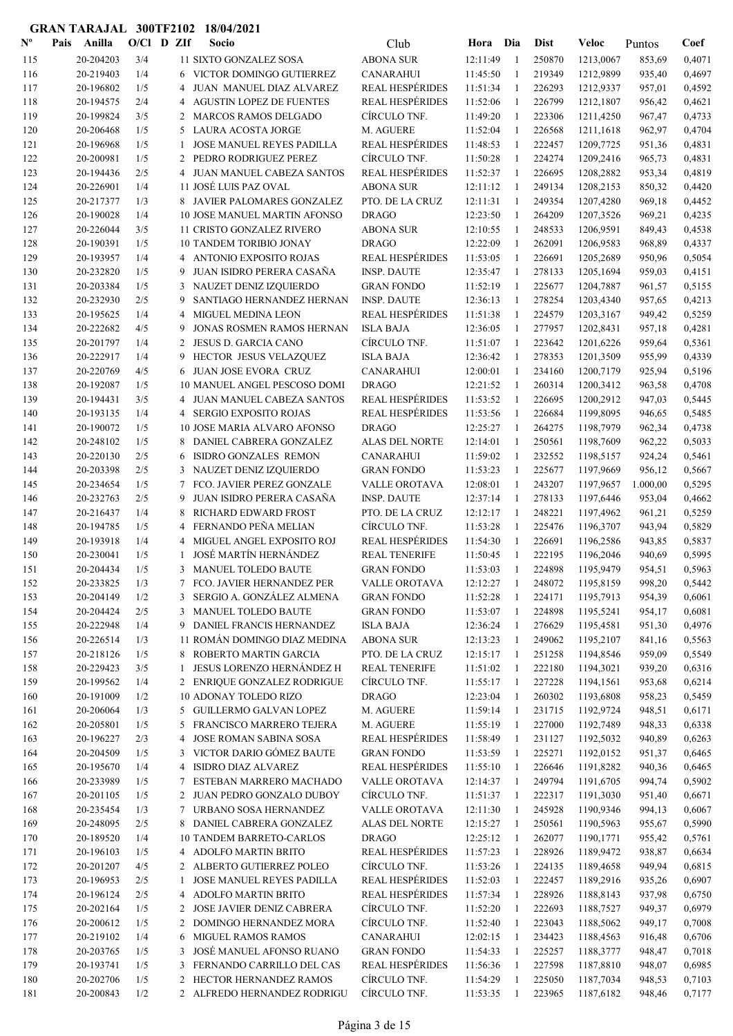**GRAN TARAJAL 300TF2102 18/04/2021**

| Nº | Pais | Anilla | O/Cl | D | ZIf | Socio | Club | Hora | Dia | Dist | Veloc | Puntos | Coef |
|---|---|---|---|---|---|---|---|---|---|---|---|---|---|
| 115 | | 20-204203 | 3/4 | | 11 | SIXTO GONZALEZ SOSA | ABONA SUR | 12:11:49 | 1 | 250870 | 1213,0067 | 853,69 | 0,4071 |
| 116 | | 20-219403 | 1/4 | | 6 | VICTOR DOMINGO GUTIERREZ | CANARAHUI | 11:45:50 | 1 | 219349 | 1212,9899 | 935,40 | 0,4697 |
| 117 | | 20-196802 | 1/5 | | 4 | JUAN MANUEL DIAZ ALVAREZ | REAL HESPÉRIDES | 11:51:34 | 1 | 226293 | 1212,9337 | 957,01 | 0,4592 |
| 118 | | 20-194575 | 2/4 | | 4 | AGUSTIN LOPEZ DE FUENTES | REAL HESPÉRIDES | 11:52:06 | 1 | 226799 | 1212,1807 | 956,42 | 0,4621 |
| 119 | | 20-199824 | 3/5 | | 2 | MARCOS RAMOS DELGADO | CÍRCULO TNF. | 11:49:20 | 1 | 223306 | 1211,4250 | 967,47 | 0,4733 |
| 120 | | 20-206468 | 1/5 | | 5 | LAURA ACOSTA JORGE | M. AGUERE | 11:52:04 | 1 | 226568 | 1211,1618 | 962,97 | 0,4704 |
| 121 | | 20-196968 | 1/5 | | 1 | JOSE MANUEL REYES PADILLA | REAL HESPÉRIDES | 11:48:53 | 1 | 222457 | 1209,7725 | 951,36 | 0,4831 |
| 122 | | 20-200981 | 1/5 | | 2 | PEDRO RODRIGUEZ PEREZ | CÍRCULO TNF. | 11:50:28 | 1 | 224274 | 1209,2416 | 965,73 | 0,4831 |
| 123 | | 20-194436 | 2/5 | | 4 | JUAN MANUEL CABEZA SANTOS | REAL HESPÉRIDES | 11:52:37 | 1 | 226695 | 1208,2882 | 953,34 | 0,4819 |
| 124 | | 20-226901 | 1/4 | | 11 | JOSÉ LUIS PAZ OVAL | ABONA SUR | 12:11:12 | 1 | 249134 | 1208,2153 | 850,32 | 0,4420 |
| 125 | | 20-217377 | 1/3 | | 8 | JAVIER PALOMARES GONZALEZ | PTO. DE LA CRUZ | 12:11:31 | 1 | 249354 | 1207,4280 | 969,18 | 0,4452 |
| 126 | | 20-190028 | 1/4 | | 10 | JOSE MANUEL MARTIN AFONSO | DRAGO | 12:23:50 | 1 | 264209 | 1207,3526 | 969,21 | 0,4235 |
| 127 | | 20-226044 | 3/5 | | 11 | CRISTO GONZALEZ RIVERO | ABONA SUR | 12:10:55 | 1 | 248533 | 1206,9591 | 849,43 | 0,4538 |
| 128 | | 20-190391 | 1/5 | | 10 | TANDEM TORIBIO JONAY | DRAGO | 12:22:09 | 1 | 262091 | 1206,9583 | 968,89 | 0,4337 |
| 129 | | 20-193957 | 1/4 | | 4 | ANTONIO EXPOSITO ROJAS | REAL HESPÉRIDES | 11:53:05 | 1 | 226691 | 1205,2689 | 950,96 | 0,5054 |
| 130 | | 20-232820 | 1/5 | | 9 | JUAN ISIDRO PERERA CASAÑA | INSP. DAUTE | 12:35:47 | 1 | 278133 | 1205,1694 | 959,03 | 0,4151 |
| 131 | | 20-203384 | 1/5 | | 3 | NAUZET DENIZ IZQUIERDO | GRAN FONDO | 11:52:19 | 1 | 225677 | 1204,7887 | 961,57 | 0,5155 |
| 132 | | 20-232930 | 2/5 | | 9 | SANTIAGO HERNANDEZ HERNAN | INSP. DAUTE | 12:36:13 | 1 | 278254 | 1203,4340 | 957,65 | 0,4213 |
| 133 | | 20-195625 | 1/4 | | 4 | MIGUEL MEDINA LEON | REAL HESPÉRIDES | 11:51:38 | 1 | 224579 | 1203,3167 | 949,42 | 0,5259 |
| 134 | | 20-222682 | 4/5 | | 9 | JONAS ROSMEN RAMOS HERNAN | ISLA BAJA | 12:36:05 | 1 | 277957 | 1202,8431 | 957,18 | 0,4281 |
| 135 | | 20-201797 | 1/4 | | 2 | JESUS D. GARCIA CANO | CÍRCULO TNF. | 11:51:07 | 1 | 223642 | 1201,6226 | 959,64 | 0,5361 |
| 136 | | 20-222917 | 1/4 | | 9 | HECTOR JESUS VELAZQUEZ | ISLA BAJA | 12:36:42 | 1 | 278353 | 1201,3509 | 955,99 | 0,4339 |
| 137 | | 20-220769 | 4/5 | | 6 | JUAN JOSE EVORA CRUZ | CANARAHUI | 12:00:01 | 1 | 234160 | 1200,7179 | 925,94 | 0,5196 |
| 138 | | 20-192087 | 1/5 | | 10 | MANUEL ANGEL PESCOSO DOMI | DRAGO | 12:21:52 | 1 | 260314 | 1200,3412 | 963,58 | 0,4708 |
| 139 | | 20-194431 | 3/5 | | 4 | JUAN MANUEL CABEZA SANTOS | REAL HESPÉRIDES | 11:53:52 | 1 | 226695 | 1200,2912 | 947,03 | 0,5445 |
| 140 | | 20-193135 | 1/4 | | 4 | SERGIO EXPOSITO ROJAS | REAL HESPÉRIDES | 11:53:56 | 1 | 226684 | 1199,8095 | 946,65 | 0,5485 |
| 141 | | 20-190072 | 1/5 | | 10 | JOSE MARIA ALVARO AFONSO | DRAGO | 12:25:27 | 1 | 264275 | 1198,7979 | 962,34 | 0,4738 |
| 142 | | 20-248102 | 1/5 | | 8 | DANIEL CABRERA GONZALEZ | ALAS DEL NORTE | 12:14:01 | 1 | 250561 | 1198,7609 | 962,22 | 0,5033 |
| 143 | | 20-220130 | 2/5 | | 6 | ISIDRO GONZALES REMON | CANARAHUI | 11:59:02 | 1 | 232552 | 1198,5157 | 924,24 | 0,5461 |
| 144 | | 20-203398 | 2/5 | | 3 | NAUZET DENIZ IZQUIERDO | GRAN FONDO | 11:53:23 | 1 | 225677 | 1197,9669 | 956,12 | 0,5667 |
| 145 | | 20-234654 | 1/5 | | 7 | FCO. JAVIER PEREZ GONZALE | VALLE OROTAVA | 12:08:01 | 1 | 243207 | 1197,9657 | 1.000,00 | 0,5295 |
| 146 | | 20-232763 | 2/5 | | 9 | JUAN ISIDRO PERERA CASAÑA | INSP. DAUTE | 12:37:14 | 1 | 278133 | 1197,6446 | 953,04 | 0,4662 |
| 147 | | 20-216437 | 1/4 | | 8 | RICHARD EDWARD FROST | PTO. DE LA CRUZ | 12:12:17 | 1 | 248221 | 1197,4962 | 961,21 | 0,5259 |
| 148 | | 20-194785 | 1/5 | | 4 | FERNANDO PEÑA MELIAN | CÍRCULO TNF. | 11:53:28 | 1 | 225476 | 1196,3707 | 943,94 | 0,5829 |
| 149 | | 20-193918 | 1/4 | | 4 | MIGUEL ANGEL EXPOSITO ROJ | REAL HESPÉRIDES | 11:54:30 | 1 | 226691 | 1196,2586 | 943,85 | 0,5837 |
| 150 | | 20-230041 | 1/5 | | 1 | JOSÉ MARTÍN HERNÁNDEZ | REAL TENERIFE | 11:50:45 | 1 | 222195 | 1196,2046 | 940,69 | 0,5995 |
| 151 | | 20-204434 | 1/5 | | 3 | MANUEL TOLEDO BAUTE | GRAN FONDO | 11:53:03 | 1 | 224898 | 1195,9479 | 954,51 | 0,5963 |
| 152 | | 20-233825 | 1/3 | | 7 | FCO. JAVIER HERNANDEZ PER | VALLE OROTAVA | 12:12:27 | 1 | 248072 | 1195,8159 | 998,20 | 0,5442 |
| 153 | | 20-204149 | 1/2 | | 3 | SERGIO A. GONZÁLEZ ALMENA | GRAN FONDO | 11:52:28 | 1 | 224171 | 1195,7913 | 954,39 | 0,6061 |
| 154 | | 20-204424 | 2/5 | | 3 | MANUEL TOLEDO BAUTE | GRAN FONDO | 11:53:07 | 1 | 224898 | 1195,5241 | 954,17 | 0,6081 |
| 155 | | 20-222948 | 1/4 | | 9 | DANIEL FRANCIS HERNANDEZ | ISLA BAJA | 12:36:24 | 1 | 276629 | 1195,4581 | 951,30 | 0,4976 |
| 156 | | 20-226514 | 1/3 | | 11 | ROMÁN DOMINGO DIAZ MEDINA | ABONA SUR | 12:13:23 | 1 | 249062 | 1195,2107 | 841,16 | 0,5563 |
| 157 | | 20-218126 | 1/5 | | 8 | ROBERTO MARTIN GARCIA | PTO. DE LA CRUZ | 12:15:17 | 1 | 251258 | 1194,8546 | 959,09 | 0,5549 |
| 158 | | 20-229423 | 3/5 | | 1 | JESUS LORENZO HERNÁNDEZ H | REAL TENERIFE | 11:51:02 | 1 | 222180 | 1194,3021 | 939,20 | 0,6316 |
| 159 | | 20-199562 | 1/4 | | 2 | ENRIQUE GONZALEZ RODRIGUE | CÍRCULO TNF. | 11:55:17 | 1 | 227228 | 1194,1561 | 953,68 | 0,6214 |
| 160 | | 20-191009 | 1/2 | | 10 | ADONAY TOLEDO RIZO | DRAGO | 12:23:04 | 1 | 260302 | 1193,6808 | 958,23 | 0,5459 |
| 161 | | 20-206064 | 1/3 | | 5 | GUILLERMO GALVAN LOPEZ | M. AGUERE | 11:59:14 | 1 | 231715 | 1192,9724 | 948,51 | 0,6171 |
| 162 | | 20-205801 | 1/5 | | 5 | FRANCISCO MARRERO TEJERA | M. AGUERE | 11:55:19 | 1 | 227000 | 1192,7489 | 948,33 | 0,6338 |
| 163 | | 20-196227 | 2/3 | | 4 | JOSE ROMAN SABINA SOSA | REAL HESPÉRIDES | 11:58:49 | 1 | 231127 | 1192,5032 | 940,89 | 0,6263 |
| 164 | | 20-204509 | 1/5 | | 3 | VICTOR DARIO GÓMEZ BAUTE | GRAN FONDO | 11:53:59 | 1 | 225271 | 1192,0152 | 951,37 | 0,6465 |
| 165 | | 20-195670 | 1/4 | | 4 | ISIDRO DIAZ ALVAREZ | REAL HESPÉRIDES | 11:55:10 | 1 | 226646 | 1191,8282 | 940,36 | 0,6465 |
| 166 | | 20-233989 | 1/5 | | 7 | ESTEBAN MARRERO MACHADO | VALLE OROTAVA | 12:14:37 | 1 | 249794 | 1191,6705 | 994,74 | 0,5902 |
| 167 | | 20-201105 | 1/5 | | 2 | JUAN PEDRO GONZALO DUBOY | CÍRCULO TNF. | 11:51:37 | 1 | 222317 | 1191,3030 | 951,40 | 0,6671 |
| 168 | | 20-235454 | 1/3 | | 7 | URBANO SOSA HERNANDEZ | VALLE OROTAVA | 12:11:30 | 1 | 245928 | 1190,9346 | 994,13 | 0,6067 |
| 169 | | 20-248095 | 2/5 | | 8 | DANIEL CABRERA GONZALEZ | ALAS DEL NORTE | 12:15:27 | 1 | 250561 | 1190,5963 | 955,67 | 0,5990 |
| 170 | | 20-189520 | 1/4 | | 10 | TANDEM BARRETO-CARLOS | DRAGO | 12:25:12 | 1 | 262077 | 1190,1771 | 955,42 | 0,5761 |
| 171 | | 20-196103 | 1/5 | | 4 | ADOLFO MARTIN BRITO | REAL HESPÉRIDES | 11:57:23 | 1 | 228926 | 1189,9472 | 938,87 | 0,6634 |
| 172 | | 20-201207 | 4/5 | | 2 | ALBERTO GUTIERREZ POLEO | CÍRCULO TNF. | 11:53:26 | 1 | 224135 | 1189,4658 | 949,94 | 0,6815 |
| 173 | | 20-196953 | 2/5 | | 1 | JOSE MANUEL REYES PADILLA | REAL HESPÉRIDES | 11:52:03 | 1 | 222457 | 1189,2916 | 935,26 | 0,6907 |
| 174 | | 20-196124 | 2/5 | | 4 | ADOLFO MARTIN BRITO | REAL HESPÉRIDES | 11:57:34 | 1 | 228926 | 1188,8143 | 937,98 | 0,6750 |
| 175 | | 20-202164 | 1/5 | | 2 | JOSE JAVIER DENIZ CABRERA | CÍRCULO TNF. | 11:52:20 | 1 | 222693 | 1188,7527 | 949,37 | 0,6979 |
| 176 | | 20-200612 | 1/5 | | 2 | DOMINGO HERNANDEZ MORA | CÍRCULO TNF. | 11:52:40 | 1 | 223043 | 1188,5062 | 949,17 | 0,7008 |
| 177 | | 20-219102 | 1/4 | | 6 | MIGUEL RAMOS RAMOS | CANARAHUI | 12:02:15 | 1 | 234423 | 1188,4563 | 916,48 | 0,6706 |
| 178 | | 20-203765 | 1/5 | | 3 | JOSÉ MANUEL AFONSO RUANO | GRAN FONDO | 11:54:33 | 1 | 225257 | 1188,3777 | 948,47 | 0,7018 |
| 179 | | 20-193741 | 1/5 | | 3 | FERNANDO CARRILLO DEL CAS | REAL HESPÉRIDES | 11:56:36 | 1 | 227598 | 1187,8810 | 948,07 | 0,6985 |
| 180 | | 20-202706 | 1/5 | | 2 | HECTOR HERNANDEZ RAMOS | CÍRCULO TNF. | 11:54:29 | 1 | 225050 | 1187,7034 | 948,53 | 0,7103 |
| 181 | | 20-200843 | 1/2 | | 2 | ALFREDO HERNANDEZ RODRIGU | CÍRCULO TNF. | 11:53:35 | 1 | 223965 | 1187,6182 | 948,46 | 0,7177 |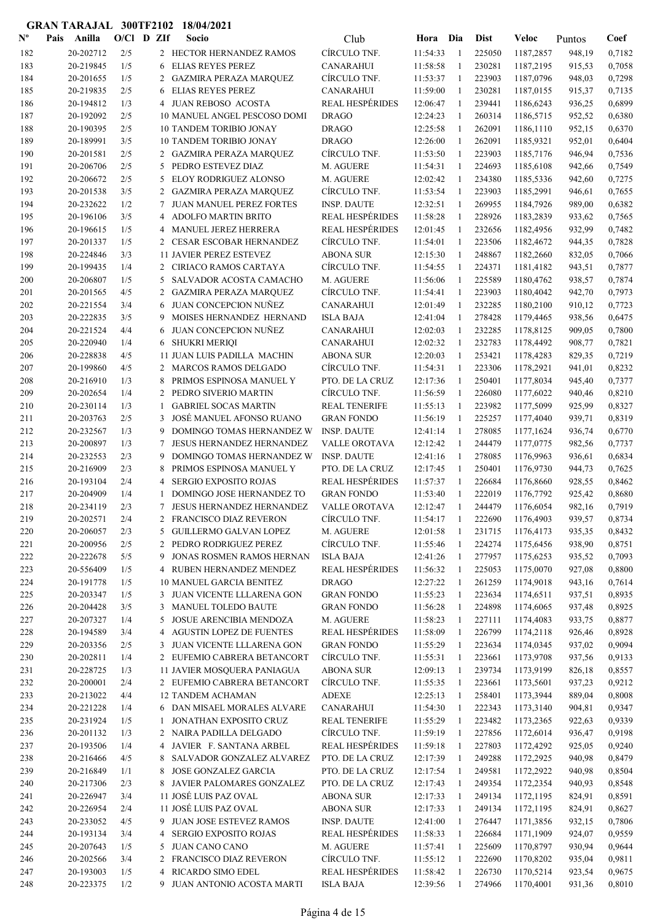**GRAN TARAJAL 300TF2102 18/04/2021**

| Nº | Pais | Anilla | O/Cl | D | ZIf | Socio | Club | Hora | Dia | Dist | Veloc | Puntos | Coef |
|---|---|---|---|---|---|---|---|---|---|---|---|---|---|
| 182 | | 20-202712 | 2/5 | | 2 | HECTOR HERNANDEZ RAMOS | CÍRCULO TNF. | 11:54:33 | 1 | 225050 | 1187,2857 | 948,19 | 0,7182 |
| 183 | | 20-219845 | 1/5 | | 6 | ELIAS REYES PEREZ | CANARAHUI | 11:58:58 | 1 | 230281 | 1187,2195 | 915,53 | 0,7058 |
| 184 | | 20-201655 | 1/5 | | 2 | GAZMIRA PERAZA MARQUEZ | CÍRCULO TNF. | 11:53:37 | 1 | 223903 | 1187,0796 | 948,03 | 0,7298 |
| 185 | | 20-219835 | 2/5 | | 6 | ELIAS REYES PEREZ | CANARAHUI | 11:59:00 | 1 | 230281 | 1187,0155 | 915,37 | 0,7135 |
| 186 | | 20-194812 | 1/3 | | 4 | JUAN REBOSO ACOSTA | REAL HESPÉRIDES | 12:06:47 | 1 | 239441 | 1186,6243 | 936,25 | 0,6899 |
| 187 | | 20-192092 | 2/5 | | 10 | MANUEL ANGEL PESCOSO DOMI | DRAGO | 12:24:23 | 1 | 260314 | 1186,5715 | 952,52 | 0,6380 |
| 188 | | 20-190395 | 2/5 | | 10 | TANDEM TORIBIO JONAY | DRAGO | 12:25:58 | 1 | 262091 | 1186,1110 | 952,15 | 0,6370 |
| 189 | | 20-189991 | 3/5 | | 10 | TANDEM TORIBIO JONAY | DRAGO | 12:26:00 | 1 | 262091 | 1185,9321 | 952,01 | 0,6404 |
| 190 | | 20-201581 | 2/5 | | 2 | GAZMIRA PERAZA MARQUEZ | CÍRCULO TNF. | 11:53:50 | 1 | 223903 | 1185,7176 | 946,94 | 0,7536 |
| 191 | | 20-206706 | 2/5 | | 5 | PEDRO ESTEVEZ DIAZ | M. AGUERE | 11:54:31 | 1 | 224693 | 1185,6108 | 942,66 | 0,7549 |
| 192 | | 20-206672 | 2/5 | | 5 | ELOY RODRIGUEZ ALONSO | M. AGUERE | 12:02:42 | 1 | 234380 | 1185,5336 | 942,60 | 0,7275 |
| 193 | | 20-201538 | 3/5 | | 2 | GAZMIRA PERAZA MARQUEZ | CÍRCULO TNF. | 11:53:54 | 1 | 223903 | 1185,2991 | 946,61 | 0,7655 |
| 194 | | 20-232622 | 1/2 | | 7 | JUAN MANUEL PEREZ FORTES | INSP. DAUTE | 12:32:51 | 1 | 269955 | 1184,7926 | 989,00 | 0,6382 |
| 195 | | 20-196106 | 3/5 | | 4 | ADOLFO MARTIN BRITO | REAL HESPÉRIDES | 11:58:28 | 1 | 228926 | 1183,2839 | 933,62 | 0,7565 |
| 196 | | 20-196615 | 1/5 | | 4 | MANUEL JEREZ HERRERA | REAL HESPÉRIDES | 12:01:45 | 1 | 232656 | 1182,4956 | 932,99 | 0,7482 |
| 197 | | 20-201337 | 1/5 | | 2 | CESAR ESCOBAR HERNANDEZ | CÍRCULO TNF. | 11:54:01 | 1 | 223506 | 1182,4672 | 944,35 | 0,7828 |
| 198 | | 20-224846 | 3/3 | | 11 | JAVIER PEREZ ESTEVEZ | ABONA SUR | 12:15:30 | 1 | 248867 | 1182,2660 | 832,05 | 0,7066 |
| 199 | | 20-199435 | 1/4 | | 2 | CIRIACO RAMOS CARTAYA | CÍRCULO TNF. | 11:54:55 | 1 | 224371 | 1181,4182 | 943,51 | 0,7877 |
| 200 | | 20-206807 | 1/5 | | 5 | SALVADOR ACOSTA CAMACHO | M. AGUERE | 11:56:06 | 1 | 225589 | 1180,4762 | 938,57 | 0,7874 |
| 201 | | 20-201565 | 4/5 | | 2 | GAZMIRA PERAZA MARQUEZ | CÍRCULO TNF. | 11:54:41 | 1 | 223903 | 1180,4042 | 942,70 | 0,7973 |
| 202 | | 20-221554 | 3/4 | | 6 | JUAN CONCEPCION NUÑEZ | CANARAHUI | 12:01:49 | 1 | 232285 | 1180,2100 | 910,12 | 0,7723 |
| 203 | | 20-222835 | 3/5 | | 9 | MOISES HERNANDEZ HERNAND | ISLA BAJA | 12:41:04 | 1 | 278428 | 1179,4465 | 938,56 | 0,6475 |
| 204 | | 20-221524 | 4/4 | | 6 | JUAN CONCEPCION NUÑEZ | CANARAHUI | 12:02:03 | 1 | 232285 | 1178,8125 | 909,05 | 0,7800 |
| 205 | | 20-220940 | 1/4 | | 6 | SHUKRI MERIQI | CANARAHUI | 12:02:32 | 1 | 232783 | 1178,4492 | 908,77 | 0,7821 |
| 206 | | 20-228838 | 4/5 | | 11 | JUAN LUIS PADILLA MACHIN | ABONA SUR | 12:20:03 | 1 | 253421 | 1178,4283 | 829,35 | 0,7219 |
| 207 | | 20-199860 | 4/5 | | 2 | MARCOS RAMOS DELGADO | CÍRCULO TNF. | 11:54:31 | 1 | 223306 | 1178,2921 | 941,01 | 0,8232 |
| 208 | | 20-216910 | 1/3 | | 8 | PRIMOS ESPINOSA MANUEL Y | PTO. DE LA CRUZ | 12:17:36 | 1 | 250401 | 1177,8034 | 945,40 | 0,7377 |
| 209 | | 20-202654 | 1/4 | | 2 | PEDRO SIVERIO MARTIN | CÍRCULO TNF. | 11:56:59 | 1 | 226080 | 1177,6022 | 940,46 | 0,8210 |
| 210 | | 20-230114 | 1/3 | | 1 | GABRIEL SOCAS MARTIN | REAL TENERIFE | 11:55:13 | 1 | 223982 | 1177,5099 | 925,99 | 0,8327 |
| 211 | | 20-203763 | 2/5 | | 3 | JOSÉ MANUEL AFONSO RUANO | GRAN FONDO | 11:56:19 | 1 | 225257 | 1177,4040 | 939,71 | 0,8319 |
| 212 | | 20-232567 | 1/3 | | 9 | DOMINGO TOMAS HERNANDEZ W | INSP. DAUTE | 12:41:14 | 1 | 278085 | 1177,1624 | 936,74 | 0,6770 |
| 213 | | 20-200897 | 1/3 | | 7 | JESUS HERNANDEZ HERNANDEZ | VALLE OROTAVA | 12:12:42 | 1 | 244479 | 1177,0775 | 982,56 | 0,7737 |
| 214 | | 20-232553 | 2/3 | | 9 | DOMINGO TOMAS HERNANDEZ W | INSP. DAUTE | 12:41:16 | 1 | 278085 | 1176,9963 | 936,61 | 0,6834 |
| 215 | | 20-216909 | 2/3 | | 8 | PRIMOS ESPINOSA MANUEL Y | PTO. DE LA CRUZ | 12:17:45 | 1 | 250401 | 1176,9730 | 944,73 | 0,7625 |
| 216 | | 20-193104 | 2/4 | | 4 | SERGIO EXPOSITO ROJAS | REAL HESPÉRIDES | 11:57:37 | 1 | 226684 | 1176,8660 | 928,55 | 0,8462 |
| 217 | | 20-204909 | 1/4 | | 1 | DOMINGO JOSE HERNANDEZ TO | GRAN FONDO | 11:53:40 | 1 | 222019 | 1176,7792 | 925,42 | 0,8680 |
| 218 | | 20-234119 | 2/3 | | 7 | JESUS HERNANDEZ HERNANDEZ | VALLE OROTAVA | 12:12:47 | 1 | 244479 | 1176,6054 | 982,16 | 0,7919 |
| 219 | | 20-202571 | 2/4 | | 2 | FRANCISCO DIAZ REVERON | CÍRCULO TNF. | 11:54:17 | 1 | 222690 | 1176,4903 | 939,57 | 0,8734 |
| 220 | | 20-206057 | 2/3 | | 5 | GUILLERMO GALVAN LOPEZ | M. AGUERE | 12:01:58 | 1 | 231715 | 1176,4173 | 935,35 | 0,8432 |
| 221 | | 20-200956 | 2/5 | | 2 | PEDRO RODRIGUEZ PEREZ | CÍRCULO TNF. | 11:55:46 | 1 | 224274 | 1175,6456 | 938,90 | 0,8751 |
| 222 | | 20-222678 | 5/5 | | 9 | JONAS ROSMEN RAMOS HERNAN | ISLA BAJA | 12:41:26 | 1 | 277957 | 1175,6253 | 935,52 | 0,7093 |
| 223 | | 20-556409 | 1/5 | | 4 | RUBEN HERNANDEZ MENDEZ | REAL HESPÉRIDES | 11:56:32 | 1 | 225053 | 1175,0070 | 927,08 | 0,8800 |
| 224 | | 20-191778 | 1/5 | | 10 | MANUEL GARCIA BENITEZ | DRAGO | 12:27:22 | 1 | 261259 | 1174,9018 | 943,16 | 0,7614 |
| 225 | | 20-203347 | 1/5 | | 3 | JUAN VICENTE LLLARENA GON | GRAN FONDO | 11:55:23 | 1 | 223634 | 1174,6511 | 937,51 | 0,8935 |
| 226 | | 20-204428 | 3/5 | | 3 | MANUEL TOLEDO BAUTE | GRAN FONDO | 11:56:28 | 1 | 224898 | 1174,6065 | 937,48 | 0,8925 |
| 227 | | 20-207327 | 1/4 | | 5 | JOSUE ARENCIBIA MENDOZA | M. AGUERE | 11:58:23 | 1 | 227111 | 1174,4083 | 933,75 | 0,8877 |
| 228 | | 20-194589 | 3/4 | | 4 | AGUSTIN LOPEZ DE FUENTES | REAL HESPÉRIDES | 11:58:09 | 1 | 226799 | 1174,2118 | 926,46 | 0,8928 |
| 229 | | 20-203356 | 2/5 | | 3 | JUAN VICENTE LLLARENA BETANCORT | GRAN FONDO | 11:55:29 | 1 | 223634 | 1174,0345 | 937,02 | 0,9094 |
| 230 | | 20-202811 | 1/4 | | 2 | EUFEMIO CABRERA BETANCORT | CÍRCULO TNF. | 11:55:31 | 1 | 223661 | 1173,9708 | 937,56 | 0,9133 |
| 231 | | 20-228725 | 1/3 | | 11 | JAVIER MOSQUERA PANIAGUA | ABONA SUR | 12:09:13 | 1 | 239734 | 1173,9199 | 826,18 | 0,8557 |
| 232 | | 20-200001 | 2/4 | | 2 | EUFEMIO CABRERA BETANCORT | CÍRCULO TNF. | 11:55:35 | 1 | 223661 | 1173,5601 | 937,23 | 0,9212 |
| 233 | | 20-213022 | 4/4 | | 12 | TANDEM ACHAMAN | ADEXE | 12:25:13 | 1 | 258401 | 1173,3944 | 889,04 | 0,8008 |
| 234 | | 20-221228 | 1/4 | | 6 | DAN MISAEL MORALES ALVARE | CANARAHUI | 11:54:30 | 1 | 222343 | 1173,3140 | 904,81 | 0,9347 |
| 235 | | 20-231924 | 1/5 | | 1 | JONATHAN EXPOSITO CRUZ | REAL TENERIFE | 11:55:29 | 1 | 223482 | 1173,2365 | 922,63 | 0,9339 |
| 236 | | 20-201132 | 1/3 | | 2 | NAIRA PADILLA DELGADO | CÍRCULO TNF. | 11:59:19 | 1 | 227856 | 1172,6014 | 936,47 | 0,9198 |
| 237 | | 20-193506 | 1/4 | | 4 | JAVIER F. SANTANA ARBEL | REAL HESPÉRIDES | 11:59:18 | 1 | 227803 | 1172,4292 | 925,05 | 0,9240 |
| 238 | | 20-216466 | 4/5 | | 8 | SALVADOR GONZALEZ ALVAREZ | PTO. DE LA CRUZ | 12:17:39 | 1 | 249288 | 1172,2925 | 940,98 | 0,8479 |
| 239 | | 20-216849 | 1/1 | | 8 | JOSE GONZALEZ GARCIA | PTO. DE LA CRUZ | 12:17:54 | 1 | 249581 | 1172,2922 | 940,98 | 0,8504 |
| 240 | | 20-217306 | 2/3 | | 8 | JAVIER PALOMARES GONZALEZ | PTO. DE LA CRUZ | 12:17:43 | 1 | 249354 | 1172,2354 | 940,93 | 0,8548 |
| 241 | | 20-226947 | 3/4 | | 11 | JOSÉ LUIS PAZ OVAL | ABONA SUR | 12:17:33 | 1 | 249134 | 1172,1195 | 824,91 | 0,8591 |
| 242 | | 20-226954 | 2/4 | | 11 | JOSÉ LUIS PAZ OVAL | ABONA SUR | 12:17:33 | 1 | 249134 | 1172,1195 | 824,91 | 0,8627 |
| 243 | | 20-233052 | 4/5 | | 9 | JUAN JOSE ESTEVEZ RAMOS | INSP. DAUTE | 12:41:00 | 1 | 276447 | 1171,3856 | 932,15 | 0,7806 |
| 244 | | 20-193134 | 3/4 | | 4 | SERGIO EXPOSITO ROJAS | REAL HESPÉRIDES | 11:58:33 | 1 | 226684 | 1171,1909 | 924,07 | 0,9559 |
| 245 | | 20-207643 | 1/5 | | 5 | JUAN CANO CANO | M. AGUERE | 11:57:41 | 1 | 225609 | 1170,8797 | 930,94 | 0,9644 |
| 246 | | 20-202566 | 3/4 | | 2 | FRANCISCO DIAZ REVERON | CÍRCULO TNF. | 11:55:12 | 1 | 222690 | 1170,8202 | 935,04 | 0,9811 |
| 247 | | 20-193003 | 1/5 | | 4 | RICARDO SIMO EDEL | REAL HESPÉRIDES | 11:58:42 | 1 | 226730 | 1170,5214 | 923,54 | 0,9675 |
| 248 | | 20-223375 | 1/2 | | 9 | JUAN ANTONIO ACOSTA MARTI | ISLA BAJA | 12:39:56 | 1 | 274966 | 1170,4001 | 931,36 | 0,8010 |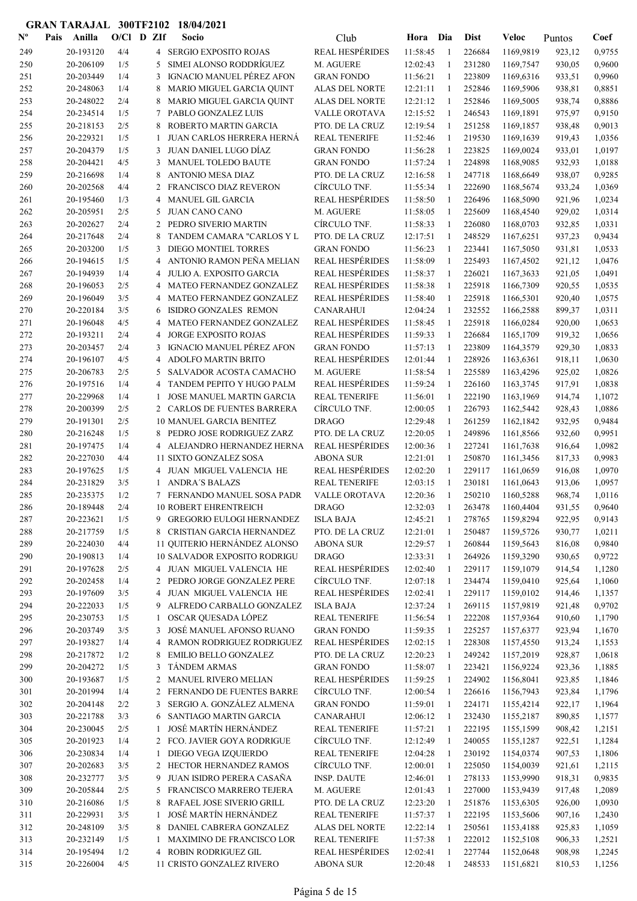**GRAN TARAJAL 300TF2102 18/04/2021**

| Nº | Pais | Anilla | O/Cl | D | ZIf | Socio | Club | Hora | Dia | Dist | Veloc | Puntos | Coef |
|---|---|---|---|---|---|---|---|---|---|---|---|---|---|
| 249 | | 20-193120 | 4/4 | | 4 | SERGIO EXPOSITO ROJAS | REAL HESPÉRIDES | 11:58:45 | 1 | 226684 | 1169,9819 | 923,12 | 0,9755 |
| 250 | | 20-206109 | 1/5 | | 5 | SIMEI ALONSO RODDRÍGUEZ | M. AGUERE | 12:02:43 | 1 | 231280 | 1169,7547 | 930,05 | 0,9600 |
| 251 | | 20-203449 | 1/4 | | 3 | IGNACIO MANUEL PÉREZ AFON | GRAN FONDO | 11:56:21 | 1 | 223809 | 1169,6316 | 933,51 | 0,9960 |
| 252 | | 20-248063 | 1/4 | | 8 | MARIO MIGUEL GARCIA QUINT | ALAS DEL NORTE | 12:21:11 | 1 | 252846 | 1169,5906 | 938,81 | 0,8851 |
| 253 | | 20-248022 | 2/4 | | 8 | MARIO MIGUEL GARCIA QUINT | ALAS DEL NORTE | 12:21:12 | 1 | 252846 | 1169,5005 | 938,74 | 0,8886 |
| 254 | | 20-234514 | 1/5 | | 7 | PABLO GONZALEZ LUIS | VALLE OROTAVA | 12:15:52 | 1 | 246543 | 1169,1891 | 975,97 | 0,9150 |
| 255 | | 20-218153 | 2/5 | | 8 | ROBERTO MARTIN GARCIA | PTO. DE LA CRUZ | 12:19:54 | 1 | 251258 | 1169,1857 | 938,48 | 0,9013 |
| 256 | | 20-229321 | 1/5 | | 1 | JUAN CARLOS HERRERA HERNÁ | REAL TENERIFE | 11:52:46 | 1 | 219530 | 1169,1639 | 919,43 | 1,0356 |
| 257 | | 20-204379 | 1/5 | | 3 | JUAN DANIEL LUGO DÍAZ | GRAN FONDO | 11:56:28 | 1 | 223825 | 1169,0024 | 933,01 | 1,0197 |
| 258 | | 20-204421 | 4/5 | | 3 | MANUEL TOLEDO BAUTE | GRAN FONDO | 11:57:24 | 1 | 224898 | 1168,9085 | 932,93 | 1,0188 |
| 259 | | 20-216698 | 1/4 | | 8 | ANTONIO MESA DIAZ | PTO. DE LA CRUZ | 12:16:58 | 1 | 247718 | 1168,6649 | 938,07 | 0,9285 |
| 260 | | 20-202568 | 4/4 | | 2 | FRANCISCO DIAZ REVERON | CÍRCULO TNF. | 11:55:34 | 1 | 222690 | 1168,5674 | 933,24 | 1,0369 |
| 261 | | 20-195460 | 1/3 | | 4 | MANUEL GIL GARCIA | REAL HESPÉRIDES | 11:58:50 | 1 | 226496 | 1168,5090 | 921,96 | 1,0234 |
| 262 | | 20-205951 | 2/5 | | 5 | JUAN CANO CANO | M. AGUERE | 11:58:05 | 1 | 225609 | 1168,4540 | 929,02 | 1,0314 |
| 263 | | 20-202627 | 2/4 | | 2 | PEDRO SIVERIO MARTIN | CÍRCULO TNF. | 11:58:33 | 1 | 226080 | 1168,0703 | 932,85 | 1,0331 |
| 264 | | 20-217648 | 2/4 | | 8 | TANDEM CAMARA "CARLOS Y L | PTO. DE LA CRUZ | 12:17:51 | 1 | 248529 | 1167,6251 | 937,23 | 0,9434 |
| 265 | | 20-203200 | 1/5 | | 3 | DIEGO MONTIEL TORRES | GRAN FONDO | 11:56:23 | 1 | 223441 | 1167,5050 | 931,81 | 1,0533 |
| 266 | | 20-194615 | 1/5 | | 4 | ANTONIO RAMON PEÑA MELIAN | REAL HESPÉRIDES | 11:58:09 | 1 | 225493 | 1167,4502 | 921,12 | 1,0476 |
| 267 | | 20-194939 | 1/4 | | 4 | JULIO A. EXPOSITO GARCIA | REAL HESPÉRIDES | 11:58:37 | 1 | 226021 | 1167,3633 | 921,05 | 1,0491 |
| 268 | | 20-196053 | 2/5 | | 4 | MATEO FERNANDEZ GONZALEZ | REAL HESPÉRIDES | 11:58:38 | 1 | 225918 | 1166,7309 | 920,55 | 1,0535 |
| 269 | | 20-196049 | 3/5 | | 4 | MATEO FERNANDEZ GONZALEZ | REAL HESPÉRIDES | 11:58:40 | 1 | 225918 | 1166,5301 | 920,40 | 1,0575 |
| 270 | | 20-220184 | 3/5 | | 6 | ISIDRO GONZALES REMON | CANARAHUI | 12:04:24 | 1 | 232552 | 1166,2588 | 899,37 | 1,0311 |
| 271 | | 20-196048 | 4/5 | | 4 | MATEO FERNANDEZ GONZALEZ | REAL HESPÉRIDES | 11:58:45 | 1 | 225918 | 1166,0284 | 920,00 | 1,0653 |
| 272 | | 20-193211 | 2/4 | | 4 | JORGE EXPOSITO ROJAS | REAL HESPÉRIDES | 11:59:33 | 1 | 226684 | 1165,1709 | 919,32 | 1,0656 |
| 273 | | 20-203457 | 2/4 | | 3 | IGNACIO MANUEL PÉREZ AFON | GRAN FONDO | 11:57:13 | 1 | 223809 | 1164,3579 | 929,30 | 1,0833 |
| 274 | | 20-196107 | 4/5 | | 4 | ADOLFO MARTIN BRITO | REAL HESPÉRIDES | 12:01:44 | 1 | 228926 | 1163,6361 | 918,11 | 1,0630 |
| 275 | | 20-206783 | 2/5 | | 5 | SALVADOR ACOSTA CAMACHO | M. AGUERE | 11:58:54 | 1 | 225589 | 1163,4296 | 925,02 | 1,0826 |
| 276 | | 20-197516 | 1/4 | | 4 | TANDEM PEPITO Y HUGO PALM | REAL HESPÉRIDES | 11:59:24 | 1 | 226160 | 1163,3745 | 917,91 | 1,0838 |
| 277 | | 20-229968 | 1/4 | | 1 | JOSE MANUEL MARTIN GARCIA | REAL TENERIFE | 11:56:01 | 1 | 222190 | 1163,1969 | 914,74 | 1,1072 |
| 278 | | 20-200399 | 2/5 | | 2 | CARLOS DE FUENTES BARRERA | CÍRCULO TNF. | 12:00:05 | 1 | 226793 | 1162,5442 | 928,43 | 1,0886 |
| 279 | | 20-191301 | 2/5 | | 10 | MANUEL GARCIA BENITEZ | DRAGO | 12:29:48 | 1 | 261259 | 1162,1842 | 932,95 | 0,9484 |
| 280 | | 20-216248 | 1/5 | | 8 | PEDRO JOSE RODRIGUEZ ZARZ | PTO. DE LA CRUZ | 12:20:05 | 1 | 249896 | 1161,8566 | 932,60 | 0,9951 |
| 281 | | 20-197475 | 1/4 | | 4 | ALEJANDRO HERNANDEZ HERNA | REAL HESPÉRIDES | 12:00:36 | 1 | 227241 | 1161,7638 | 916,64 | 1,0982 |
| 282 | | 20-227030 | 4/4 | | 11 | SIXTO GONZALEZ SOSA | ABONA SUR | 12:21:01 | 1 | 250870 | 1161,3456 | 817,33 | 0,9983 |
| 283 | | 20-197625 | 1/5 | | 4 | JUAN MIGUEL VALENCIA HE | REAL HESPÉRIDES | 12:02:20 | 1 | 229117 | 1161,0659 | 916,08 | 1,0970 |
| 284 | | 20-231829 | 3/5 | | 1 | ANDRA´S BALAZS | REAL TENERIFE | 12:03:15 | 1 | 230181 | 1161,0643 | 913,06 | 1,0957 |
| 285 | | 20-235375 | 1/2 | | 7 | FERNANDO MANUEL SOSA PADR | VALLE OROTAVA | 12:20:36 | 1 | 250210 | 1160,5288 | 968,74 | 1,0116 |
| 286 | | 20-189448 | 2/4 | | 10 | ROBERT EHRENTREICH | DRAGO | 12:32:03 | 1 | 263478 | 1160,4404 | 931,55 | 0,9640 |
| 287 | | 20-223621 | 1/5 | | 9 | GREGORIO EULOGI HERNANDEZ | ISLA BAJA | 12:45:21 | 1 | 278765 | 1159,8294 | 922,95 | 0,9143 |
| 288 | | 20-217759 | 1/5 | | 8 | CRISTIAN GARCIA HERNANDEZ | PTO. DE LA CRUZ | 12:21:01 | 1 | 250487 | 1159,5726 | 930,77 | 1,0211 |
| 289 | | 20-224030 | 4/4 | | 11 | QUITERIO HERNÁNDEZ ALONSO | ABONA SUR | 12:29:57 | 1 | 260844 | 1159,5643 | 816,08 | 0,9840 |
| 290 | | 20-190813 | 1/4 | | 10 | SALVADOR EXPOSITO RODRIGU | DRAGO | 12:33:31 | 1 | 264926 | 1159,3290 | 930,65 | 0,9722 |
| 291 | | 20-197628 | 2/5 | | 4 | JUAN MIGUEL VALENCIA HE | REAL HESPÉRIDES | 12:02:40 | 1 | 229117 | 1159,1079 | 914,54 | 1,1280 |
| 292 | | 20-202458 | 1/4 | | 2 | PEDRO JORGE GONZALEZ PERE | CÍRCULO TNF. | 12:07:18 | 1 | 234474 | 1159,0410 | 925,64 | 1,1060 |
| 293 | | 20-197609 | 3/5 | | 4 | JUAN MIGUEL VALENCIA HE | REAL HESPÉRIDES | 12:02:41 | 1 | 229117 | 1159,0102 | 914,46 | 1,1357 |
| 294 | | 20-222033 | 1/5 | | 9 | ALFREDO CARBALLO GONZALEZ | ISLA BAJA | 12:37:24 | 1 | 269115 | 1157,9819 | 921,48 | 0,9702 |
| 295 | | 20-230753 | 1/5 | | 1 | OSCAR QUESADA LÓPEZ | REAL TENERIFE | 11:56:54 | 1 | 222208 | 1157,9364 | 910,60 | 1,1790 |
| 296 | | 20-203749 | 3/5 | | 3 | JOSÉ MANUEL AFONSO RUANO | GRAN FONDO | 11:59:35 | 1 | 225257 | 1157,6377 | 923,94 | 1,1670 |
| 297 | | 20-193827 | 1/4 | | 4 | RAMON RODRIGUEZ RODRIGUEZ | REAL HESPÉRIDES | 12:02:15 | 1 | 228308 | 1157,4550 | 913,24 | 1,1553 |
| 298 | | 20-217872 | 1/2 | | 8 | EMILIO BELLO GONZALEZ | PTO. DE LA CRUZ | 12:20:23 | 1 | 249242 | 1157,2019 | 928,87 | 1,0618 |
| 299 | | 20-204272 | 1/5 | | 3 | TÁNDEM ARMAS | GRAN FONDO | 11:58:07 | 1 | 223421 | 1156,9224 | 923,36 | 1,1885 |
| 300 | | 20-193687 | 1/5 | | 2 | MANUEL RIVERO MELIAN | REAL HESPÉRIDES | 11:59:25 | 1 | 224902 | 1156,8041 | 923,85 | 1,1846 |
| 301 | | 20-201994 | 1/4 | | 2 | FERNANDO DE FUENTES BARRE | CÍRCULO TNF. | 12:00:54 | 1 | 226616 | 1156,7943 | 923,84 | 1,1796 |
| 302 | | 20-204148 | 2/2 | | 3 | SERGIO A. GONZÁLEZ ALMENA | GRAN FONDO | 11:59:01 | 1 | 224171 | 1155,4214 | 922,17 | 1,1964 |
| 303 | | 20-221788 | 3/3 | | 6 | SANTIAGO MARTIN GARCIA | CANARAHUI | 12:06:12 | 1 | 232430 | 1155,2187 | 890,85 | 1,1577 |
| 304 | | 20-230045 | 2/5 | | 1 | JOSÉ MARTÍN HERNÁNDEZ | REAL TENERIFE | 11:57:21 | 1 | 222195 | 1155,1599 | 908,42 | 1,2151 |
| 305 | | 20-201923 | 1/4 | | 2 | FCO. JAVIER GOYA RODRIGUE | CÍRCULO TNF. | 12:12:49 | 1 | 240055 | 1155,1287 | 922,51 | 1,1284 |
| 306 | | 20-230834 | 1/4 | | 1 | DIEGO VEGA IZQUIERDO | REAL TENERIFE | 12:04:28 | 1 | 230192 | 1154,0374 | 907,53 | 1,1806 |
| 307 | | 20-202683 | 3/5 | | 2 | HECTOR HERNANDEZ RAMOS | CÍRCULO TNF. | 12:00:01 | 1 | 225050 | 1154,0039 | 921,61 | 1,2115 |
| 308 | | 20-232777 | 3/5 | | 9 | JUAN ISIDRO PERERA CASAÑA | INSP. DAUTE | 12:46:01 | 1 | 278133 | 1153,9990 | 918,31 | 0,9835 |
| 309 | | 20-205844 | 2/5 | | 5 | FRANCISCO MARRERO TEJERA | M. AGUERE | 12:01:43 | 1 | 227000 | 1153,9439 | 917,48 | 1,2089 |
| 310 | | 20-216086 | 1/5 | | 8 | RAFAEL JOSE SIVERIO GRILL | PTO. DE LA CRUZ | 12:23:20 | 1 | 251876 | 1153,6305 | 926,00 | 1,0930 |
| 311 | | 20-229931 | 3/5 | | 1 | JOSÉ MARTÍN HERNÁNDEZ | REAL TENERIFE | 11:57:37 | 1 | 222195 | 1153,5606 | 907,16 | 1,2430 |
| 312 | | 20-248109 | 3/5 | | 8 | DANIEL CABRERA GONZALEZ | ALAS DEL NORTE | 12:22:14 | 1 | 250561 | 1153,4188 | 925,83 | 1,1059 |
| 313 | | 20-232149 | 1/5 | | 1 | MAXIMINO DE FRANCISCO LOR | REAL TENERIFE | 11:57:38 | 1 | 222012 | 1152,5108 | 906,33 | 1,2521 |
| 314 | | 20-195494 | 1/2 | | 4 | ROBIN RODRIGUEZ GIL | REAL HESPÉRIDES | 12:02:41 | 1 | 227744 | 1152,0648 | 908,98 | 1,2245 |
| 315 | | 20-226004 | 4/5 | | 11 | CRISTO GONZALEZ RIVERO | ABONA SUR | 12:20:48 | 1 | 248533 | 1151,6821 | 810,53 | 1,1256 |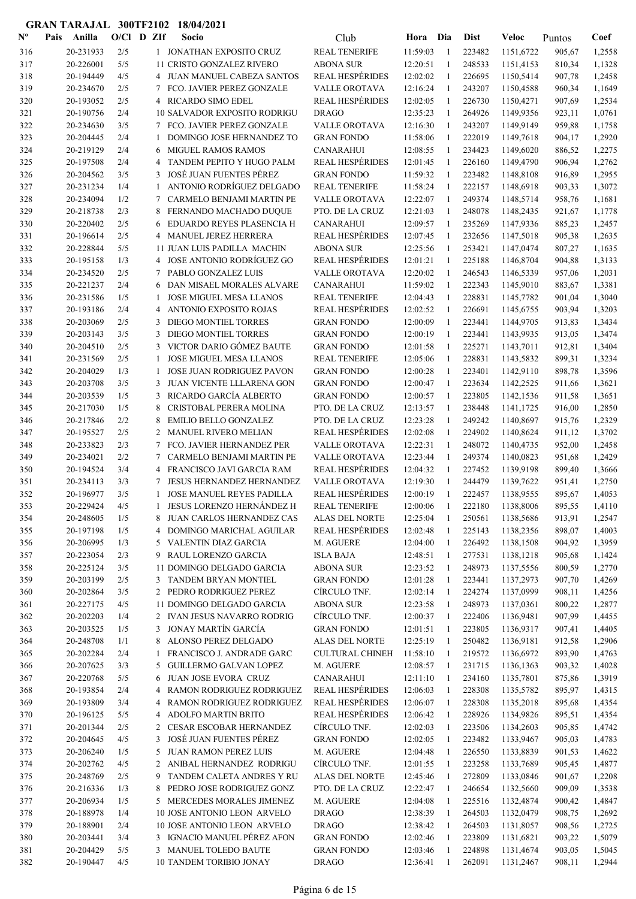**GRAN TARAJAL 300TF2102 18/04/2021**

| Nº | Pais | Anilla | O/Cl | D | ZIf | Socio | Club | Hora | Dia | Dist | Veloc | Puntos | Coef |
|---|---|---|---|---|---|---|---|---|---|---|---|---|---|
| 316 | | 20-231933 | 2/5 | | 1 | JONATHAN EXPOSITO CRUZ | REAL TENERIFE | 11:59:03 | 1 | 223482 | 1151,6722 | 905,67 | 1,2558 |
| 317 | | 20-226001 | 5/5 | | 11 | CRISTO GONZALEZ RIVERO | ABONA SUR | 12:20:51 | 1 | 248533 | 1151,4153 | 810,34 | 1,1328 |
| 318 | | 20-194449 | 4/5 | | 4 | JUAN MANUEL CABEZA SANTOS | REAL HESPÉRIDES | 12:02:02 | 1 | 226695 | 1150,5414 | 907,78 | 1,2458 |
| 319 | | 20-234670 | 2/5 | | 7 | FCO. JAVIER PEREZ GONZALE | VALLE OROTAVA | 12:16:24 | 1 | 243207 | 1150,4588 | 960,34 | 1,1649 |
| 320 | | 20-193052 | 2/5 | | 4 | RICARDO SIMO EDEL | REAL HESPÉRIDES | 12:02:05 | 1 | 226730 | 1150,4271 | 907,69 | 1,2534 |
| 321 | | 20-190756 | 2/4 | | 10 | SALVADOR EXPOSITO RODRIGU | DRAGO | 12:35:23 | 1 | 264926 | 1149,9356 | 923,11 | 1,0761 |
| 322 | | 20-234630 | 3/5 | | 7 | FCO. JAVIER PEREZ GONZALE | VALLE OROTAVA | 12:16:30 | 1 | 243207 | 1149,9149 | 959,88 | 1,1758 |
| 323 | | 20-204445 | 2/4 | | 1 | DOMINGO JOSE HERNANDEZ TO | GRAN FONDO | 11:58:06 | 1 | 222019 | 1149,7618 | 904,17 | 1,2920 |
| 324 | | 20-219129 | 2/4 | | 6 | MIGUEL RAMOS RAMOS | CANARAHUI | 12:08:55 | 1 | 234423 | 1149,6020 | 886,52 | 1,2275 |
| 325 | | 20-197508 | 2/4 | | 4 | TANDEM PEPITO Y HUGO PALM | REAL HESPÉRIDES | 12:01:45 | 1 | 226160 | 1149,4790 | 906,94 | 1,2762 |
| 326 | | 20-204562 | 3/5 | | 3 | JOSÉ JUAN FUENTES PÉREZ | GRAN FONDO | 11:59:32 | 1 | 223482 | 1148,8108 | 916,89 | 1,2955 |
| 327 | | 20-231234 | 1/4 | | 1 | ANTONIO RODRÍGUEZ DELGADO | REAL TENERIFE | 11:58:24 | 1 | 222157 | 1148,6918 | 903,33 | 1,3072 |
| 328 | | 20-234094 | 1/2 | | 7 | CARMELO BENJAMI MARTIN PE | VALLE OROTAVA | 12:22:07 | 1 | 249374 | 1148,5714 | 958,76 | 1,1681 |
| 329 | | 20-218738 | 2/3 | | 8 | FERNANDO MACHADO DUQUE | PTO. DE LA CRUZ | 12:21:03 | 1 | 248078 | 1148,2435 | 921,67 | 1,1778 |
| 330 | | 20-220402 | 2/5 | | 6 | EDUARDO REYES PLASENCIA H | CANARAHUI | 12:09:57 | 1 | 235269 | 1147,9336 | 885,23 | 1,2457 |
| 331 | | 20-196614 | 2/5 | | 4 | MANUEL JEREZ HERRERA | REAL HESPÉRIDES | 12:07:45 | 1 | 232656 | 1147,5018 | 905,38 | 1,2635 |
| 332 | | 20-228844 | 5/5 | | 11 | JUAN LUIS PADILLA MACHIN | ABONA SUR | 12:25:56 | 1 | 253421 | 1147,0474 | 807,27 | 1,1635 |
| 333 | | 20-195158 | 1/3 | | 4 | JOSE ANTONIO RODRÍGUEZ GO | REAL HESPÉRIDES | 12:01:21 | 1 | 225188 | 1146,8704 | 904,88 | 1,3133 |
| 334 | | 20-234520 | 2/5 | | 7 | PABLO GONZALEZ LUIS | VALLE OROTAVA | 12:20:02 | 1 | 246543 | 1146,5339 | 957,06 | 1,2031 |
| 335 | | 20-221237 | 2/4 | | 6 | DAN MISAEL MORALES ALVARE | CANARAHUI | 11:59:02 | 1 | 222343 | 1145,9010 | 883,67 | 1,3381 |
| 336 | | 20-231586 | 1/5 | | 1 | JOSE MIGUEL MESA LLANOS | REAL TENERIFE | 12:04:43 | 1 | 228831 | 1145,7782 | 901,04 | 1,3040 |
| 337 | | 20-193186 | 2/4 | | 4 | ANTONIO EXPOSITO ROJAS | REAL HESPÉRIDES | 12:02:52 | 1 | 226691 | 1145,6755 | 903,94 | 1,3203 |
| 338 | | 20-203069 | 2/5 | | 3 | DIEGO MONTIEL TORRES | GRAN FONDO | 12:00:09 | 1 | 223441 | 1144,9705 | 913,83 | 1,3434 |
| 339 | | 20-203143 | 3/5 | | 3 | DIEGO MONTIEL TORRES | GRAN FONDO | 12:00:19 | 1 | 223441 | 1143,9935 | 913,05 | 1,3474 |
| 340 | | 20-204510 | 2/5 | | 3 | VICTOR DARIO GÓMEZ BAUTE | GRAN FONDO | 12:01:58 | 1 | 225271 | 1143,7011 | 912,81 | 1,3404 |
| 341 | | 20-231569 | 2/5 | | 1 | JOSE MIGUEL MESA LLANOS | REAL TENERIFE | 12:05:06 | 1 | 228831 | 1143,5832 | 899,31 | 1,3234 |
| 342 | | 20-204029 | 1/3 | | 1 | JOSE JUAN RODRIGUEZ PAVON | GRAN FONDO | 12:00:28 | 1 | 223401 | 1142,9110 | 898,78 | 1,3596 |
| 343 | | 20-203708 | 3/5 | | 3 | JUAN VICENTE LLLARENA GON | GRAN FONDO | 12:00:47 | 1 | 223634 | 1142,2525 | 911,66 | 1,3621 |
| 344 | | 20-203539 | 1/5 | | 3 | RICARDO GARCÍA ALBERTO | GRAN FONDO | 12:00:57 | 1 | 223805 | 1142,1536 | 911,58 | 1,3651 |
| 345 | | 20-217030 | 1/5 | | 8 | CRISTOBAL PERERA MOLINA | PTO. DE LA CRUZ | 12:13:57 | 1 | 238448 | 1141,1725 | 916,00 | 1,2850 |
| 346 | | 20-217846 | 2/2 | | 8 | EMILIO BELLO GONZALEZ | PTO. DE LA CRUZ | 12:23:28 | 1 | 249242 | 1140,8697 | 915,76 | 1,2329 |
| 347 | | 20-195527 | 2/5 | | 2 | MANUEL RIVERO MELIAN | REAL HESPÉRIDES | 12:02:08 | 1 | 224902 | 1140,8624 | 911,12 | 1,3702 |
| 348 | | 20-233823 | 2/3 | | 7 | FCO. JAVIER HERNANDEZ PER | VALLE OROTAVA | 12:22:31 | 1 | 248072 | 1140,4735 | 952,00 | 1,2458 |
| 349 | | 20-234021 | 2/2 | | 7 | CARMELO BENJAMI MARTIN PE | VALLE OROTAVA | 12:23:44 | 1 | 249374 | 1140,0823 | 951,68 | 1,2429 |
| 350 | | 20-194524 | 3/4 | | 4 | FRANCISCO JAVI GARCIA RAM | REAL HESPÉRIDES | 12:04:32 | 1 | 227452 | 1139,9198 | 899,40 | 1,3666 |
| 351 | | 20-234113 | 3/3 | | 7 | JESUS HERNANDEZ HERNANDEZ | VALLE OROTAVA | 12:19:30 | 1 | 244479 | 1139,7622 | 951,41 | 1,2750 |
| 352 | | 20-196977 | 3/5 | | 1 | JOSE MANUEL REYES PADILLA | REAL HESPÉRIDES | 12:00:19 | 1 | 222457 | 1138,9555 | 895,67 | 1,4053 |
| 353 | | 20-229424 | 4/5 | | 1 | JESUS LORENZO HERNÁNDEZ H | REAL TENERIFE | 12:00:06 | 1 | 222180 | 1138,8006 | 895,55 | 1,4110 |
| 354 | | 20-248605 | 1/5 | | 8 | JUAN CARLOS HERNANDEZ CAS | ALAS DEL NORTE | 12:25:04 | 1 | 250561 | 1138,5686 | 913,91 | 1,2547 |
| 355 | | 20-197198 | 1/5 | | 4 | DOMINGO MARICHAL AGUILAR | REAL HESPÉRIDES | 12:02:48 | 1 | 225143 | 1138,2356 | 898,07 | 1,4003 |
| 356 | | 20-206995 | 1/3 | | 5 | VALENTIN DIAZ GARCIA | M. AGUERE | 12:04:00 | 1 | 226492 | 1138,1508 | 904,92 | 1,3959 |
| 357 | | 20-223054 | 2/3 | | 9 | RAUL LORENZO GARCIA | ISLA BAJA | 12:48:51 | 1 | 277531 | 1138,1218 | 905,68 | 1,1424 |
| 358 | | 20-225124 | 3/5 | | 11 | DOMINGO DELGADO GARCIA | ABONA SUR | 12:23:52 | 1 | 248973 | 1137,5556 | 800,59 | 1,2770 |
| 359 | | 20-203199 | 2/5 | | 3 | TANDEM BRYAN MONTIEL | GRAN FONDO | 12:01:28 | 1 | 223441 | 1137,2973 | 907,70 | 1,4269 |
| 360 | | 20-202864 | 3/5 | | 2 | PEDRO RODRIGUEZ PEREZ | CÍRCULO TNF. | 12:02:14 | 1 | 224274 | 1137,0999 | 908,11 | 1,4256 |
| 361 | | 20-227175 | 4/5 | | 11 | DOMINGO DELGADO GARCIA | ABONA SUR | 12:23:58 | 1 | 248973 | 1137,0361 | 800,22 | 1,2877 |
| 362 | | 20-202203 | 1/4 | | 2 | IVAN JESUS NAVARRO RODRIG | CÍRCULO TNF. | 12:00:37 | 1 | 222406 | 1136,9481 | 907,99 | 1,4455 |
| 363 | | 20-203525 | 1/5 | | 3 | JONAY MARTÍN GARCÍA | GRAN FONDO | 12:01:51 | 1 | 223805 | 1136,9317 | 907,41 | 1,4405 |
| 364 | | 20-248708 | 1/1 | | 8 | ALONSO PEREZ DELGADO | ALAS DEL NORTE | 12:25:19 | 1 | 250482 | 1136,9181 | 912,58 | 1,2906 |
| 365 | | 20-202284 | 2/4 | | 1 | FRANCISCO J. ANDRADE GARC | CULTURAL CHINEH | 11:58:10 | 1 | 219572 | 1136,6972 | 893,90 | 1,4763 |
| 366 | | 20-207625 | 3/3 | | 5 | GUILLERMO GALVAN LOPEZ | M. AGUERE | 12:08:57 | 1 | 231715 | 1136,1363 | 903,32 | 1,4028 |
| 367 | | 20-220768 | 5/5 | | 6 | JUAN JOSE EVORA CRUZ | CANARAHUI | 12:11:10 | 1 | 234160 | 1135,7801 | 875,86 | 1,3919 |
| 368 | | 20-193854 | 2/4 | | 4 | RAMON RODRIGUEZ RODRIGUEZ | REAL HESPÉRIDES | 12:06:03 | 1 | 228308 | 1135,5782 | 895,97 | 1,4315 |
| 369 | | 20-193809 | 3/4 | | 4 | RAMON RODRIGUEZ RODRIGUEZ | REAL HESPÉRIDES | 12:06:07 | 1 | 228308 | 1135,2018 | 895,68 | 1,4354 |
| 370 | | 20-196125 | 5/5 | | 4 | ADOLFO MARTIN BRITO | REAL HESPÉRIDES | 12:06:42 | 1 | 228926 | 1134,9826 | 895,51 | 1,4354 |
| 371 | | 20-201344 | 2/5 | | 2 | CESAR ESCOBAR HERNANDEZ | CÍRCULO TNF. | 12:02:03 | 1 | 223506 | 1134,2603 | 905,85 | 1,4742 |
| 372 | | 20-204645 | 4/5 | | 3 | JOSÉ JUAN FUENTES PÉREZ | GRAN FONDO | 12:02:05 | 1 | 223482 | 1133,9467 | 905,03 | 1,4783 |
| 373 | | 20-206240 | 1/5 | | 5 | JUAN RAMON PEREZ LUIS | M. AGUERE | 12:04:48 | 1 | 226550 | 1133,8839 | 901,53 | 1,4622 |
| 374 | | 20-202762 | 4/5 | | 2 | ANIBAL HERNANDEZ RODRIGU | CÍRCULO TNF. | 12:01:55 | 1 | 223258 | 1133,7689 | 905,45 | 1,4877 |
| 375 | | 20-248769 | 2/5 | | 9 | TANDEM CALETA ANDRES Y RU | ALAS DEL NORTE | 12:45:46 | 1 | 272809 | 1133,0846 | 901,67 | 1,2208 |
| 376 | | 20-216336 | 1/3 | | 8 | PEDRO JOSE RODRIGUEZ GONZ | PTO. DE LA CRUZ | 12:22:47 | 1 | 246654 | 1132,5660 | 909,09 | 1,3538 |
| 377 | | 20-206934 | 1/5 | | 5 | MERCEDES MORALES JIMENEZ | M. AGUERE | 12:04:08 | 1 | 225516 | 1132,4874 | 900,42 | 1,4847 |
| 378 | | 20-188978 | 1/4 | | 10 | JOSE ANTONIO LEON ARVELO | DRAGO | 12:38:39 | 1 | 264503 | 1132,0479 | 908,75 | 1,2692 |
| 379 | | 20-188901 | 2/4 | | 10 | JOSE ANTONIO LEON ARVELO | DRAGO | 12:38:42 | 1 | 264503 | 1131,8057 | 908,56 | 1,2725 |
| 380 | | 20-203441 | 3/4 | | 3 | IGNACIO MANUEL PÉREZ AFON | GRAN FONDO | 12:02:46 | 1 | 223809 | 1131,6821 | 903,22 | 1,5079 |
| 381 | | 20-204429 | 5/5 | | 3 | MANUEL TOLEDO BAUTE | GRAN FONDO | 12:03:46 | 1 | 224898 | 1131,4674 | 903,05 | 1,5045 |
| 382 | | 20-190447 | 4/5 | | 10 | TANDEM TORIBIO JONAY | DRAGO | 12:36:41 | 1 | 262091 | 1131,2467 | 908,11 | 1,2944 |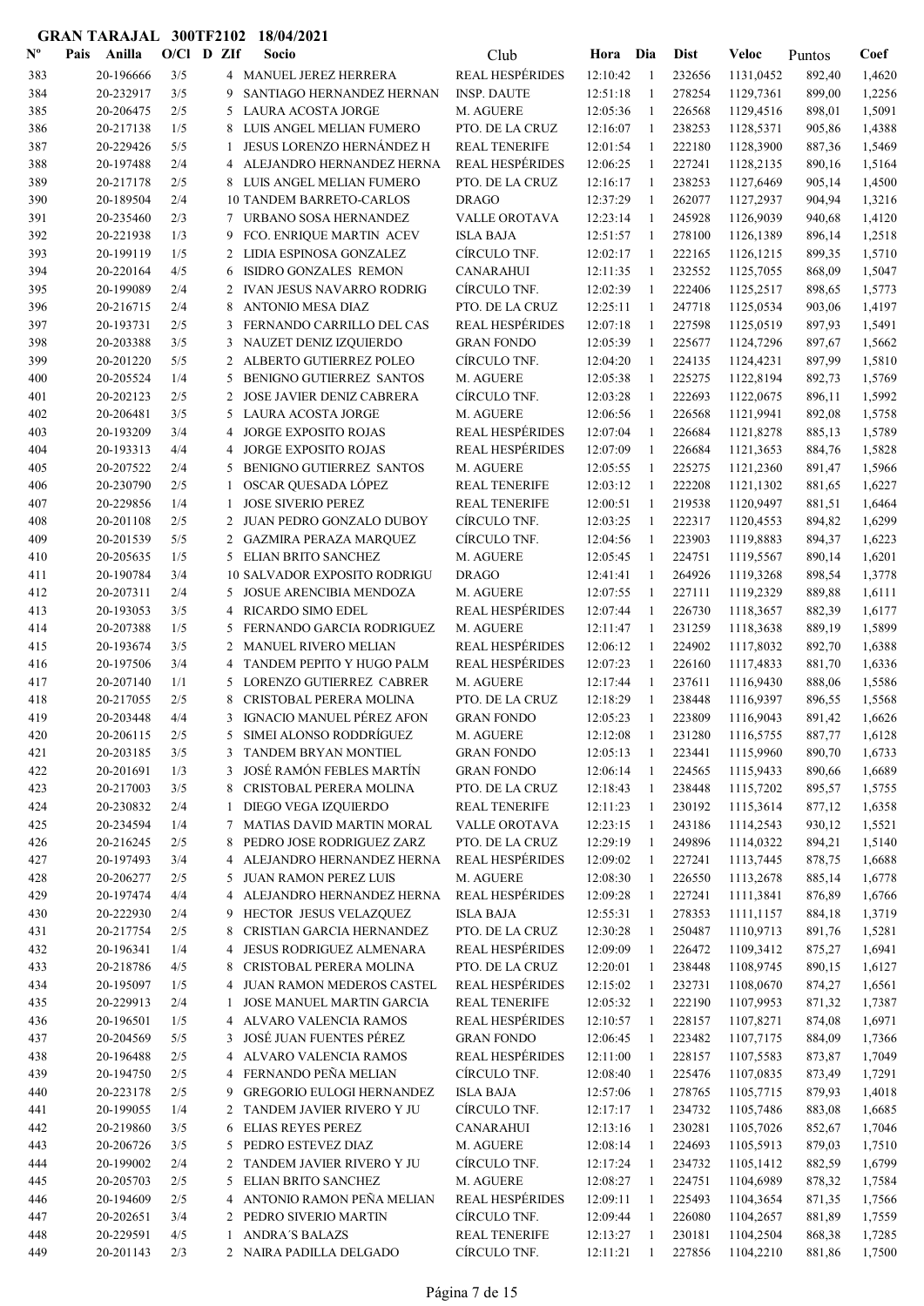**GRAN TARAJAL 300TF2102 18/04/2021**

| Nº | Pais | Anilla | O/Cl | D | ZIf | Socio | Club | Hora | Dia | Dist | Veloc | Puntos | Coef |
|---|---|---|---|---|---|---|---|---|---|---|---|---|---|
| 383 | | 20-196666 | 3/5 | | 4 | MANUEL JEREZ HERRERA | REAL HESPÉRIDES | 12:10:42 | 1 | 232656 | 1131,0452 | 892,40 | 1,4620 |
| 384 | | 20-232917 | 3/5 | | 9 | SANTIAGO HERNANDEZ HERNAN | INSP. DAUTE | 12:51:18 | 1 | 278254 | 1129,7361 | 899,00 | 1,2256 |
| 385 | | 20-206475 | 2/5 | | 5 | LAURA ACOSTA JORGE | M. AGUERE | 12:05:36 | 1 | 226568 | 1129,4516 | 898,01 | 1,5091 |
| 386 | | 20-217138 | 1/5 | | 8 | LUIS ANGEL MELIAN FUMERO | PTO. DE LA CRUZ | 12:16:07 | 1 | 238253 | 1128,5371 | 905,86 | 1,4388 |
| 387 | | 20-229426 | 5/5 | | 1 | JESUS LORENZO HERNÁNDEZ H | REAL TENERIFE | 12:01:54 | 1 | 222180 | 1128,3900 | 887,36 | 1,5469 |
| 388 | | 20-197488 | 2/4 | | 4 | ALEJANDRO HERNANDEZ HERNA | REAL HESPÉRIDES | 12:06:25 | 1 | 227241 | 1128,2135 | 890,16 | 1,5164 |
| 389 | | 20-217178 | 2/5 | | 8 | LUIS ANGEL MELIAN FUMERO | PTO. DE LA CRUZ | 12:16:17 | 1 | 238253 | 1127,6469 | 905,14 | 1,4500 |
| 390 | | 20-189504 | 2/4 | | 10 | TANDEM BARRETO-CARLOS | DRAGO | 12:37:29 | 1 | 262077 | 1127,2937 | 904,94 | 1,3216 |
| 391 | | 20-235460 | 2/3 | | 7 | URBANO SOSA HERNANDEZ | VALLE OROTAVA | 12:23:14 | 1 | 245928 | 1126,9039 | 940,68 | 1,4120 |
| 392 | | 20-221938 | 1/3 | | 9 | FCO. ENRIQUE MARTIN ACEV | ISLA BAJA | 12:51:57 | 1 | 278100 | 1126,1389 | 896,14 | 1,2518 |
| 393 | | 20-199119 | 1/5 | | 2 | LIDIA ESPINOSA GONZALEZ | CÍRCULO TNF. | 12:02:17 | 1 | 222165 | 1126,1215 | 899,35 | 1,5710 |
| 394 | | 20-220164 | 4/5 | | 6 | ISIDRO GONZALES REMON | CANARAHUI | 12:11:35 | 1 | 232552 | 1125,7055 | 868,09 | 1,5047 |
| 395 | | 20-199089 | 2/4 | | 2 | IVAN JESUS NAVARRO RODRIG | CÍRCULO TNF. | 12:02:39 | 1 | 222406 | 1125,2517 | 898,65 | 1,5773 |
| 396 | | 20-216715 | 2/4 | | 8 | ANTONIO MESA DIAZ | PTO. DE LA CRUZ | 12:25:11 | 1 | 247718 | 1125,0534 | 903,06 | 1,4197 |
| 397 | | 20-193731 | 2/5 | | 3 | FERNANDO CARRILLO DEL CAS | REAL HESPÉRIDES | 12:07:18 | 1 | 227598 | 1125,0519 | 897,93 | 1,5491 |
| 398 | | 20-203388 | 3/5 | | 3 | NAUZET DENIZ IZQUIERDO | GRAN FONDO | 12:05:39 | 1 | 225677 | 1124,7296 | 897,67 | 1,5662 |
| 399 | | 20-201220 | 5/5 | | 2 | ALBERTO GUTIERREZ POLEO | CÍRCULO TNF. | 12:04:20 | 1 | 224135 | 1124,4231 | 897,99 | 1,5810 |
| 400 | | 20-205524 | 1/4 | | 5 | BENIGNO GUTIERREZ SANTOS | M. AGUERE | 12:05:38 | 1 | 225275 | 1122,8194 | 892,73 | 1,5769 |
| 401 | | 20-202123 | 2/5 | | 2 | JOSE JAVIER DENIZ CABRERA | CÍRCULO TNF. | 12:03:28 | 1 | 222693 | 1122,0675 | 896,11 | 1,5992 |
| 402 | | 20-206481 | 3/5 | | 5 | LAURA ACOSTA JORGE | M. AGUERE | 12:06:56 | 1 | 226568 | 1121,9941 | 892,08 | 1,5758 |
| 403 | | 20-193209 | 3/4 | | 4 | JORGE EXPOSITO ROJAS | REAL HESPÉRIDES | 12:07:04 | 1 | 226684 | 1121,8278 | 885,13 | 1,5789 |
| 404 | | 20-193313 | 4/4 | | 4 | JORGE EXPOSITO ROJAS | REAL HESPÉRIDES | 12:07:09 | 1 | 226684 | 1121,3653 | 884,76 | 1,5828 |
| 405 | | 20-207522 | 2/4 | | 5 | BENIGNO GUTIERREZ SANTOS | M. AGUERE | 12:05:55 | 1 | 225275 | 1121,2360 | 891,47 | 1,5966 |
| 406 | | 20-230790 | 2/5 | | 1 | OSCAR QUESADA LÓPEZ | REAL TENERIFE | 12:03:12 | 1 | 222208 | 1121,1302 | 881,65 | 1,6227 |
| 407 | | 20-229856 | 1/4 | | 1 | JOSE SIVERIO PEREZ | REAL TENERIFE | 12:00:51 | 1 | 219538 | 1120,9497 | 881,51 | 1,6464 |
| 408 | | 20-201108 | 2/5 | | 2 | JUAN PEDRO GONZALO DUBOY | CÍRCULO TNF. | 12:03:25 | 1 | 222317 | 1120,4553 | 894,82 | 1,6299 |
| 409 | | 20-201539 | 5/5 | | 2 | GAZMIRA PERAZA MARQUEZ | CÍRCULO TNF. | 12:04:56 | 1 | 223903 | 1119,8883 | 894,37 | 1,6223 |
| 410 | | 20-205635 | 1/5 | | 5 | ELIAN BRITO SANCHEZ | M. AGUERE | 12:05:45 | 1 | 224751 | 1119,5567 | 890,14 | 1,6201 |
| 411 | | 20-190784 | 3/4 | | 10 | SALVADOR EXPOSITO RODRIGU | DRAGO | 12:41:41 | 1 | 264926 | 1119,3268 | 898,54 | 1,3778 |
| 412 | | 20-207311 | 2/4 | | 5 | JOSUE ARENCIBIA MENDOZA | M. AGUERE | 12:07:55 | 1 | 227111 | 1119,2329 | 889,88 | 1,6111 |
| 413 | | 20-193053 | 3/5 | | 4 | RICARDO SIMO EDEL | REAL HESPÉRIDES | 12:07:44 | 1 | 226730 | 1118,3657 | 882,39 | 1,6177 |
| 414 | | 20-207388 | 1/5 | | 5 | FERNANDO GARCIA RODRIGUEZ | M. AGUERE | 12:11:47 | 1 | 231259 | 1118,3638 | 889,19 | 1,5899 |
| 415 | | 20-193674 | 3/5 | | 2 | MANUEL RIVERO MELIAN | REAL HESPÉRIDES | 12:06:12 | 1 | 224902 | 1117,8032 | 892,70 | 1,6388 |
| 416 | | 20-197506 | 3/4 | | 4 | TANDEM PEPITO Y HUGO PALM | REAL HESPÉRIDES | 12:07:23 | 1 | 226160 | 1117,4833 | 881,70 | 1,6336 |
| 417 | | 20-207140 | 1/1 | | 5 | LORENZO GUTIERREZ CABRER | M. AGUERE | 12:17:44 | 1 | 237611 | 1116,9430 | 888,06 | 1,5586 |
| 418 | | 20-217055 | 2/5 | | 8 | CRISTOBAL PERERA MOLINA | PTO. DE LA CRUZ | 12:18:29 | 1 | 238448 | 1116,9397 | 896,55 | 1,5568 |
| 419 | | 20-203448 | 4/4 | | 3 | IGNACIO MANUEL PÉREZ AFON | GRAN FONDO | 12:05:23 | 1 | 223809 | 1116,9043 | 891,42 | 1,6626 |
| 420 | | 20-206115 | 2/5 | | 5 | SIMEI ALONSO RODDRÍGUEZ | M. AGUERE | 12:12:08 | 1 | 231280 | 1116,5755 | 887,77 | 1,6128 |
| 421 | | 20-203185 | 3/5 | | 3 | TANDEM BRYAN MONTIEL | GRAN FONDO | 12:05:13 | 1 | 223441 | 1115,9960 | 890,70 | 1,6733 |
| 422 | | 20-201691 | 1/3 | | 3 | JOSÉ RAMÓN FEBLES MARTÍN | GRAN FONDO | 12:06:14 | 1 | 224565 | 1115,9433 | 890,66 | 1,6689 |
| 423 | | 20-217003 | 3/5 | | 8 | CRISTOBAL PERERA MOLINA | PTO. DE LA CRUZ | 12:18:43 | 1 | 238448 | 1115,7202 | 895,57 | 1,5755 |
| 424 | | 20-230832 | 2/4 | | 1 | DIEGO VEGA IZQUIERDO | REAL TENERIFE | 12:11:23 | 1 | 230192 | 1115,3614 | 877,12 | 1,6358 |
| 425 | | 20-234594 | 1/4 | | 7 | MATIAS DAVID MARTIN MORAL | VALLE OROTAVA | 12:23:15 | 1 | 243186 | 1114,2543 | 930,12 | 1,5521 |
| 426 | | 20-216245 | 2/5 | | 8 | PEDRO JOSE RODRIGUEZ ZARZ | PTO. DE LA CRUZ | 12:29:19 | 1 | 249896 | 1114,0322 | 894,21 | 1,5140 |
| 427 | | 20-197493 | 3/4 | | 4 | ALEJANDRO HERNANDEZ HERNA | REAL HESPÉRIDES | 12:09:02 | 1 | 227241 | 1113,7445 | 878,75 | 1,6688 |
| 428 | | 20-206277 | 2/5 | | 5 | JUAN RAMON PEREZ LUIS | M. AGUERE | 12:08:30 | 1 | 226550 | 1113,2678 | 885,14 | 1,6778 |
| 429 | | 20-197474 | 4/4 | | 4 | ALEJANDRO HERNANDEZ HERNA | REAL HESPÉRIDES | 12:09:28 | 1 | 227241 | 1111,3841 | 876,89 | 1,6766 |
| 430 | | 20-222930 | 2/4 | | 9 | HECTOR JESUS VELAZQUEZ | ISLA BAJA | 12:55:31 | 1 | 278353 | 1111,1157 | 884,18 | 1,3719 |
| 431 | | 20-217754 | 2/5 | | 8 | CRISTIAN GARCIA HERNANDEZ | PTO. DE LA CRUZ | 12:30:28 | 1 | 250487 | 1110,9713 | 891,76 | 1,5281 |
| 432 | | 20-196341 | 1/4 | | 4 | JESUS RODRIGUEZ ALMENARA | REAL HESPÉRIDES | 12:09:09 | 1 | 226472 | 1109,3412 | 875,27 | 1,6941 |
| 433 | | 20-218786 | 4/5 | | 8 | CRISTOBAL PERERA MOLINA | PTO. DE LA CRUZ | 12:20:01 | 1 | 238448 | 1108,9745 | 890,15 | 1,6127 |
| 434 | | 20-195097 | 1/5 | | 4 | JUAN RAMON MEDEROS CASTEL | REAL HESPÉRIDES | 12:15:02 | 1 | 232731 | 1108,0670 | 874,27 | 1,6561 |
| 435 | | 20-229913 | 2/4 | | 1 | JOSE MANUEL MARTIN GARCIA | REAL TENERIFE | 12:05:32 | 1 | 222190 | 1107,9953 | 871,32 | 1,7387 |
| 436 | | 20-196501 | 1/5 | | 4 | ALVARO VALENCIA RAMOS | REAL HESPÉRIDES | 12:10:57 | 1 | 228157 | 1107,8271 | 874,08 | 1,6971 |
| 437 | | 20-204569 | 5/5 | | 3 | JOSÉ JUAN FUENTES PÉREZ | GRAN FONDO | 12:06:45 | 1 | 223482 | 1107,7175 | 884,09 | 1,7366 |
| 438 | | 20-196488 | 2/5 | | 4 | ALVARO VALENCIA RAMOS | REAL HESPÉRIDES | 12:11:00 | 1 | 228157 | 1107,5583 | 873,87 | 1,7049 |
| 439 | | 20-194750 | 2/5 | | 4 | FERNANDO PEÑA MELIAN | CÍRCULO TNF. | 12:08:40 | 1 | 225476 | 1107,0835 | 873,49 | 1,7291 |
| 440 | | 20-223178 | 2/5 | | 9 | GREGORIO EULOGI HERNANDEZ | ISLA BAJA | 12:57:06 | 1 | 278765 | 1105,7715 | 879,93 | 1,4018 |
| 441 | | 20-199055 | 1/4 | | 2 | TANDEM JAVIER RIVERO Y JU | CÍRCULO TNF. | 12:17:17 | 1 | 234732 | 1105,7486 | 883,08 | 1,6685 |
| 442 | | 20-219860 | 3/5 | | 6 | ELIAS REYES PEREZ | CANARAHUI | 12:13:16 | 1 | 230281 | 1105,7026 | 852,67 | 1,7046 |
| 443 | | 20-206726 | 3/5 | | 5 | PEDRO ESTEVEZ DIAZ | M. AGUERE | 12:08:14 | 1 | 224693 | 1105,5913 | 879,03 | 1,7510 |
| 444 | | 20-199002 | 2/4 | | 2 | TANDEM JAVIER RIVERO Y JU | CÍRCULO TNF. | 12:17:24 | 1 | 234732 | 1105,1412 | 882,59 | 1,6799 |
| 445 | | 20-205703 | 2/5 | | 5 | ELIAN BRITO SANCHEZ | M. AGUERE | 12:08:27 | 1 | 224751 | 1104,6989 | 878,32 | 1,7584 |
| 446 | | 20-194609 | 2/5 | | 4 | ANTONIO RAMON PEÑA MELIAN | REAL HESPÉRIDES | 12:09:11 | 1 | 225493 | 1104,3654 | 871,35 | 1,7566 |
| 447 | | 20-202651 | 3/4 | | 2 | PEDRO SIVERIO MARTIN | CÍRCULO TNF. | 12:09:44 | 1 | 226080 | 1104,2657 | 881,89 | 1,7559 |
| 448 | | 20-229591 | 4/5 | | 1 | ANDRA´S BALAZS | REAL TENERIFE | 12:13:27 | 1 | 230181 | 1104,2504 | 868,38 | 1,7285 |
| 449 | | 20-201143 | 2/3 | | 2 | NAIRA PADILLA DELGADO | CÍRCULO TNF. | 12:11:21 | 1 | 227856 | 1104,2210 | 881,86 | 1,7500 |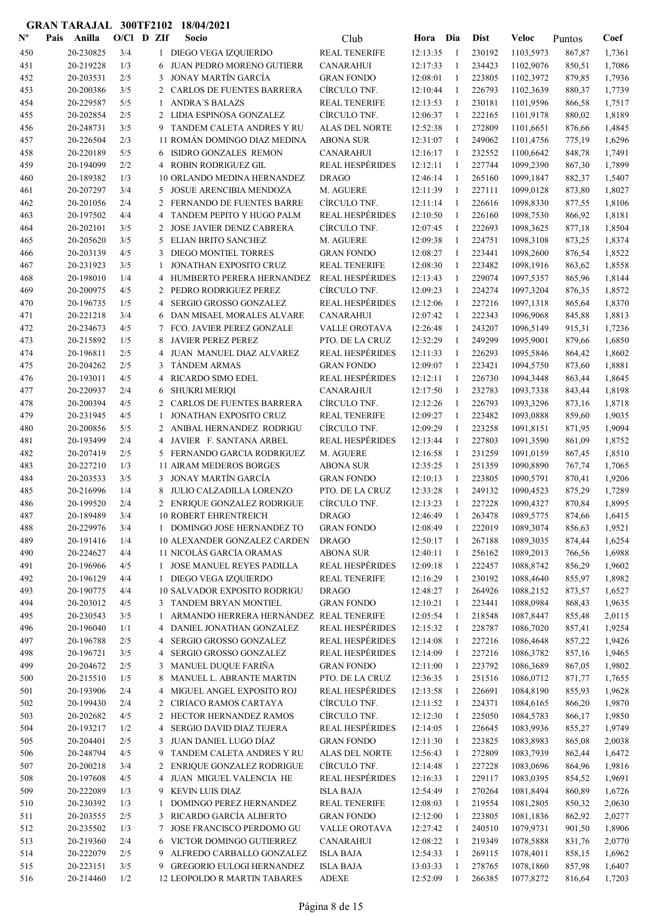**GRAN TARAJAL 300TF2102 18/04/2021**

| Nº | Pais | Anilla | O/Cl | D | ZIf | Socio | Club | Hora | Dia | Dist | Veloc | Puntos | Coef |
|---|---|---|---|---|---|---|---|---|---|---|---|---|---|
| 450 | | 20-230825 | 3/4 | | 1 | DIEGO VEGA IZQUIERDO | REAL TENERIFE | 12:13:35 | 1 | 230192 | 1103,5973 | 867,87 | 1,7361 |
| 451 | | 20-219228 | 1/3 | | 6 | JUAN PEDRO MORENO GUTIERR | CANARAHUI | 12:17:33 | 1 | 234423 | 1102,9076 | 850,51 | 1,7086 |
| 452 | | 20-203531 | 2/5 | | 3 | JONAY MARTÍN GARCÍA | GRAN FONDO | 12:08:01 | 1 | 223805 | 1102,3972 | 879,85 | 1,7936 |
| 453 | | 20-200386 | 3/5 | | 2 | CARLOS DE FUENTES BARRERA | CÍRCULO TNF. | 12:10:44 | 1 | 226793 | 1102,3639 | 880,37 | 1,7739 |
| 454 | | 20-229587 | 5/5 | | 1 | ANDRA´S BALAZS | REAL TENERIFE | 12:13:53 | 1 | 230181 | 1101,9596 | 866,58 | 1,7517 |
| 455 | | 20-202854 | 2/5 | | 2 | LIDIA ESPINOSA GONZALEZ | CÍRCULO TNF. | 12:06:37 | 1 | 222165 | 1101,9178 | 880,02 | 1,8189 |
| 456 | | 20-248731 | 3/5 | | 9 | TANDEM CALETA ANDRES Y RU | ALAS DEL NORTE | 12:52:38 | 1 | 272809 | 1101,6651 | 876,66 | 1,4845 |
| 457 | | 20-226504 | 2/3 | | 11 | ROMÁN DOMINGO DIAZ MEDINA | ABONA SUR | 12:31:07 | 1 | 249062 | 1101,4756 | 775,19 | 1,6296 |
| 458 | | 20-220189 | 5/5 | | 6 | ISIDRO GONZALES REMON | CANARAHUI | 12:16:17 | 1 | 232552 | 1100,6642 | 848,78 | 1,7491 |
| 459 | | 20-194099 | 2/2 | | 4 | ROBIN RODRIGUEZ GIL | REAL HESPÉRIDES | 12:12:11 | 1 | 227744 | 1099,2390 | 867,30 | 1,7899 |
| 460 | | 20-189382 | 1/3 | | 10 | ORLANDO MEDINA HERNANDEZ | DRAGO | 12:46:14 | 1 | 265160 | 1099,1847 | 882,37 | 1,5407 |
| 461 | | 20-207297 | 3/4 | | 5 | JOSUE ARENCIBIA MENDOZA | M. AGUERE | 12:11:39 | 1 | 227111 | 1099,0128 | 873,80 | 1,8027 |
| 462 | | 20-201056 | 2/4 | | 2 | FERNANDO DE FUENTES BARRE | CÍRCULO TNF. | 12:11:14 | 1 | 226616 | 1098,8330 | 877,55 | 1,8106 |
| 463 | | 20-197502 | 4/4 | | 4 | TANDEM PEPITO Y HUGO PALM | REAL HESPÉRIDES | 12:10:50 | 1 | 226160 | 1098,7530 | 866,92 | 1,8181 |
| 464 | | 20-202101 | 3/5 | | 2 | JOSE JAVIER DENIZ CABRERA | CÍRCULO TNF. | 12:07:45 | 1 | 222693 | 1098,3625 | 877,18 | 1,8504 |
| 465 | | 20-205620 | 3/5 | | 5 | ELIAN BRITO SANCHEZ | M. AGUERE | 12:09:38 | 1 | 224751 | 1098,3108 | 873,25 | 1,8374 |
| 466 | | 20-203139 | 4/5 | | 3 | DIEGO MONTIEL TORRES | GRAN FONDO | 12:08:27 | 1 | 223441 | 1098,2600 | 876,54 | 1,8522 |
| 467 | | 20-231923 | 3/5 | | 1 | JONATHAN EXPOSITO CRUZ | REAL TENERIFE | 12:08:30 | 1 | 223482 | 1098,1916 | 863,62 | 1,8558 |
| 468 | | 20-198010 | 1/4 | | 4 | HUMBERTO PERERA HERNANDEZ | REAL HESPÉRIDES | 12:13:43 | 1 | 229074 | 1097,5357 | 865,96 | 1,8144 |
| 469 | | 20-200975 | 4/5 | | 2 | PEDRO RODRIGUEZ PEREZ | CÍRCULO TNF. | 12:09:23 | 1 | 224274 | 1097,3204 | 876,35 | 1,8572 |
| 470 | | 20-196735 | 1/5 | | 4 | SERGIO GROSSO GONZALEZ | REAL HESPÉRIDES | 12:12:06 | 1 | 227216 | 1097,1318 | 865,64 | 1,8370 |
| 471 | | 20-221218 | 3/4 | | 6 | DAN MISAEL MORALES ALVARE | CANARAHUI | 12:07:42 | 1 | 222343 | 1096,9068 | 845,88 | 1,8813 |
| 472 | | 20-234673 | 4/5 | | 7 | FCO. JAVIER PEREZ GONZALE | VALLE OROTAVA | 12:26:48 | 1 | 243207 | 1096,5149 | 915,31 | 1,7236 |
| 473 | | 20-215892 | 1/5 | | 8 | JAVIER PEREZ PEREZ | PTO. DE LA CRUZ | 12:32:29 | 1 | 249299 | 1095,9001 | 879,66 | 1,6850 |
| 474 | | 20-196811 | 2/5 | | 4 | JUAN MANUEL DIAZ ALVAREZ | REAL HESPÉRIDES | 12:11:33 | 1 | 226293 | 1095,5846 | 864,42 | 1,8602 |
| 475 | | 20-204262 | 2/5 | | 3 | TÁNDEM ARMAS | GRAN FONDO | 12:09:07 | 1 | 223421 | 1094,5750 | 873,60 | 1,8881 |
| 476 | | 20-193011 | 4/5 | | 4 | RICARDO SIMO EDEL | REAL HESPÉRIDES | 12:12:11 | 1 | 226730 | 1094,3448 | 863,44 | 1,8645 |
| 477 | | 20-220937 | 2/4 | | 6 | SHUKRI MERIQI | CANARAHUI | 12:17:50 | 1 | 232783 | 1093,7338 | 843,44 | 1,8198 |
| 478 | | 20-200394 | 4/5 | | 2 | CARLOS DE FUENTES BARRERA | CÍRCULO TNF. | 12:12:26 | 1 | 226793 | 1093,3296 | 873,16 | 1,8718 |
| 479 | | 20-231945 | 4/5 | | 1 | JONATHAN EXPOSITO CRUZ | REAL TENERIFE | 12:09:27 | 1 | 223482 | 1093,0888 | 859,60 | 1,9035 |
| 480 | | 20-200856 | 5/5 | | 2 | ANIBAL HERNANDEZ RODRIGU | CÍRCULO TNF. | 12:09:29 | 1 | 223258 | 1091,8151 | 871,95 | 1,9094 |
| 481 | | 20-193499 | 2/4 | | 4 | JAVIER F. SANTANA ARBEL | REAL HESPÉRIDES | 12:13:44 | 1 | 227803 | 1091,3590 | 861,09 | 1,8752 |
| 482 | | 20-207419 | 2/5 | | 5 | FERNANDO GARCIA RODRIGUEZ | M. AGUERE | 12:16:58 | 1 | 231259 | 1091,0159 | 867,45 | 1,8510 |
| 483 | | 20-227210 | 1/3 | | 11 | AIRAM MEDEROS BORGES | ABONA SUR | 12:35:25 | 1 | 251359 | 1090,8890 | 767,74 | 1,7065 |
| 484 | | 20-203533 | 3/5 | | 3 | JONAY MARTÍN GARCÍA | GRAN FONDO | 12:10:13 | 1 | 223805 | 1090,5791 | 870,41 | 1,9206 |
| 485 | | 20-216996 | 1/4 | | 8 | JULIO CALZADILLA LORENZO | PTO. DE LA CRUZ | 12:33:28 | 1 | 249132 | 1090,4523 | 875,29 | 1,7289 |
| 486 | | 20-199520 | 2/4 | | 2 | ENRIQUE GONZALEZ RODRIGUE | CÍRCULO TNF. | 12:13:23 | 1 | 227228 | 1090,4327 | 870,84 | 1,8995 |
| 487 | | 20-189489 | 3/4 | | 10 | ROBERT EHRENTREICH | DRAGO | 12:46:49 | 1 | 263478 | 1089,5775 | 874,66 | 1,6415 |
| 488 | | 20-229976 | 3/4 | | 1 | DOMINGO JOSE HERNANDEZ TO | GRAN FONDO | 12:08:49 | 1 | 222019 | 1089,3074 | 856,63 | 1,9521 |
| 489 | | 20-191416 | 1/4 | | 10 | ALEXANDER GONZALEZ CARDEN | DRAGO | 12:50:17 | 1 | 267188 | 1089,3035 | 874,44 | 1,6254 |
| 490 | | 20-224627 | 4/4 | | 11 | NICOLÁS GARCÍA ORAMAS | ABONA SUR | 12:40:11 | 1 | 256162 | 1089,2013 | 766,56 | 1,6988 |
| 491 | | 20-196966 | 4/5 | | 1 | JOSE MANUEL REYES PADILLA | REAL HESPÉRIDES | 12:09:18 | 1 | 222457 | 1088,8742 | 856,29 | 1,9602 |
| 492 | | 20-196129 | 4/4 | | 1 | DIEGO VEGA IZQUIERDO | REAL TENERIFE | 12:16:29 | 1 | 230192 | 1088,4640 | 855,97 | 1,8982 |
| 493 | | 20-190775 | 4/4 | | 10 | SALVADOR EXPOSITO RODRIGU | DRAGO | 12:48:27 | 1 | 264926 | 1088,2152 | 873,57 | 1,6527 |
| 494 | | 20-203012 | 4/5 | | 3 | TANDEM BRYAN MONTIEL | GRAN FONDO | 12:10:21 | 1 | 223441 | 1088,0984 | 868,43 | 1,9635 |
| 495 | | 20-230543 | 3/5 | | 1 | ARMANDO HERRERA HERNÁNDEZ | REAL TENERIFE | 12:05:54 | 1 | 218548 | 1087,8447 | 855,48 | 2,0115 |
| 496 | | 20-196040 | 1/1 | | 4 | DANIEL JONATHAN GONZALEZ | REAL HESPÉRIDES | 12:15:32 | 1 | 228787 | 1086,7020 | 857,41 | 1,9254 |
| 497 | | 20-196788 | 2/5 | | 4 | SERGIO GROSSO GONZALEZ | REAL HESPÉRIDES | 12:14:08 | 1 | 227216 | 1086,4648 | 857,22 | 1,9426 |
| 498 | | 20-196721 | 3/5 | | 4 | SERGIO GROSSO GONZALEZ | REAL HESPÉRIDES | 12:14:09 | 1 | 227216 | 1086,3782 | 857,16 | 1,9465 |
| 499 | | 20-204672 | 2/5 | | 3 | MANUEL DUQUE FARIÑA | GRAN FONDO | 12:11:00 | 1 | 223792 | 1086,3689 | 867,05 | 1,9802 |
| 500 | | 20-215510 | 1/5 | | 8 | MANUEL L. ABRANTE MARTIN | PTO. DE LA CRUZ | 12:36:35 | 1 | 251516 | 1086,0712 | 871,77 | 1,7655 |
| 501 | | 20-193906 | 2/4 | | 4 | MIGUEL ANGEL EXPOSITO ROJ | REAL HESPÉRIDES | 12:13:58 | 1 | 226691 | 1084,8190 | 855,93 | 1,9628 |
| 502 | | 20-199430 | 2/4 | | 2 | CIRIACO RAMOS CARTAYA | CÍRCULO TNF. | 12:11:52 | 1 | 224371 | 1084,6165 | 866,20 | 1,9870 |
| 503 | | 20-202682 | 4/5 | | 2 | HECTOR HERNANDEZ RAMOS | CÍRCULO TNF. | 12:12:30 | 1 | 225050 | 1084,5783 | 866,17 | 1,9850 |
| 504 | | 20-193217 | 1/2 | | 4 | SERGIO DAVID DIAZ TEJERA | REAL HESPÉRIDES | 12:14:05 | 1 | 226645 | 1083,9936 | 855,27 | 1,9749 |
| 505 | | 20-204401 | 2/5 | | 3 | JUAN DANIEL LUGO DÍAZ | GRAN FONDO | 12:11:30 | 1 | 223825 | 1083,8983 | 865,08 | 2,0038 |
| 506 | | 20-248794 | 4/5 | | 9 | TANDEM CALETA ANDRES Y RU | ALAS DEL NORTE | 12:56:43 | 1 | 272809 | 1083,7939 | 862,44 | 1,6472 |
| 507 | | 20-200218 | 3/4 | | 2 | ENRIQUE GONZALEZ RODRIGUE | CÍRCULO TNF. | 12:14:48 | 1 | 227228 | 1083,0696 | 864,96 | 1,9816 |
| 508 | | 20-197608 | 4/5 | | 4 | JUAN MIGUEL VALENCIA HE | REAL HESPÉRIDES | 12:16:33 | 1 | 229117 | 1083,0395 | 854,52 | 1,9691 |
| 509 | | 20-222089 | 1/3 | | 9 | KEVIN LUIS DIAZ | ISLA BAJA | 12:54:49 | 1 | 270264 | 1081,8494 | 860,89 | 1,6726 |
| 510 | | 20-230392 | 1/3 | | 1 | DOMINGO PEREZ HERNANDEZ | REAL TENERIFE | 12:08:03 | 1 | 219554 | 1081,2805 | 850,32 | 2,0630 |
| 511 | | 20-203555 | 2/5 | | 3 | RICARDO GARCÍA ALBERTO | GRAN FONDO | 12:12:00 | 1 | 223805 | 1081,1836 | 862,92 | 2,0277 |
| 512 | | 20-235502 | 1/3 | | 7 | JOSE FRANCISCO PERDOMO GU | VALLE OROTAVA | 12:27:42 | 1 | 240510 | 1079,9731 | 901,50 | 1,8906 |
| 513 | | 20-219360 | 2/4 | | 6 | VICTOR DOMINGO GUTIERREZ | CANARAHUI | 12:08:22 | 1 | 219349 | 1078,5888 | 831,76 | 2,0770 |
| 514 | | 20-222079 | 2/5 | | 9 | ALFREDO CARBALLO GONZALEZ | ISLA BAJA | 12:54:33 | 1 | 269115 | 1078,4011 | 858,15 | 1,6962 |
| 515 | | 20-223151 | 3/5 | | 9 | GREGORIO EULOGI HERNANDEZ | ISLA BAJA | 13:03:33 | 1 | 278765 | 1078,1860 | 857,98 | 1,6407 |
| 516 | | 20-214460 | 1/2 | | 12 | LEOPOLDO R MARTIN TABARES | ADEXE | 12:52:09 | 1 | 266385 | 1077,8272 | 816,64 | 1,7203 |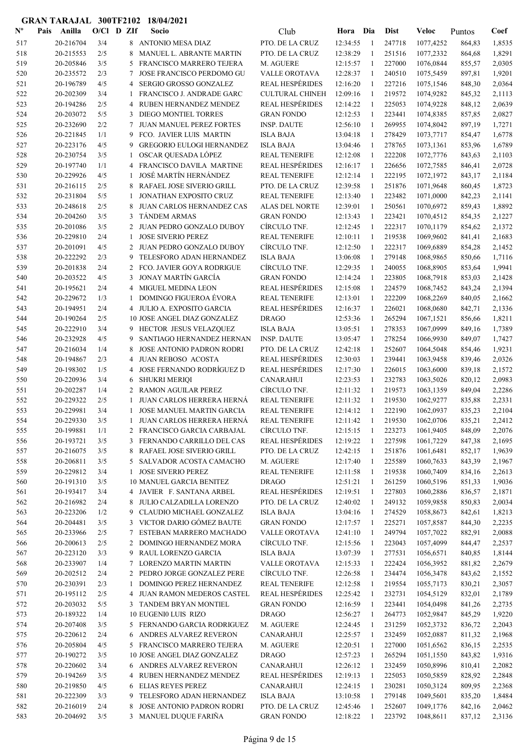**GRAN TARAJAL 300TF2102 18/04/2021**

| Nº | Pais | Anilla | O/Cl | D | ZIf | Socio | Club | Hora | Dia | Dist | Veloc | Puntos | Coef |
|---|---|---|---|---|---|---|---|---|---|---|---|---|---|
| 517 | | 20-216704 | 3/4 | | 8 | ANTONIO MESA DIAZ | PTO. DE LA CRUZ | 12:34:55 | 1 | 247718 | 1077,4252 | 864,83 | 1,8535 |
| 518 | | 20-215553 | 2/5 | | 8 | MANUEL L. ABRANTE MARTIN | PTO. DE LA CRUZ | 12:38:29 | 1 | 251516 | 1077,2332 | 864,68 | 1,8291 |
| 519 | | 20-205846 | 3/5 | | 5 | FRANCISCO MARRERO TEJERA | M. AGUERE | 12:15:57 | 1 | 227000 | 1076,0844 | 855,57 | 2,0305 |
| 520 | | 20-235572 | 2/3 | | 7 | JOSE FRANCISCO PERDOMO GU | VALLE OROTAVA | 12:28:37 | 1 | 240510 | 1075,5459 | 897,81 | 1,9201 |
| 521 | | 20-196789 | 4/5 | | 4 | SERGIO GROSSO GONZALEZ | REAL HESPÉRIDES | 12:16:20 | 1 | 227216 | 1075,1546 | 848,30 | 2,0364 |
| 522 | | 20-202309 | 3/4 | | 1 | FRANCISCO J. ANDRADE GARC | CULTURAL CHINEH | 12:09:16 | 1 | 219572 | 1074,9282 | 845,32 | 2,1113 |
| 523 | | 20-194286 | 2/5 | | 4 | RUBEN HERNANDEZ MENDEZ | REAL HESPÉRIDES | 12:14:22 | 1 | 225053 | 1074,9228 | 848,12 | 2,0639 |
| 524 | | 20-203072 | 5/5 | | 3 | DIEGO MONTIEL TORRES | GRAN FONDO | 12:12:53 | 1 | 223441 | 1074,8385 | 857,85 | 2,0827 |
| 525 | | 20-232690 | 2/2 | | 7 | JUAN MANUEL PEREZ FORTES | INSP. DAUTE | 12:56:10 | 1 | 269955 | 1074,8042 | 897,19 | 1,7271 |
| 526 | | 20-221845 | 1/1 | | 9 | FCO. JAVIER LUIS MARTIN | ISLA BAJA | 13:04:18 | 1 | 278429 | 1073,7717 | 854,47 | 1,6778 |
| 527 | | 20-223176 | 4/5 | | 9 | GREGORIO EULOGI HERNANDEZ | ISLA BAJA | 13:04:46 | 1 | 278765 | 1073,1361 | 853,96 | 1,6789 |
| 528 | | 20-230754 | 3/5 | | 1 | OSCAR QUESADA LÓPEZ | REAL TENERIFE | 12:12:08 | 1 | 222208 | 1072,7776 | 843,63 | 2,1103 |
| 529 | | 20-197740 | 1/1 | | 4 | FRANCISCO DAVILA MARTINE | REAL HESPÉRIDES | 12:16:17 | 1 | 226656 | 1072,7585 | 846,41 | 2,0728 |
| 530 | | 20-229926 | 4/5 | | 1 | JOSÉ MARTÍN HERNÁNDEZ | REAL TENERIFE | 12:12:14 | 1 | 222195 | 1072,1972 | 843,17 | 2,1184 |
| 531 | | 20-216115 | 2/5 | | 8 | RAFAEL JOSE SIVERIO GRILL | PTO. DE LA CRUZ | 12:39:58 | 1 | 251876 | 1071,9648 | 860,45 | 1,8723 |
| 532 | | 20-231804 | 5/5 | | 1 | JONATHAN EXPOSITO CRUZ | REAL TENERIFE | 12:13:40 | 1 | 223482 | 1071,0000 | 842,23 | 2,1141 |
| 533 | | 20-248618 | 2/5 | | 8 | JUAN CARLOS HERNANDEZ CAS | ALAS DEL NORTE | 12:39:01 | 1 | 250561 | 1070,6972 | 859,43 | 1,8892 |
| 534 | | 20-204260 | 3/5 | | 3 | TÁNDEM ARMAS | GRAN FONDO | 12:13:43 | 1 | 223421 | 1070,4512 | 854,35 | 2,1227 |
| 535 | | 20-201086 | 3/5 | | 2 | JUAN PEDRO GONZALO DUBOY | CÍRCULO TNF. | 12:12:45 | 1 | 222317 | 1070,1179 | 854,62 | 2,1372 |
| 536 | | 20-229810 | 2/4 | | 1 | JOSE SIVERIO PEREZ | REAL TENERIFE | 12:10:11 | 1 | 219538 | 1069,9602 | 841,41 | 2,1683 |
| 537 | | 20-201091 | 4/5 | | 2 | JUAN PEDRO GONZALO DUBOY | CÍRCULO TNF. | 12:12:50 | 1 | 222317 | 1069,6889 | 854,28 | 2,1452 |
| 538 | | 20-222292 | 2/3 | | 9 | TELESFORO ADAN HERNANDEZ | ISLA BAJA | 13:06:08 | 1 | 279148 | 1068,9865 | 850,66 | 1,7116 |
| 539 | | 20-201838 | 2/4 | | 2 | FCO. JAVIER GOYA RODRIGUE | CÍRCULO TNF. | 12:29:35 | 1 | 240055 | 1068,8905 | 853,64 | 1,9941 |
| 540 | | 20-203522 | 4/5 | | 3 | JONAY MARTÍN GARCÍA | GRAN FONDO | 12:14:24 | 1 | 223805 | 1068,7918 | 853,03 | 2,1428 |
| 541 | | 20-195621 | 2/4 | | 4 | MIGUEL MEDINA LEON | REAL HESPÉRIDES | 12:15:08 | 1 | 224579 | 1068,7452 | 843,24 | 2,1394 |
| 542 | | 20-229672 | 1/3 | | 1 | DOMINGO FIGUEROA ÉVORA | REAL TENERIFE | 12:13:01 | 1 | 222209 | 1068,2269 | 840,05 | 2,1662 |
| 543 | | 20-194951 | 2/4 | | 4 | JULIO A. EXPOSITO GARCIA | REAL HESPÉRIDES | 12:16:37 | 1 | 226021 | 1068,0680 | 842,71 | 2,1336 |
| 544 | | 20-190264 | 2/5 | | 10 | JOSE ANGEL DIAZ GONZALEZ | DRAGO | 12:53:36 | 1 | 265294 | 1067,1521 | 856,66 | 1,8211 |
| 545 | | 20-222910 | 3/4 | | 9 | HECTOR JESUS VELAZQUEZ | ISLA BAJA | 13:05:51 | 1 | 278353 | 1067,0999 | 849,16 | 1,7389 |
| 546 | | 20-232928 | 4/5 | | 9 | SANTIAGO HERNANDEZ HERNAN | INSP. DAUTE | 13:05:47 | 1 | 278254 | 1066,9930 | 849,07 | 1,7427 |
| 547 | | 20-216034 | 1/4 | | 8 | JOSE ANTONIO PADRON RODRI | PTO. DE LA CRUZ | 12:42:18 | 1 | 252607 | 1064,5048 | 854,46 | 1,9231 |
| 548 | | 20-194867 | 2/3 | | 4 | JUAN REBOSO ACOSTA | REAL HESPÉRIDES | 12:30:03 | 1 | 239441 | 1063,9458 | 839,46 | 2,0326 |
| 549 | | 20-198302 | 1/5 | | 4 | JOSE FERNANDO RODRÍGUEZ D | REAL HESPÉRIDES | 12:17:30 | 1 | 226015 | 1063,6000 | 839,18 | 2,1572 |
| 550 | | 20-220936 | 3/4 | | 6 | SHUKRI MERIQI | CANARAHUI | 12:23:53 | 1 | 232783 | 1063,5026 | 820,12 | 2,0983 |
| 551 | | 20-202287 | 1/4 | | 2 | RAMON AGUILAR PEREZ | CÍRCULO TNF. | 12:11:32 | 1 | 219573 | 1063,1359 | 849,04 | 2,2286 |
| 552 | | 20-229322 | 2/5 | | 1 | JUAN CARLOS HERRERA HERNÁ | REAL TENERIFE | 12:11:32 | 1 | 219530 | 1062,9277 | 835,88 | 2,2331 |
| 553 | | 20-229981 | 3/4 | | 1 | JOSE MANUEL MARTIN GARCIA | REAL TENERIFE | 12:14:12 | 1 | 222190 | 1062,0937 | 835,23 | 2,2104 |
| 554 | | 20-229330 | 3/5 | | 1 | JUAN CARLOS HERRERA HERNÁ | REAL TENERIFE | 12:11:42 | 1 | 219530 | 1062,0706 | 835,21 | 2,2412 |
| 555 | | 20-199881 | 1/1 | | 2 | FRANCISCO GARCIA CARBAJAL | CÍRCULO TNF. | 12:15:15 | 1 | 223273 | 1061,9405 | 848,09 | 2,2076 |
| 556 | | 20-193721 | 3/5 | | 3 | FERNANDO CARRILLO DEL CAS | REAL HESPÉRIDES | 12:19:22 | 1 | 227598 | 1061,7229 | 847,38 | 2,1695 |
| 557 | | 20-216075 | 3/5 | | 8 | RAFAEL JOSE SIVERIO GRILL | PTO. DE LA CRUZ | 12:42:15 | 1 | 251876 | 1061,6481 | 852,17 | 1,9639 |
| 558 | | 20-206811 | 3/5 | | 5 | SALVADOR ACOSTA CAMACHO | M. AGUERE | 12:17:40 | 1 | 225589 | 1060,7633 | 843,39 | 2,1967 |
| 559 | | 20-229812 | 3/4 | | 1 | JOSE SIVERIO PEREZ | REAL TENERIFE | 12:11:58 | 1 | 219538 | 1060,7409 | 834,16 | 2,2613 |
| 560 | | 20-191310 | 3/5 | | 10 | MANUEL GARCIA BENITEZ | DRAGO | 12:51:21 | 1 | 261259 | 1060,5196 | 851,33 | 1,9036 |
| 561 | | 20-193417 | 3/4 | | 4 | JAVIER F. SANTANA ARBEL | REAL HESPÉRIDES | 12:19:51 | 1 | 227803 | 1060,2886 | 836,57 | 2,1871 |
| 562 | | 20-216982 | 2/4 | | 8 | JULIO CALZADILLA LORENZO | PTO. DE LA CRUZ | 12:40:02 | 1 | 249132 | 1059,9858 | 850,83 | 2,0034 |
| 563 | | 20-223206 | 1/2 | | 9 | CLAUDIO MICHAEL GONZALEZ | ISLA BAJA | 13:04:16 | 1 | 274529 | 1058,8673 | 842,61 | 1,8213 |
| 564 | | 20-204481 | 3/5 | | 3 | VICTOR DARIO GÓMEZ BAUTE | GRAN FONDO | 12:17:57 | 1 | 225271 | 1057,8587 | 844,30 | 2,2235 |
| 565 | | 20-233966 | 2/5 | | 7 | ESTEBAN MARRERO MACHADO | VALLE OROTAVA | 12:41:10 | 1 | 249794 | 1057,7022 | 882,91 | 2,0088 |
| 566 | | 20-200613 | 2/5 | | 2 | DOMINGO HERNANDEZ MORA | CÍRCULO TNF. | 12:15:56 | 1 | 223043 | 1057,4099 | 844,47 | 2,2537 |
| 567 | | 20-223120 | 3/3 | | 9 | RAUL LORENZO GARCIA | ISLA BAJA | 13:07:39 | 1 | 277531 | 1056,6571 | 840,85 | 1,8144 |
| 568 | | 20-233907 | 1/4 | | 7 | LORENZO MARTIN MARTIN | VALLE OROTAVA | 12:15:33 | 1 | 222424 | 1056,3952 | 881,82 | 2,2679 |
| 569 | | 20-202512 | 2/4 | | 2 | PEDRO JORGE GONZALEZ PERE | CÍRCULO TNF. | 12:26:58 | 1 | 234474 | 1056,3478 | 843,62 | 2,1552 |
| 570 | | 20-230391 | 2/3 | | 1 | DOMINGO PEREZ HERNANDEZ | REAL TENERIFE | 12:12:58 | 1 | 219554 | 1055,7173 | 830,21 | 2,3057 |
| 571 | | 20-195112 | 2/5 | | 4 | JUAN RAMON MEDEROS CASTEL | REAL HESPÉRIDES | 12:25:42 | 1 | 232731 | 1054,5129 | 832,01 | 2,1789 |
| 572 | | 20-203032 | 5/5 | | 3 | TANDEM BRYAN MONTIEL | GRAN FONDO | 12:16:59 | 1 | 223441 | 1054,0498 | 841,26 | 2,2735 |
| 573 | | 20-189322 | 1/4 | | 10 | EUGENI0 LUIS RIZO | DRAGO | 12:56:27 | 1 | 264773 | 1052,9847 | 845,29 | 1,9220 |
| 574 | | 20-207408 | 3/5 | | 5 | FERNANDO GARCIA RODRIGUEZ | M. AGUERE | 12:24:45 | 1 | 231259 | 1052,3732 | 836,72 | 2,2043 |
| 575 | | 20-220612 | 2/4 | | 6 | ANDRES ALVAREZ REVERON | CANARAHUI | 12:25:57 | 1 | 232459 | 1052,0887 | 811,32 | 2,1968 |
| 576 | | 20-205804 | 4/5 | | 5 | FRANCISCO MARRERO TEJERA | M. AGUERE | 12:20:51 | 1 | 227000 | 1051,6562 | 836,15 | 2,2535 |
| 577 | | 20-190272 | 3/5 | | 10 | JOSE ANGEL DIAZ GONZALEZ | DRAGO | 12:57:23 | 1 | 265294 | 1051,1550 | 843,82 | 1,9316 |
| 578 | | 20-220602 | 3/4 | | 6 | ANDRES ALVAREZ REVERON | CANARAHUI | 12:26:12 | 1 | 232459 | 1050,8996 | 810,41 | 2,2082 |
| 579 | | 20-194269 | 3/5 | | 4 | RUBEN HERNANDEZ MENDEZ | REAL HESPÉRIDES | 12:19:13 | 1 | 225053 | 1050,5859 | 828,92 | 2,2848 |
| 580 | | 20-219850 | 4/5 | | 6 | ELIAS REYES PEREZ | CANARAHUI | 12:24:15 | 1 | 230281 | 1050,3124 | 809,95 | 2,2368 |
| 581 | | 20-222309 | 3/3 | | 9 | TELESFORO ADAN HERNANDEZ | ISLA BAJA | 13:10:58 | 1 | 279148 | 1049,5601 | 835,20 | 1,8484 |
| 582 | | 20-216019 | 2/4 | | 8 | JOSE ANTONIO PADRON RODRI | PTO. DE LA CRUZ | 12:45:46 | 1 | 252607 | 1049,1776 | 842,16 | 2,0462 |
| 583 | | 20-204692 | 3/5 | | 3 | MANUEL DUQUE FARIÑA | GRAN FONDO | 12:18:22 | 1 | 223792 | 1048,8611 | 837,12 | 2,3136 |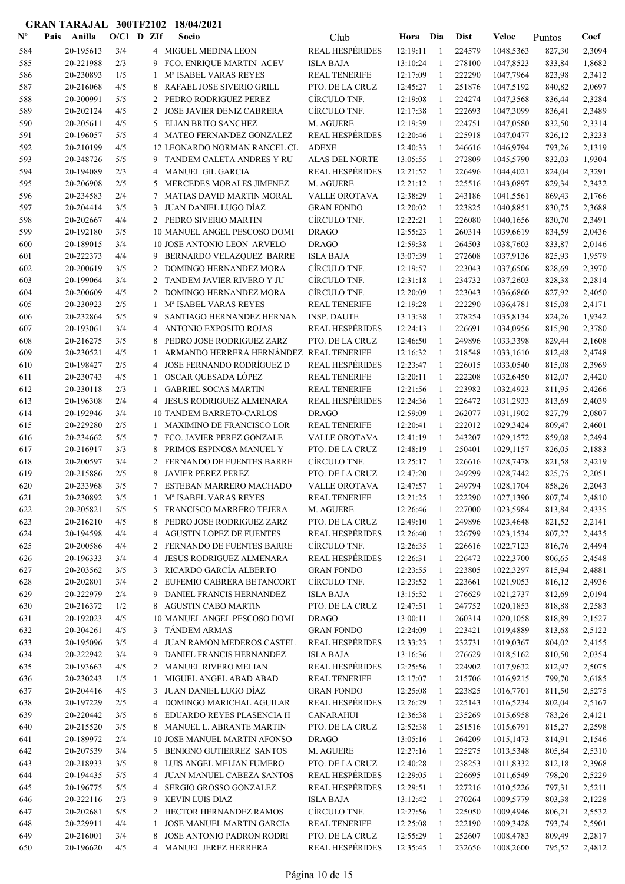# GRAN TARAJAL 300TF2102 18/04/2021

| Nº | Pais | Anilla | O/Cl | D | ZIf | Socio | Club | Hora | Dia | Dist | Veloc | Puntos | Coef |
|---|---|---|---|---|---|---|---|---|---|---|---|---|---|
| 584 | | 20-195613 | 3/4 | | 4 | MIGUEL MEDINA LEON | REAL HESPÉRIDES | 12:19:11 | 1 | 224579 | 1048,5363 | 827,30 | 2,3094 |
| 585 | | 20-221988 | 2/3 | | 9 | FCO. ENRIQUE MARTIN ACEV | ISLA BAJA | 13:10:24 | 1 | 278100 | 1047,8523 | 833,84 | 1,8682 |
| 586 | | 20-230893 | 1/5 | | 1 | Mª ISABEL VARAS REYES | REAL TENERIFE | 12:17:09 | 1 | 222290 | 1047,7964 | 823,98 | 2,3412 |
| 587 | | 20-216068 | 4/5 | | 8 | RAFAEL JOSE SIVERIO GRILL | PTO. DE LA CRUZ | 12:45:27 | 1 | 251876 | 1047,5192 | 840,82 | 2,0697 |
| 588 | | 20-200991 | 5/5 | | 2 | PEDRO RODRIGUEZ PEREZ | CÍRCULO TNF. | 12:19:08 | 1 | 224274 | 1047,3568 | 836,44 | 2,3284 |
| 589 | | 20-202124 | 4/5 | | 2 | JOSE JAVIER DENIZ CABRERA | CÍRCULO TNF. | 12:17:38 | 1 | 222693 | 1047,3099 | 836,41 | 2,3489 |
| 590 | | 20-205611 | 4/5 | | 5 | ELIAN BRITO SANCHEZ | M. AGUERE | 12:19:39 | 1 | 224751 | 1047,0580 | 832,50 | 2,3314 |
| 591 | | 20-196057 | 5/5 | | 4 | MATEO FERNANDEZ GONZALEZ | REAL HESPÉRIDES | 12:20:46 | 1 | 225918 | 1047,0477 | 826,12 | 2,3233 |
| 592 | | 20-210199 | 4/5 | | 12 | LEONARDO NORMAN RANCEL CL | ADEXE | 12:40:33 | 1 | 246616 | 1046,9794 | 793,26 | 2,1319 |
| 593 | | 20-248726 | 5/5 | | 9 | TANDEM CALETA ANDRES Y RU | ALAS DEL NORTE | 13:05:55 | 1 | 272809 | 1045,5790 | 832,03 | 1,9304 |
| 594 | | 20-194089 | 2/3 | | 4 | MANUEL GIL GARCIA | REAL HESPÉRIDES | 12:21:52 | 1 | 226496 | 1044,4021 | 824,04 | 2,3291 |
| 595 | | 20-206908 | 2/5 | | 5 | MERCEDES MORALES JIMENEZ | M. AGUERE | 12:21:12 | 1 | 225516 | 1043,0897 | 829,34 | 2,3432 |
| 596 | | 20-234583 | 2/4 | | 7 | MATIAS DAVID MARTIN MORAL | VALLE OROTAVA | 12:38:29 | 1 | 243186 | 1041,5561 | 869,43 | 2,1766 |
| 597 | | 20-204414 | 3/5 | | 3 | JUAN DANIEL LUGO DÍAZ | GRAN FONDO | 12:20:02 | 1 | 223825 | 1040,8851 | 830,75 | 2,3688 |
| 598 | | 20-202667 | 4/4 | | 2 | PEDRO SIVERIO MARTIN | CÍRCULO TNF. | 12:22:21 | 1 | 226080 | 1040,1656 | 830,70 | 2,3491 |
| 599 | | 20-192180 | 3/5 | | 10 | MANUEL ANGEL PESCOSO DOMI | DRAGO | 12:55:23 | 1 | 260314 | 1039,6619 | 834,59 | 2,0436 |
| 600 | | 20-189015 | 3/4 | | 10 | JOSE ANTONIO LEON ARVELO | DRAGO | 12:59:38 | 1 | 264503 | 1038,7603 | 833,87 | 2,0146 |
| 601 | | 20-222373 | 4/4 | | 9 | BERNARDO VELAZQUEZ BARRE | ISLA BAJA | 13:07:39 | 1 | 272608 | 1037,9136 | 825,93 | 1,9579 |
| 602 | | 20-200619 | 3/5 | | 2 | DOMINGO HERNANDEZ MORA | CÍRCULO TNF. | 12:19:57 | 1 | 223043 | 1037,6506 | 828,69 | 2,3970 |
| 603 | | 20-199064 | 3/4 | | 2 | TANDEM JAVIER RIVERO Y JU | CÍRCULO TNF. | 12:31:18 | 1 | 234732 | 1037,2603 | 828,38 | 2,2814 |
| 604 | | 20-200609 | 4/5 | | 2 | DOMINGO HERNANDEZ MORA | CÍRCULO TNF. | 12:20:09 | 1 | 223043 | 1036,6860 | 827,92 | 2,4050 |
| 605 | | 20-230923 | 2/5 | | 1 | Mª ISABEL VARAS REYES | REAL TENERIFE | 12:19:28 | 1 | 222290 | 1036,4781 | 815,08 | 2,4171 |
| 606 | | 20-232864 | 5/5 | | 9 | SANTIAGO HERNANDEZ HERNAN | INSP. DAUTE | 13:13:38 | 1 | 278254 | 1035,8134 | 824,26 | 1,9342 |
| 607 | | 20-193061 | 3/4 | | 4 | ANTONIO EXPOSITO ROJAS | REAL HESPÉRIDES | 12:24:13 | 1 | 226691 | 1034,0956 | 815,90 | 2,3780 |
| 608 | | 20-216275 | 3/5 | | 8 | PEDRO JOSE RODRIGUEZ ZARZ | PTO. DE LA CRUZ | 12:46:50 | 1 | 249896 | 1033,3398 | 829,44 | 2,1608 |
| 609 | | 20-230521 | 4/5 | | 1 | ARMANDO HERRERA HERNÁNDEZ | REAL TENERIFE | 12:16:32 | 1 | 218548 | 1033,1610 | 812,48 | 2,4748 |
| 610 | | 20-198427 | 2/5 | | 4 | JOSE FERNANDO RODRÍGUEZ D | REAL HESPÉRIDES | 12:23:47 | 1 | 226015 | 1033,0540 | 815,08 | 2,3969 |
| 611 | | 20-230743 | 4/5 | | 1 | OSCAR QUESADA LÓPEZ | REAL TENERIFE | 12:20:11 | 1 | 222208 | 1032,6450 | 812,07 | 2,4420 |
| 612 | | 20-230118 | 2/3 | | 1 | GABRIEL SOCAS MARTIN | REAL TENERIFE | 12:21:56 | 1 | 223982 | 1032,4923 | 811,95 | 2,4266 |
| 613 | | 20-196308 | 2/4 | | 4 | JESUS RODRIGUEZ ALMENARA | REAL HESPÉRIDES | 12:24:36 | 1 | 226472 | 1031,2933 | 813,69 | 2,4039 |
| 614 | | 20-192946 | 3/4 | | 10 | TANDEM BARRETO-CARLOS | DRAGO | 12:59:09 | 1 | 262077 | 1031,1902 | 827,79 | 2,0807 |
| 615 | | 20-229280 | 2/5 | | 1 | MAXIMINO DE FRANCISCO LOR | REAL TENERIFE | 12:20:41 | 1 | 222012 | 1029,3424 | 809,47 | 2,4601 |
| 616 | | 20-234662 | 5/5 | | 7 | FCO. JAVIER PEREZ GONZALE | VALLE OROTAVA | 12:41:19 | 1 | 243207 | 1029,1572 | 859,08 | 2,2494 |
| 617 | | 20-216917 | 3/3 | | 8 | PRIMOS ESPINOSA MANUEL Y | PTO. DE LA CRUZ | 12:48:19 | 1 | 250401 | 1029,1157 | 826,05 | 2,1883 |
| 618 | | 20-200597 | 3/4 | | 2 | FERNANDO DE FUENTES BARRE | CÍRCULO TNF. | 12:25:17 | 1 | 226616 | 1028,7478 | 821,58 | 2,4219 |
| 619 | | 20-215886 | 2/5 | | 8 | JAVIER PEREZ PEREZ | PTO. DE LA CRUZ | 12:47:20 | 1 | 249299 | 1028,7442 | 825,75 | 2,2051 |
| 620 | | 20-233968 | 3/5 | | 7 | ESTEBAN MARRERO MACHADO | VALLE OROTAVA | 12:47:57 | 1 | 249794 | 1028,1704 | 858,26 | 2,2043 |
| 621 | | 20-230892 | 3/5 | | 1 | Mª ISABEL VARAS REYES | REAL TENERIFE | 12:21:25 | 1 | 222290 | 1027,1390 | 807,74 | 2,4810 |
| 622 | | 20-205821 | 5/5 | | 5 | FRANCISCO MARRERO TEJERA | M. AGUERE | 12:26:46 | 1 | 227000 | 1023,5984 | 813,84 | 2,4335 |
| 623 | | 20-216210 | 4/5 | | 8 | PEDRO JOSE RODRIGUEZ ZARZ | PTO. DE LA CRUZ | 12:49:10 | 1 | 249896 | 1023,4648 | 821,52 | 2,2141 |
| 624 | | 20-194598 | 4/4 | | 4 | AGUSTIN LOPEZ DE FUENTES | REAL HESPÉRIDES | 12:26:40 | 1 | 226799 | 1023,1534 | 807,27 | 2,4435 |
| 625 | | 20-200586 | 4/4 | | 2 | FERNANDO DE FUENTES BARRE | CÍRCULO TNF. | 12:26:35 | 1 | 226616 | 1022,7123 | 816,76 | 2,4494 |
| 626 | | 20-196333 | 3/4 | | 4 | JESUS RODRIGUEZ ALMENARA | REAL HESPÉRIDES | 12:26:31 | 1 | 226472 | 1022,3700 | 806,65 | 2,4548 |
| 627 | | 20-203562 | 3/5 | | 3 | RICARDO GARCÍA ALBERTO | GRAN FONDO | 12:23:55 | 1 | 223805 | 1022,3297 | 815,94 | 2,4881 |
| 628 | | 20-202801 | 3/4 | | 2 | EUFEMIO CABRERA BETANCORT | CÍRCULO TNF. | 12:23:52 | 1 | 223661 | 1021,9053 | 816,12 | 2,4936 |
| 629 | | 20-222979 | 2/4 | | 9 | DANIEL FRANCIS HERNANDEZ | ISLA BAJA | 13:15:52 | 1 | 276629 | 1021,2737 | 812,69 | 2,0194 |
| 630 | | 20-216372 | 1/2 | | 8 | AGUSTIN CABO MARTIN | PTO. DE LA CRUZ | 12:47:51 | 1 | 247752 | 1020,1853 | 818,88 | 2,2583 |
| 631 | | 20-192023 | 4/5 | | 10 | MANUEL ANGEL PESCOSO DOMI | DRAGO | 13:00:11 | 1 | 260314 | 1020,1058 | 818,89 | 2,1527 |
| 632 | | 20-204261 | 4/5 | | 3 | TÁNDEM ARMAS | GRAN FONDO | 12:24:09 | 1 | 223421 | 1019,4889 | 813,68 | 2,5122 |
| 633 | | 20-195096 | 3/5 | | 4 | JUAN RAMON MEDEROS CASTEL | REAL HESPÉRIDES | 12:33:23 | 1 | 232731 | 1019,0367 | 804,02 | 2,4155 |
| 634 | | 20-222942 | 3/4 | | 9 | DANIEL FRANCIS HERNANDEZ | ISLA BAJA | 13:16:36 | 1 | 276629 | 1018,5162 | 810,50 | 2,0354 |
| 635 | | 20-193663 | 4/5 | | 2 | MANUEL RIVERO MELIAN | REAL HESPÉRIDES | 12:25:56 | 1 | 224902 | 1017,9632 | 812,97 | 2,5075 |
| 636 | | 20-230243 | 1/5 | | 1 | MIGUEL ANGEL ABAD ABAD | REAL TENERIFE | 12:17:07 | 1 | 215706 | 1016,9215 | 799,70 | 2,6185 |
| 637 | | 20-204416 | 4/5 | | 3 | JUAN DANIEL LUGO DÍAZ | GRAN FONDO | 12:25:08 | 1 | 223825 | 1016,7701 | 811,50 | 2,5275 |
| 638 | | 20-197229 | 2/5 | | 4 | DOMINGO MARICHAL AGUILAR | REAL HESPÉRIDES | 12:26:29 | 1 | 225143 | 1016,5234 | 802,04 | 2,5167 |
| 639 | | 20-220442 | 3/5 | | 6 | EDUARDO REYES PLASENCIA H | CANARAHUI | 12:36:38 | 1 | 235269 | 1015,6958 | 783,26 | 2,4121 |
| 640 | | 20-215520 | 3/5 | | 8 | MANUEL L. ABRANTE MARTIN | PTO. DE LA CRUZ | 12:52:38 | 1 | 251516 | 1015,6791 | 815,27 | 2,2598 |
| 641 | | 20-189972 | 2/4 | | 10 | JOSE MANUEL MARTIN AFONSO | DRAGO | 13:05:16 | 1 | 264209 | 1015,1473 | 814,91 | 2,1546 |
| 642 | | 20-207539 | 3/4 | | 5 | BENIGNO GUTIERREZ SANTOS | M. AGUERE | 12:27:16 | 1 | 225275 | 1013,5348 | 805,84 | 2,5310 |
| 643 | | 20-218933 | 3/5 | | 8 | LUIS ANGEL MELIAN FUMERO | PTO. DE LA CRUZ | 12:40:28 | 1 | 238253 | 1011,8332 | 812,18 | 2,3968 |
| 644 | | 20-194435 | 5/5 | | 4 | JUAN MANUEL CABEZA SANTOS | REAL HESPÉRIDES | 12:29:05 | 1 | 226695 | 1011,6549 | 798,20 | 2,5229 |
| 645 | | 20-196775 | 5/5 | | 4 | SERGIO GROSSO GONZALEZ | REAL HESPÉRIDES | 12:29:51 | 1 | 227216 | 1010,5226 | 797,31 | 2,5211 |
| 646 | | 20-222116 | 2/3 | | 9 | KEVIN LUIS DIAZ | ISLA BAJA | 13:12:42 | 1 | 270264 | 1009,5779 | 803,38 | 2,1228 |
| 647 | | 20-202681 | 5/5 | | 2 | HECTOR HERNANDEZ RAMOS | CÍRCULO TNF. | 12:27:56 | 1 | 225050 | 1009,4946 | 806,21 | 2,5532 |
| 648 | | 20-229911 | 4/4 | | 1 | JOSE MANUEL MARTIN GARCIA | REAL TENERIFE | 12:25:08 | 1 | 222190 | 1009,3428 | 793,74 | 2,5901 |
| 649 | | 20-216001 | 3/4 | | 8 | JOSE ANTONIO PADRON RODRI | PTO. DE LA CRUZ | 12:55:29 | 1 | 252607 | 1008,4783 | 809,49 | 2,2817 |
| 650 | | 20-196620 | 4/5 | | 4 | MANUEL JEREZ HERRERA | REAL HESPÉRIDES | 12:35:45 | 1 | 232656 | 1008,2600 | 795,52 | 2,4812 |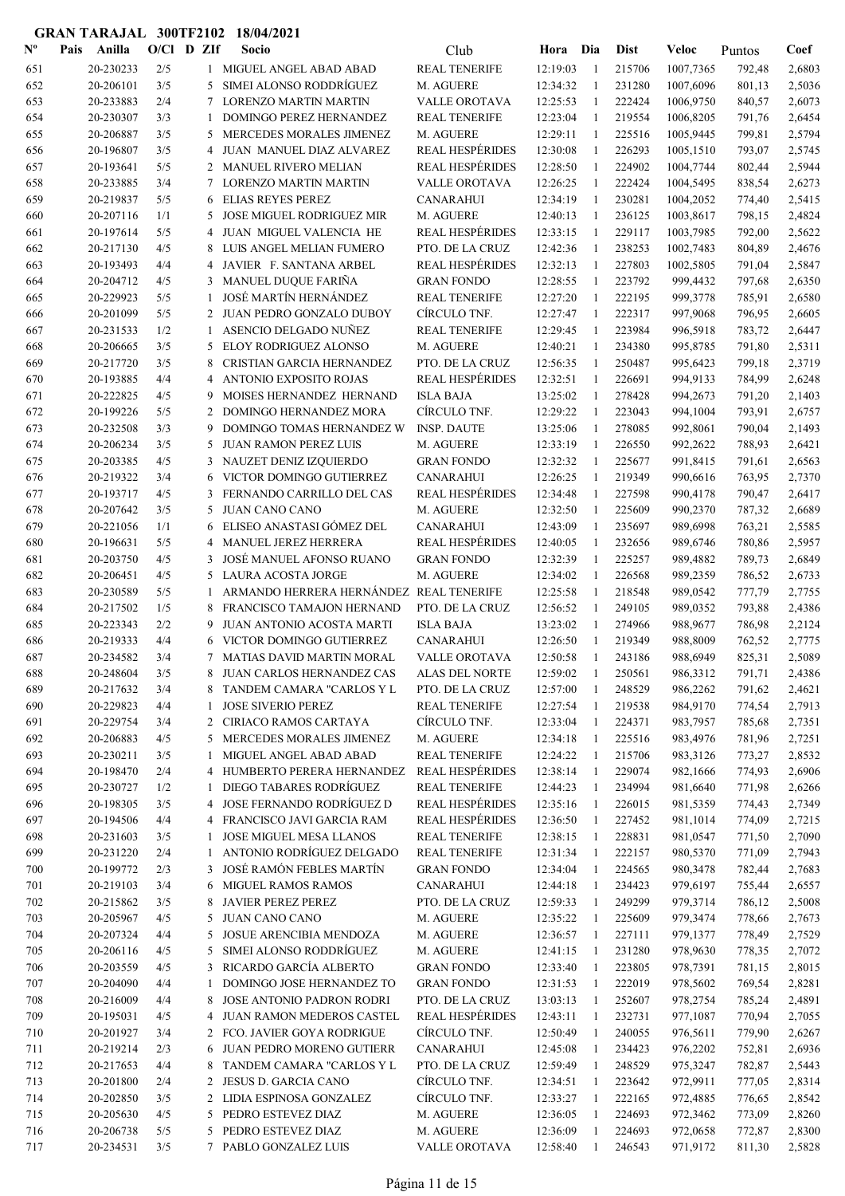**GRAN TARAJAL 300TF2102 18/04/2021**

| Nº | Pais | Anilla | O/Cl | D | ZIf | Socio | Club | Hora | Dia | Dist | Veloc | Puntos | Coef |
|---|---|---|---|---|---|---|---|---|---|---|---|---|---|
| 651 | | 20-230233 | 2/5 | | 1 | MIGUEL ANGEL ABAD ABAD | REAL TENERIFE | 12:19:03 | 1 | 215706 | 1007,7365 | 792,48 | 2,6803 |
| 652 | | 20-206101 | 3/5 | | 5 | SIMEI ALONSO RODDRÍGUEZ | M. AGUERE | 12:34:32 | 1 | 231280 | 1007,6096 | 801,13 | 2,5036 |
| 653 | | 20-233883 | 2/4 | | 7 | LORENZO MARTIN MARTIN | VALLE OROTAVA | 12:25:53 | 1 | 222424 | 1006,9750 | 840,57 | 2,6073 |
| 654 | | 20-230307 | 3/3 | | 1 | DOMINGO PEREZ HERNANDEZ | REAL TENERIFE | 12:23:04 | 1 | 219554 | 1006,8205 | 791,76 | 2,6454 |
| 655 | | 20-206887 | 3/5 | | 5 | MERCEDES MORALES JIMENEZ | M. AGUERE | 12:29:11 | 1 | 225516 | 1005,9445 | 799,81 | 2,5794 |
| 656 | | 20-196807 | 3/5 | | 4 | JUAN MANUEL DIAZ ALVAREZ | REAL HESPÉRIDES | 12:30:08 | 1 | 226293 | 1005,1510 | 793,07 | 2,5745 |
| 657 | | 20-193641 | 5/5 | | 2 | MANUEL RIVERO MELIAN | REAL HESPÉRIDES | 12:28:50 | 1 | 224902 | 1004,7744 | 802,44 | 2,5944 |
| 658 | | 20-233885 | 3/4 | | 7 | LORENZO MARTIN MARTIN | VALLE OROTAVA | 12:26:25 | 1 | 222424 | 1004,5495 | 838,54 | 2,6273 |
| 659 | | 20-219837 | 5/5 | | 6 | ELIAS REYES PEREZ | CANARAHUI | 12:34:19 | 1 | 230281 | 1004,2052 | 774,40 | 2,5415 |
| 660 | | 20-207116 | 1/1 | | 5 | JOSE MIGUEL RODRIGUEZ MIR | M. AGUERE | 12:40:13 | 1 | 236125 | 1003,8617 | 798,15 | 2,4824 |
| 661 | | 20-197614 | 5/5 | | 4 | JUAN MIGUEL VALENCIA HE | REAL HESPÉRIDES | 12:33:15 | 1 | 229117 | 1003,7985 | 792,00 | 2,5622 |
| 662 | | 20-217130 | 4/5 | | 8 | LUIS ANGEL MELIAN FUMERO | PTO. DE LA CRUZ | 12:42:36 | 1 | 238253 | 1002,7483 | 804,89 | 2,4676 |
| 663 | | 20-193493 | 4/4 | | 4 | JAVIER F. SANTANA ARBEL | REAL HESPÉRIDES | 12:32:13 | 1 | 227803 | 1002,5805 | 791,04 | 2,5847 |
| 664 | | 20-204712 | 4/5 | | 3 | MANUEL DUQUE FARIÑA | GRAN FONDO | 12:28:55 | 1 | 223792 | 999,4432 | 797,68 | 2,6350 |
| 665 | | 20-229923 | 5/5 | | 1 | JOSÉ MARTÍN HERNÁNDEZ | REAL TENERIFE | 12:27:20 | 1 | 222195 | 999,3778 | 785,91 | 2,6580 |
| 666 | | 20-201099 | 5/5 | | 2 | JUAN PEDRO GONZALO DUBOY | CÍRCULO TNF. | 12:27:47 | 1 | 222317 | 997,9068 | 796,95 | 2,6605 |
| 667 | | 20-231533 | 1/2 | | 1 | ASENCIO DELGADO NUÑEZ | REAL TENERIFE | 12:29:45 | 1 | 223984 | 996,5918 | 783,72 | 2,6447 |
| 668 | | 20-206665 | 3/5 | | 5 | ELOY RODRIGUEZ ALONSO | M. AGUERE | 12:40:21 | 1 | 234380 | 995,8785 | 791,80 | 2,5311 |
| 669 | | 20-217720 | 3/5 | | 8 | CRISTIAN GARCIA HERNANDEZ | PTO. DE LA CRUZ | 12:56:35 | 1 | 250487 | 995,6423 | 799,18 | 2,3719 |
| 670 | | 20-193885 | 4/4 | | 4 | ANTONIO EXPOSITO ROJAS | REAL HESPÉRIDES | 12:32:51 | 1 | 226691 | 994,9133 | 784,99 | 2,6248 |
| 671 | | 20-222825 | 4/5 | | 9 | MOISES HERNANDEZ HERNAND | ISLA BAJA | 13:25:02 | 1 | 278428 | 994,2673 | 791,20 | 2,1403 |
| 672 | | 20-199226 | 5/5 | | 2 | DOMINGO HERNANDEZ MORA | CÍRCULO TNF. | 12:29:22 | 1 | 223043 | 994,1004 | 793,91 | 2,6757 |
| 673 | | 20-232508 | 3/3 | | 9 | DOMINGO TOMAS HERNANDEZ W | INSP. DAUTE | 13:25:06 | 1 | 278085 | 992,8061 | 790,04 | 2,1493 |
| 674 | | 20-206234 | 3/5 | | 5 | JUAN RAMON PEREZ LUIS | M. AGUERE | 12:33:19 | 1 | 226550 | 992,2622 | 788,93 | 2,6421 |
| 675 | | 20-203385 | 4/5 | | 3 | NAUZET DENIZ IZQUIERDO | GRAN FONDO | 12:32:32 | 1 | 225677 | 991,8415 | 791,61 | 2,6563 |
| 676 | | 20-219322 | 3/4 | | 6 | VICTOR DOMINGO GUTIERREZ | CANARAHUI | 12:26:25 | 1 | 219349 | 990,6616 | 763,95 | 2,7370 |
| 677 | | 20-193717 | 4/5 | | 3 | FERNANDO CARRILLO DEL CAS | REAL HESPÉRIDES | 12:34:48 | 1 | 227598 | 990,4178 | 790,47 | 2,6417 |
| 678 | | 20-207642 | 3/5 | | 5 | JUAN CANO CANO | M. AGUERE | 12:32:50 | 1 | 225609 | 990,2370 | 787,32 | 2,6689 |
| 679 | | 20-221056 | 1/1 | | 6 | ELISEO ANASTASI GÓMEZ DEL | CANARAHUI | 12:43:09 | 1 | 235697 | 989,6998 | 763,21 | 2,5585 |
| 680 | | 20-196631 | 5/5 | | 4 | MANUEL JEREZ HERRERA | REAL HESPÉRIDES | 12:40:05 | 1 | 232656 | 989,6746 | 780,86 | 2,5957 |
| 681 | | 20-203750 | 4/5 | | 3 | JOSÉ MANUEL AFONSO RUANO | GRAN FONDO | 12:32:39 | 1 | 225257 | 989,4882 | 789,73 | 2,6849 |
| 682 | | 20-206451 | 4/5 | | 5 | LAURA ACOSTA JORGE | M. AGUERE | 12:34:02 | 1 | 226568 | 989,2359 | 786,52 | 2,6733 |
| 683 | | 20-230589 | 5/5 | | 1 | ARMANDO HERRERA HERNÁNDEZ | REAL TENERIFE | 12:25:58 | 1 | 218548 | 989,0542 | 777,79 | 2,7755 |
| 684 | | 20-217502 | 1/5 | | 8 | FRANCISCO TAMAJON HERNAND | PTO. DE LA CRUZ | 12:56:52 | 1 | 249105 | 989,0352 | 793,88 | 2,4386 |
| 685 | | 20-223343 | 2/2 | | 9 | JUAN ANTONIO ACOSTA MARTI | ISLA BAJA | 13:23:02 | 1 | 274966 | 988,9677 | 786,98 | 2,2124 |
| 686 | | 20-219333 | 4/4 | | 6 | VICTOR DOMINGO GUTIERREZ | CANARAHUI | 12:26:50 | 1 | 219349 | 988,8009 | 762,52 | 2,7775 |
| 687 | | 20-234582 | 3/4 | | 7 | MATIAS DAVID MARTIN MORAL | VALLE OROTAVA | 12:50:58 | 1 | 243186 | 988,6949 | 825,31 | 2,5089 |
| 688 | | 20-248604 | 3/5 | | 8 | JUAN CARLOS HERNANDEZ CAS | ALAS DEL NORTE | 12:59:02 | 1 | 250561 | 986,3312 | 791,71 | 2,4386 |
| 689 | | 20-217632 | 3/4 | | 8 | TANDEM CAMARA "CARLOS Y L | PTO. DE LA CRUZ | 12:57:00 | 1 | 248529 | 986,2262 | 791,62 | 2,4621 |
| 690 | | 20-229823 | 4/4 | | 1 | JOSE SIVERIO PEREZ | REAL TENERIFE | 12:27:54 | 1 | 219538 | 984,9170 | 774,54 | 2,7913 |
| 691 | | 20-229754 | 3/4 | | 2 | CIRIACO RAMOS CARTAYA | CÍRCULO TNF. | 12:33:04 | 1 | 224371 | 983,7957 | 785,68 | 2,7351 |
| 692 | | 20-206883 | 4/5 | | 5 | MERCEDES MORALES JIMENEZ | M. AGUERE | 12:34:18 | 1 | 225516 | 983,4976 | 781,96 | 2,7251 |
| 693 | | 20-230211 | 3/5 | | 1 | MIGUEL ANGEL ABAD ABAD | REAL TENERIFE | 12:24:22 | 1 | 215706 | 983,3126 | 773,27 | 2,8532 |
| 694 | | 20-198470 | 2/4 | | 4 | HUMBERTO PERERA HERNANDEZ | REAL HESPÉRIDES | 12:38:14 | 1 | 229074 | 982,1666 | 774,93 | 2,6906 |
| 695 | | 20-230727 | 1/2 | | 1 | DIEGO TABARES RODRÍGUEZ | REAL TENERIFE | 12:44:23 | 1 | 234994 | 981,6640 | 771,98 | 2,6266 |
| 696 | | 20-198305 | 3/5 | | 4 | JOSE FERNANDO RODRÍGUEZ D | REAL HESPÉRIDES | 12:35:16 | 1 | 226015 | 981,5359 | 774,43 | 2,7349 |
| 697 | | 20-194506 | 4/4 | | 4 | FRANCISCO JAVI GARCIA RAM | REAL HESPÉRIDES | 12:36:50 | 1 | 227452 | 981,1014 | 774,09 | 2,7215 |
| 698 | | 20-231603 | 3/5 | | 1 | JOSE MIGUEL MESA LLANOS | REAL TENERIFE | 12:38:15 | 1 | 228831 | 981,0547 | 771,50 | 2,7090 |
| 699 | | 20-231220 | 2/4 | | 1 | ANTONIO RODRÍGUEZ DELGADO | REAL TENERIFE | 12:31:34 | 1 | 222157 | 980,5370 | 771,09 | 2,7943 |
| 700 | | 20-199772 | 2/3 | | 3 | JOSÉ RAMÓN FEBLES MARTÍN | GRAN FONDO | 12:34:04 | 1 | 224565 | 980,3478 | 782,44 | 2,7683 |
| 701 | | 20-219103 | 3/4 | | 6 | MIGUEL RAMOS RAMOS | CANARAHUI | 12:44:18 | 1 | 234423 | 979,6197 | 755,44 | 2,6557 |
| 702 | | 20-215862 | 3/5 | | 8 | JAVIER PEREZ PEREZ | PTO. DE LA CRUZ | 12:59:33 | 1 | 249299 | 979,3714 | 786,12 | 2,5008 |
| 703 | | 20-205967 | 4/5 | | 5 | JUAN CANO CANO | M. AGUERE | 12:35:22 | 1 | 225609 | 979,3474 | 778,66 | 2,7673 |
| 704 | | 20-207324 | 4/4 | | 5 | JOSUE ARENCIBIA MENDOZA | M. AGUERE | 12:36:57 | 1 | 227111 | 979,1377 | 778,49 | 2,7529 |
| 705 | | 20-206116 | 4/5 | | 5 | SIMEI ALONSO RODDRÍGUEZ | M. AGUERE | 12:41:15 | 1 | 231280 | 978,9630 | 778,35 | 2,7072 |
| 706 | | 20-203559 | 4/5 | | 3 | RICARDO GARCÍA ALBERTO | GRAN FONDO | 12:33:40 | 1 | 223805 | 978,7391 | 781,15 | 2,8015 |
| 707 | | 20-204090 | 4/4 | | 1 | DOMINGO JOSE HERNANDEZ TO | GRAN FONDO | 12:31:53 | 1 | 222019 | 978,5602 | 769,54 | 2,8281 |
| 708 | | 20-216009 | 4/4 | | 8 | JOSE ANTONIO PADRON RODRI | PTO. DE LA CRUZ | 13:03:13 | 1 | 252607 | 978,2754 | 785,24 | 2,4891 |
| 709 | | 20-195031 | 4/5 | | 4 | JUAN RAMON MEDEROS CASTEL | REAL HESPÉRIDES | 12:43:11 | 1 | 232731 | 977,1087 | 770,94 | 2,7055 |
| 710 | | 20-201927 | 3/4 | | 2 | FCO. JAVIER GOYA RODRIGUE | CÍRCULO TNF. | 12:50:49 | 1 | 240055 | 976,5611 | 779,90 | 2,6267 |
| 711 | | 20-219214 | 2/3 | | 6 | JUAN PEDRO MORENO GUTIERR | CANARAHUI | 12:45:08 | 1 | 234423 | 976,2202 | 752,81 | 2,6936 |
| 712 | | 20-217653 | 4/4 | | 8 | TANDEM CAMARA "CARLOS Y L | PTO. DE LA CRUZ | 12:59:49 | 1 | 248529 | 975,3247 | 782,87 | 2,5443 |
| 713 | | 20-201800 | 2/4 | | 2 | JESUS D. GARCIA CANO | CÍRCULO TNF. | 12:34:51 | 1 | 223642 | 972,9911 | 777,05 | 2,8314 |
| 714 | | 20-202850 | 3/5 | | 2 | LIDIA ESPINOSA GONZALEZ | CÍRCULO TNF. | 12:33:27 | 1 | 222165 | 972,4885 | 776,65 | 2,8542 |
| 715 | | 20-205630 | 4/5 | | 5 | PEDRO ESTEVEZ DIAZ | M. AGUERE | 12:36:05 | 1 | 224693 | 972,3462 | 773,09 | 2,8260 |
| 716 | | 20-206738 | 5/5 | | 5 | PEDRO ESTEVEZ DIAZ | M. AGUERE | 12:36:09 | 1 | 224693 | 972,0658 | 772,87 | 2,8300 |
| 717 | | 20-234531 | 3/5 | | 7 | PABLO GONZALEZ LUIS | VALLE OROTAVA | 12:58:40 | 1 | 246543 | 971,9172 | 811,30 | 2,5828 |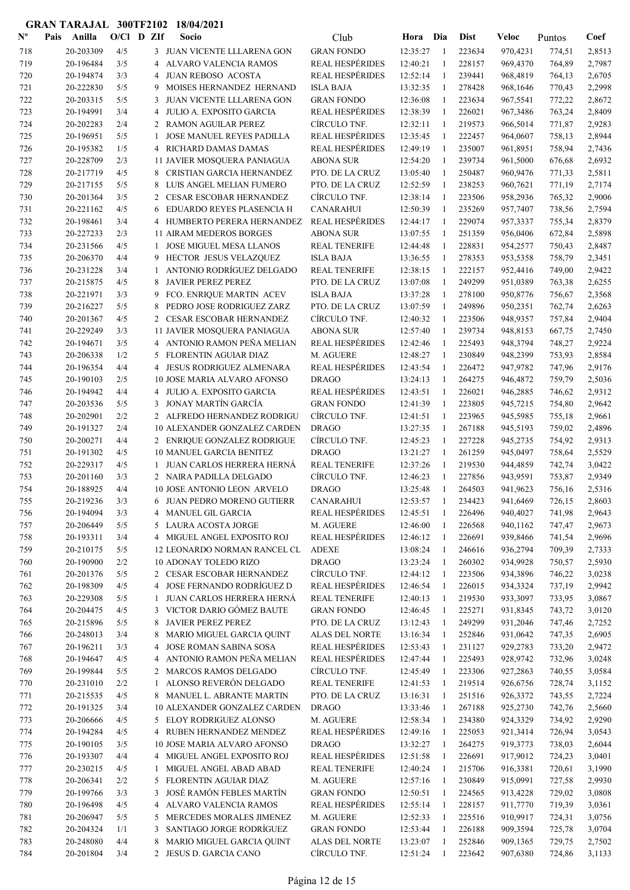**GRAN TARAJAL 300TF2102 18/04/2021**

| Nº | Pais | Anilla | O/Cl | D | ZIf | Socio | Club | Hora | Dia | Dist | Veloc | Puntos | Coef |
|---|---|---|---|---|---|---|---|---|---|---|---|---|---|
| 718 | | 20-203309 | 4/5 | | 3 | JUAN VICENTE LLLARENA GON | GRAN FONDO | 12:35:27 | 1 | 223634 | 970,4231 | 774,51 | 2,8513 |
| 719 | | 20-196484 | 3/5 | | 4 | ALVARO VALENCIA RAMOS | REAL HESPÉRIDES | 12:40:21 | 1 | 228157 | 969,4370 | 764,89 | 2,7987 |
| 720 | | 20-194874 | 3/3 | | 4 | JUAN REBOSO ACOSTA | REAL HESPÉRIDES | 12:52:14 | 1 | 239441 | 968,4819 | 764,13 | 2,6705 |
| 721 | | 20-222830 | 5/5 | | 9 | MOISES HERNANDEZ HERNAND | ISLA BAJA | 13:32:35 | 1 | 278428 | 968,1646 | 770,43 | 2,2998 |
| 722 | | 20-203315 | 5/5 | | 3 | JUAN VICENTE LLLARENA GON | GRAN FONDO | 12:36:08 | 1 | 223634 | 967,5541 | 772,22 | 2,8672 |
| 723 | | 20-194991 | 3/4 | | 4 | JULIO A. EXPOSITO GARCIA | REAL HESPÉRIDES | 12:38:39 | 1 | 226021 | 967,3486 | 763,24 | 2,8409 |
| 724 | | 20-202283 | 2/4 | | 2 | RAMON AGUILAR PEREZ | CÍRCULO TNF. | 12:32:11 | 1 | 219573 | 966,5014 | 771,87 | 2,9283 |
| 725 | | 20-196951 | 5/5 | | 1 | JOSE MANUEL REYES PADILLA | REAL HESPÉRIDES | 12:35:45 | 1 | 222457 | 964,0607 | 758,13 | 2,8944 |
| 726 | | 20-195382 | 1/5 | | 4 | RICHARD DAMAS DAMAS | REAL HESPÉRIDES | 12:49:19 | 1 | 235007 | 961,8951 | 758,94 | 2,7436 |
| 727 | | 20-228709 | 2/3 | | 11 | JAVIER MOSQUERA PANIAGUA | ABONA SUR | 12:54:20 | 1 | 239734 | 961,5000 | 676,68 | 2,6932 |
| 728 | | 20-217719 | 4/5 | | 8 | CRISTIAN GARCIA HERNANDEZ | PTO. DE LA CRUZ | 13:05:40 | 1 | 250487 | 960,9476 | 771,33 | 2,5811 |
| 729 | | 20-217155 | 5/5 | | 8 | LUIS ANGEL MELIAN FUMERO | PTO. DE LA CRUZ | 12:52:59 | 1 | 238253 | 960,7621 | 771,19 | 2,7174 |
| 730 | | 20-201364 | 3/5 | | 2 | CESAR ESCOBAR HERNANDEZ | CÍRCULO TNF. | 12:38:14 | 1 | 223506 | 958,2936 | 765,32 | 2,9006 |
| 731 | | 20-221162 | 4/5 | | 6 | EDUARDO REYES PLASENCIA H | CANARAHUI | 12:50:39 | 1 | 235269 | 957,7407 | 738,56 | 2,7594 |
| 732 | | 20-198461 | 3/4 | | 4 | HUMBERTO PERERA HERNANDEZ | REAL HESPÉRIDES | 12:44:17 | 1 | 229074 | 957,3337 | 755,34 | 2,8379 |
| 733 | | 20-227233 | 2/3 | | 11 | AIRAM MEDEROS BORGES | ABONA SUR | 13:07:55 | 1 | 251359 | 956,0406 | 672,84 | 2,5898 |
| 734 | | 20-231566 | 4/5 | | 1 | JOSE MIGUEL MESA LLANOS | REAL TENERIFE | 12:44:48 | 1 | 228831 | 954,2577 | 750,43 | 2,8487 |
| 735 | | 20-206370 | 4/4 | | 9 | HECTOR JESUS VELAZQUEZ | ISLA BAJA | 13:36:55 | 1 | 278353 | 953,5358 | 758,79 | 2,3451 |
| 736 | | 20-231228 | 3/4 | | 1 | ANTONIO RODRÍGUEZ DELGADO | REAL TENERIFE | 12:38:15 | 1 | 222157 | 952,4416 | 749,00 | 2,9422 |
| 737 | | 20-215875 | 4/5 | | 8 | JAVIER PEREZ PEREZ | PTO. DE LA CRUZ | 13:07:08 | 1 | 249299 | 951,0389 | 763,38 | 2,6255 |
| 738 | | 20-221971 | 3/3 | | 9 | FCO. ENRIQUE MARTIN ACEV | ISLA BAJA | 13:37:28 | 1 | 278100 | 950,8776 | 756,67 | 2,3568 |
| 739 | | 20-216227 | 5/5 | | 8 | PEDRO JOSE RODRIGUEZ ZARZ | PTO. DE LA CRUZ | 13:07:59 | 1 | 249896 | 950,2351 | 762,74 | 2,6263 |
| 740 | | 20-201367 | 4/5 | | 2 | CESAR ESCOBAR HERNANDEZ | CÍRCULO TNF. | 12:40:32 | 1 | 223506 | 948,9357 | 757,84 | 2,9404 |
| 741 | | 20-229249 | 3/3 | | 11 | JAVIER MOSQUERA PANIAGUA | ABONA SUR | 12:57:40 | 1 | 239734 | 948,8153 | 667,75 | 2,7450 |
| 742 | | 20-194671 | 3/5 | | 4 | ANTONIO RAMON PEÑA MELIAN | REAL HESPÉRIDES | 12:42:46 | 1 | 225493 | 948,3794 | 748,27 | 2,9224 |
| 743 | | 20-206338 | 1/2 | | 5 | FLORENTIN AGUIAR DIAZ | M. AGUERE | 12:48:27 | 1 | 230849 | 948,2399 | 753,93 | 2,8584 |
| 744 | | 20-196354 | 4/4 | | 4 | JESUS RODRIGUEZ ALMENARA | REAL HESPÉRIDES | 12:43:54 | 1 | 226472 | 947,9782 | 747,96 | 2,9176 |
| 745 | | 20-190103 | 2/5 | | 10 | JOSE MARIA ALVARO AFONSO | DRAGO | 13:24:13 | 1 | 264275 | 946,4872 | 759,79 | 2,5036 |
| 746 | | 20-194942 | 4/4 | | 4 | JULIO A. EXPOSITO GARCIA | REAL HESPÉRIDES | 12:43:51 | 1 | 226021 | 946,2885 | 746,62 | 2,9312 |
| 747 | | 20-203536 | 5/5 | | 3 | JONAY MARTÍN GARCÍA | GRAN FONDO | 12:41:39 | 1 | 223805 | 945,7215 | 754,80 | 2,9642 |
| 748 | | 20-202901 | 2/2 | | 2 | ALFREDO HERNANDEZ RODRIGU | CÍRCULO TNF. | 12:41:51 | 1 | 223965 | 945,5985 | 755,18 | 2,9661 |
| 749 | | 20-191327 | 2/4 | | 10 | ALEXANDER GONZALEZ CARDEN | DRAGO | 13:27:35 | 1 | 267188 | 945,5193 | 759,02 | 2,4896 |
| 750 | | 20-200271 | 4/4 | | 2 | ENRIQUE GONZALEZ RODRIGUE | CÍRCULO TNF. | 12:45:23 | 1 | 227228 | 945,2735 | 754,92 | 2,9313 |
| 751 | | 20-191302 | 4/5 | | 10 | MANUEL GARCIA BENITEZ | DRAGO | 13:21:27 | 1 | 261259 | 945,0497 | 758,64 | 2,5529 |
| 752 | | 20-229317 | 4/5 | | 1 | JUAN CARLOS HERRERA HERNÁ | REAL TENERIFE | 12:37:26 | 1 | 219530 | 944,4859 | 742,74 | 3,0422 |
| 753 | | 20-201160 | 3/3 | | 2 | NAIRA PADILLA DELGADO | CÍRCULO TNF. | 12:46:23 | 1 | 227856 | 943,9591 | 753,87 | 2,9349 |
| 754 | | 20-188925 | 4/4 | | 10 | JOSE ANTONIO LEON ARVELO | DRAGO | 13:25:48 | 1 | 264503 | 941,9623 | 756,16 | 2,5316 |
| 755 | | 20-219236 | 3/3 | | 6 | JUAN PEDRO MORENO GUTIERR | CANARAHUI | 12:53:57 | 1 | 234423 | 941,6469 | 726,15 | 2,8603 |
| 756 | | 20-194094 | 3/3 | | 4 | MANUEL GIL GARCIA | REAL HESPÉRIDES | 12:45:51 | 1 | 226496 | 940,4027 | 741,98 | 2,9643 |
| 757 | | 20-206449 | 5/5 | | 5 | LAURA ACOSTA JORGE | M. AGUERE | 12:46:00 | 1 | 226568 | 940,1162 | 747,47 | 2,9673 |
| 758 | | 20-193311 | 3/4 | | 4 | MIGUEL ANGEL EXPOSITO ROJ | REAL HESPÉRIDES | 12:46:12 | 1 | 226691 | 939,8466 | 741,54 | 2,9696 |
| 759 | | 20-210175 | 5/5 | | 12 | LEONARDO NORMAN RANCEL CL | ADEXE | 13:08:24 | 1 | 246616 | 936,2794 | 709,39 | 2,7333 |
| 760 | | 20-190900 | 2/2 | | 10 | ADONAY TOLEDO RIZO | DRAGO | 13:23:24 | 1 | 260302 | 934,9928 | 750,57 | 2,5930 |
| 761 | | 20-201376 | 5/5 | | 2 | CESAR ESCOBAR HERNANDEZ | CÍRCULO TNF. | 12:44:12 | 1 | 223506 | 934,3896 | 746,22 | 3,0238 |
| 762 | | 20-198309 | 4/5 | | 4 | JOSE FERNANDO RODRÍGUEZ D | REAL HESPÉRIDES | 12:46:54 | 1 | 226015 | 934,3324 | 737,19 | 2,9942 |
| 763 | | 20-229308 | 5/5 | | 1 | JUAN CARLOS HERRERA HERNÁ | REAL TENERIFE | 12:40:13 | 1 | 219530 | 933,3097 | 733,95 | 3,0867 |
| 764 | | 20-204475 | 4/5 | | 3 | VICTOR DARIO GÓMEZ BAUTE | GRAN FONDO | 12:46:45 | 1 | 225271 | 931,8345 | 743,72 | 3,0120 |
| 765 | | 20-215896 | 5/5 | | 8 | JAVIER PEREZ PEREZ | PTO. DE LA CRUZ | 13:12:43 | 1 | 249299 | 931,2046 | 747,46 | 2,7252 |
| 766 | | 20-248013 | 3/4 | | 8 | MARIO MIGUEL GARCIA QUINT | ALAS DEL NORTE | 13:16:34 | 1 | 252846 | 931,0642 | 747,35 | 2,6905 |
| 767 | | 20-196211 | 3/3 | | 4 | JOSE ROMAN SABINA SOSA | REAL HESPÉRIDES | 12:53:43 | 1 | 231127 | 929,2783 | 733,20 | 2,9472 |
| 768 | | 20-194647 | 4/5 | | 4 | ANTONIO RAMON PEÑA MELIAN | REAL HESPÉRIDES | 12:47:44 | 1 | 225493 | 928,9742 | 732,96 | 3,0248 |
| 769 | | 20-199844 | 5/5 | | 2 | MARCOS RAMOS DELGADO | CÍRCULO TNF. | 12:45:49 | 1 | 223306 | 927,2863 | 740,55 | 3,0584 |
| 770 | | 20-231010 | 2/2 | | 1 | ALONSO REVERÓN DELGADO | REAL TENERIFE | 12:41:53 | 1 | 219514 | 926,6756 | 728,74 | 3,1152 |
| 771 | | 20-215535 | 4/5 | | 8 | MANUEL L. ABRANTE MARTIN | PTO. DE LA CRUZ | 13:16:31 | 1 | 251516 | 926,3372 | 743,55 | 2,7224 |
| 772 | | 20-191325 | 3/4 | | 10 | ALEXANDER GONZALEZ CARDEN | DRAGO | 13:33:46 | 1 | 267188 | 925,2730 | 742,76 | 2,5660 |
| 773 | | 20-206666 | 4/5 | | 5 | ELOY RODRIGUEZ ALONSO | M. AGUERE | 12:58:34 | 1 | 234380 | 924,3329 | 734,92 | 2,9290 |
| 774 | | 20-194284 | 4/5 | | 4 | RUBEN HERNANDEZ MENDEZ | REAL HESPÉRIDES | 12:49:16 | 1 | 225053 | 921,3414 | 726,94 | 3,0543 |
| 775 | | 20-190105 | 3/5 | | 10 | JOSE MARIA ALVARO AFONSO | DRAGO | 13:32:27 | 1 | 264275 | 919,3773 | 738,03 | 2,6044 |
| 776 | | 20-193307 | 4/4 | | 4 | MIGUEL ANGEL EXPOSITO ROJ | REAL HESPÉRIDES | 12:51:58 | 1 | 226691 | 917,9012 | 724,23 | 3,0401 |
| 777 | | 20-230215 | 4/5 | | 1 | MIGUEL ANGEL ABAD ABAD | REAL TENERIFE | 12:40:24 | 1 | 215706 | 916,3381 | 720,61 | 3,1990 |
| 778 | | 20-206341 | 2/2 | | 5 | FLORENTIN AGUIAR DIAZ | M. AGUERE | 12:57:16 | 1 | 230849 | 915,0991 | 727,58 | 2,9930 |
| 779 | | 20-199766 | 3/3 | | 3 | JOSÉ RAMÓN FEBLES MARTÍN | GRAN FONDO | 12:50:51 | 1 | 224565 | 913,4228 | 729,02 | 3,0808 |
| 780 | | 20-196498 | 4/5 | | 4 | ALVARO VALENCIA RAMOS | REAL HESPÉRIDES | 12:55:14 | 1 | 228157 | 911,7770 | 719,39 | 3,0361 |
| 781 | | 20-206947 | 5/5 | | 5 | MERCEDES MORALES JIMENEZ | M. AGUERE | 12:52:33 | 1 | 225516 | 910,9917 | 724,31 | 3,0756 |
| 782 | | 20-204324 | 1/1 | | 3 | SANTIAGO JORGE RODRÍGUEZ | GRAN FONDO | 12:53:44 | 1 | 226188 | 909,3594 | 725,78 | 3,0704 |
| 783 | | 20-248080 | 4/4 | | 8 | MARIO MIGUEL GARCIA QUINT | ALAS DEL NORTE | 13:23:07 | 1 | 252846 | 909,1365 | 729,75 | 2,7502 |
| 784 | | 20-201804 | 3/4 | | 2 | JESUS D. GARCIA CANO | CÍRCULO TNF. | 12:51:24 | 1 | 223642 | 907,6380 | 724,86 | 3,1133 |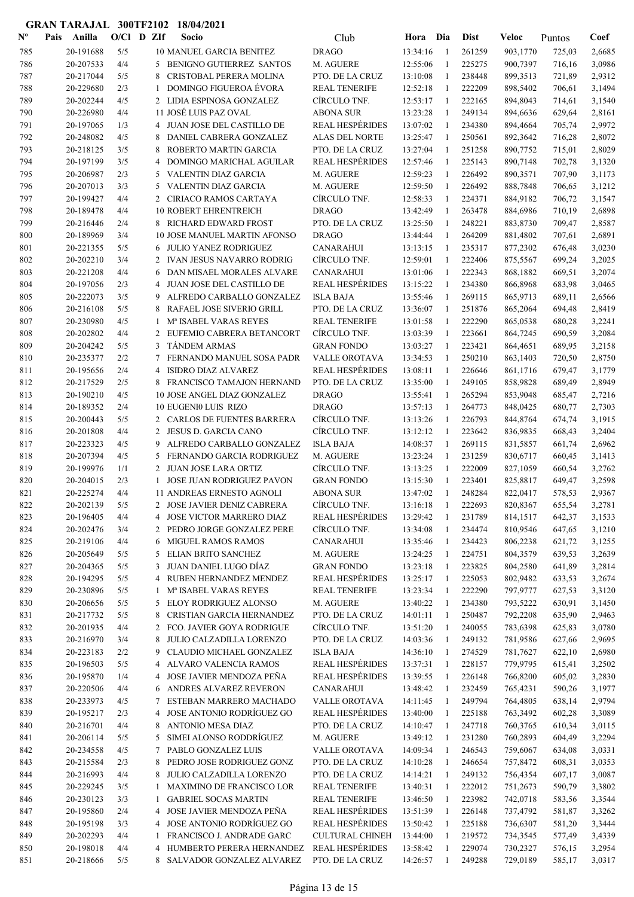**GRAN TARAJAL 300TF2102 18/04/2021**

| Nº | Pais | Anilla | O/Cl | D ZIf | Socio | Club | Hora | Dia | Dist | Veloc | Puntos | Coef |
|---|---|---|---|---|---|---|---|---|---|---|---|---|
| 785 | | 20-191688 | 5/5 | 10 | MANUEL GARCIA BENITEZ | DRAGO | 13:34:16 | 1 | 261259 | 903,1770 | 725,03 | 2,6685 |
| 786 | | 20-207533 | 4/4 | 5 | BENIGNO GUTIERREZ SANTOS | M. AGUERE | 12:55:06 | 1 | 225275 | 900,7397 | 716,16 | 3,0986 |
| 787 | | 20-217044 | 5/5 | 8 | CRISTOBAL PERERA MOLINA | PTO. DE LA CRUZ | 13:10:08 | 1 | 238448 | 899,3513 | 721,89 | 2,9312 |
| 788 | | 20-229680 | 2/3 | 1 | DOMINGO FIGUEROA ÉVORA | REAL TENERIFE | 12:52:18 | 1 | 222209 | 898,5402 | 706,61 | 3,1494 |
| 789 | | 20-202244 | 4/5 | 2 | LIDIA ESPINOSA GONZALEZ | CÍRCULO TNF. | 12:53:17 | 1 | 222165 | 894,8043 | 714,61 | 3,1540 |
| 790 | | 20-226980 | 4/4 | 11 | JOSÉ LUIS PAZ OVAL | ABONA SUR | 13:23:28 | 1 | 249134 | 894,6636 | 629,64 | 2,8161 |
| 791 | | 20-197065 | 1/3 | 4 | JUAN JOSE DEL CASTILLO DE | REAL HESPÉRIDES | 13:07:02 | 1 | 234380 | 894,4664 | 705,74 | 2,9972 |
| 792 | | 20-248082 | 4/5 | 8 | DANIEL CABRERA GONZALEZ | ALAS DEL NORTE | 13:25:47 | 1 | 250561 | 892,3642 | 716,28 | 2,8072 |
| 793 | | 20-218125 | 3/5 | 8 | ROBERTO MARTIN GARCIA | PTO. DE LA CRUZ | 13:27:04 | 1 | 251258 | 890,7752 | 715,01 | 2,8029 |
| 794 | | 20-197199 | 3/5 | 4 | DOMINGO MARICHAL AGUILAR | REAL HESPÉRIDES | 12:57:46 | 1 | 225143 | 890,7148 | 702,78 | 3,1320 |
| 795 | | 20-206987 | 2/3 | 5 | VALENTIN DIAZ GARCIA | M. AGUERE | 12:59:23 | 1 | 226492 | 890,3571 | 707,90 | 3,1173 |
| 796 | | 20-207013 | 3/3 | 5 | VALENTIN DIAZ GARCIA | M. AGUERE | 12:59:50 | 1 | 226492 | 888,7848 | 706,65 | 3,1212 |
| 797 | | 20-199427 | 4/4 | 2 | CIRIACO RAMOS CARTAYA | CÍRCULO TNF. | 12:58:33 | 1 | 224371 | 884,9182 | 706,72 | 3,1547 |
| 798 | | 20-189478 | 4/4 | 10 | ROBERT EHRENTREICH | DRAGO | 13:42:49 | 1 | 263478 | 884,6986 | 710,19 | 2,6898 |
| 799 | | 20-216446 | 2/4 | 8 | RICHARD EDWARD FROST | PTO. DE LA CRUZ | 13:25:50 | 1 | 248221 | 883,8730 | 709,47 | 2,8587 |
| 800 | | 20-189969 | 3/4 | 10 | JOSE MANUEL MARTIN AFONSO | DRAGO | 13:44:44 | 1 | 264209 | 881,4802 | 707,61 | 2,6891 |
| 801 | | 20-221355 | 5/5 | 6 | JULIO YANEZ RODRIGUEZ | CANARAHUI | 13:13:15 | 1 | 235317 | 877,2302 | 676,48 | 3,0230 |
| 802 | | 20-202210 | 3/4 | 2 | IVAN JESUS NAVARRO RODRIG | CÍRCULO TNF. | 12:59:01 | 1 | 222406 | 875,5567 | 699,24 | 3,2025 |
| 803 | | 20-221208 | 4/4 | 6 | DAN MISAEL MORALES ALVARE | CANARAHUI | 13:01:06 | 1 | 222343 | 868,1882 | 669,51 | 3,2074 |
| 804 | | 20-197056 | 2/3 | 4 | JUAN JOSE DEL CASTILLO DE | REAL HESPÉRIDES | 13:15:22 | 1 | 234380 | 866,8968 | 683,98 | 3,0465 |
| 805 | | 20-222073 | 3/5 | 9 | ALFREDO CARBALLO GONZALEZ | ISLA BAJA | 13:55:46 | 1 | 269115 | 865,9713 | 689,11 | 2,6566 |
| 806 | | 20-216108 | 5/5 | 8 | RAFAEL JOSE SIVERIO GRILL | PTO. DE LA CRUZ | 13:36:07 | 1 | 251876 | 865,2064 | 694,48 | 2,8419 |
| 807 | | 20-230980 | 4/5 | 1 | Mª ISABEL VARAS REYES | REAL TENERIFE | 13:01:58 | 1 | 222290 | 865,0538 | 680,28 | 3,2241 |
| 808 | | 20-202802 | 4/4 | 2 | EUFEMIO CABRERA BETANCORT | CÍRCULO TNF. | 13:03:39 | 1 | 223661 | 864,7245 | 690,59 | 3,2084 |
| 809 | | 20-204242 | 5/5 | 3 | TÁNDEM ARMAS | GRAN FONDO | 13:03:27 | 1 | 223421 | 864,4651 | 689,95 | 3,2158 |
| 810 | | 20-235377 | 2/2 | 7 | FERNANDO MANUEL SOSA PADR | VALLE OROTAVA | 13:34:53 | 1 | 250210 | 863,1403 | 720,50 | 2,8750 |
| 811 | | 20-195656 | 2/4 | 4 | ISIDRO DIAZ ALVAREZ | REAL HESPÉRIDES | 13:08:11 | 1 | 226646 | 861,1716 | 679,47 | 3,1779 |
| 812 | | 20-217529 | 2/5 | 8 | FRANCISCO TAMAJON HERNAND | PTO. DE LA CRUZ | 13:35:00 | 1 | 249105 | 858,9828 | 689,49 | 2,8949 |
| 813 | | 20-190210 | 4/5 | 10 | JOSE ANGEL DIAZ GONZALEZ | DRAGO | 13:55:41 | 1 | 265294 | 853,9048 | 685,47 | 2,7216 |
| 814 | | 20-189352 | 2/4 | 10 | EUGENI0 LUIS RIZO | DRAGO | 13:57:13 | 1 | 264773 | 848,0425 | 680,77 | 2,7303 |
| 815 | | 20-200443 | 5/5 | 2 | CARLOS DE FUENTES BARRERA | CÍRCULO TNF. | 13:13:26 | 1 | 226793 | 844,8764 | 674,74 | 3,1915 |
| 816 | | 20-201808 | 4/4 | 2 | JESUS D. GARCIA CANO | CÍRCULO TNF. | 13:12:12 | 1 | 223642 | 836,9835 | 668,43 | 3,2404 |
| 817 | | 20-223323 | 4/5 | 9 | ALFREDO CARBALLO GONZALEZ | ISLA BAJA | 14:08:37 | 1 | 269115 | 831,5857 | 661,74 | 2,6962 |
| 818 | | 20-207394 | 4/5 | 5 | FERNANDO GARCIA RODRIGUEZ | M. AGUERE | 13:23:24 | 1 | 231259 | 830,6717 | 660,45 | 3,1413 |
| 819 | | 20-199976 | 1/1 | 2 | JUAN JOSE LARA ORTIZ | CÍRCULO TNF. | 13:13:25 | 1 | 222009 | 827,1059 | 660,54 | 3,2762 |
| 820 | | 20-204015 | 2/3 | 1 | JOSE JUAN RODRIGUEZ PAVON | GRAN FONDO | 13:15:30 | 1 | 223401 | 825,8817 | 649,47 | 3,2598 |
| 821 | | 20-225274 | 4/4 | 11 | ANDREAS ERNESTO AGNOLI | ABONA SUR | 13:47:02 | 1 | 248284 | 822,0417 | 578,53 | 2,9367 |
| 822 | | 20-202139 | 5/5 | 2 | JOSE JAVIER DENIZ CABRERA | CÍRCULO TNF. | 13:16:18 | 1 | 222693 | 820,8367 | 655,54 | 3,2781 |
| 823 | | 20-196405 | 4/4 | 4 | JOSE VICTOR MARRERO DIAZ | REAL HESPÉRIDES | 13:29:42 | 1 | 231789 | 814,1517 | 642,37 | 3,1533 |
| 824 | | 20-202476 | 3/4 | 2 | PEDRO JORGE GONZALEZ PERE | CÍRCULO TNF. | 13:34:08 | 1 | 234474 | 810,9546 | 647,65 | 3,1210 |
| 825 | | 20-219106 | 4/4 | 6 | MIGUEL RAMOS RAMOS | CANARAHUI | 13:35:46 | 1 | 234423 | 806,2238 | 621,72 | 3,1255 |
| 826 | | 20-205649 | 5/5 | 5 | ELIAN BRITO SANCHEZ | M. AGUERE | 13:24:25 | 1 | 224751 | 804,3579 | 639,53 | 3,2639 |
| 827 | | 20-204365 | 5/5 | 3 | JUAN DANIEL LUGO DÍAZ | GRAN FONDO | 13:23:18 | 1 | 223825 | 804,2580 | 641,89 | 3,2814 |
| 828 | | 20-194295 | 5/5 | 4 | RUBEN HERNANDEZ MENDEZ | REAL HESPÉRIDES | 13:25:17 | 1 | 225053 | 802,9482 | 633,53 | 3,2674 |
| 829 | | 20-230896 | 5/5 | 1 | Mª ISABEL VARAS REYES | REAL TENERIFE | 13:23:34 | 1 | 222290 | 797,9777 | 627,53 | 3,3120 |
| 830 | | 20-206656 | 5/5 | 5 | ELOY RODRIGUEZ ALONSO | M. AGUERE | 13:40:22 | 1 | 234380 | 793,5222 | 630,91 | 3,1450 |
| 831 | | 20-217732 | 5/5 | 8 | CRISTIAN GARCIA HERNANDEZ | PTO. DE LA CRUZ | 14:01:11 | 1 | 250487 | 792,2208 | 635,90 | 2,9463 |
| 832 | | 20-201935 | 4/4 | 2 | FCO. JAVIER GOYA RODRIGUE | CÍRCULO TNF. | 13:51:20 | 1 | 240055 | 783,6398 | 625,83 | 3,0780 |
| 833 | | 20-216970 | 3/4 | 8 | JULIO CALZADILLA LORENZO | PTO. DE LA CRUZ | 14:03:36 | 1 | 249132 | 781,9586 | 627,66 | 2,9695 |
| 834 | | 20-223183 | 2/2 | 9 | CLAUDIO MICHAEL GONZALEZ | ISLA BAJA | 14:36:10 | 1 | 274529 | 781,7627 | 622,10 | 2,6980 |
| 835 | | 20-196503 | 5/5 | 4 | ALVARO VALENCIA RAMOS | REAL HESPÉRIDES | 13:37:31 | 1 | 228157 | 779,9795 | 615,41 | 3,2502 |
| 836 | | 20-195870 | 1/4 | 4 | JOSE JAVIER MENDOZA PEÑA | REAL HESPÉRIDES | 13:39:55 | 1 | 226148 | 766,8200 | 605,02 | 3,2830 |
| 837 | | 20-220506 | 4/4 | 6 | ANDRES ALVAREZ REVERON | CANARAHUI | 13:48:42 | 1 | 232459 | 765,4231 | 590,26 | 3,1977 |
| 838 | | 20-233973 | 4/5 | 7 | ESTEBAN MARRERO MACHADO | VALLE OROTAVA | 14:11:45 | 1 | 249794 | 764,4805 | 638,14 | 2,9794 |
| 839 | | 20-195217 | 2/3 | 4 | JOSE ANTONIO RODRÍGUEZ GO | REAL HESPÉRIDES | 13:40:00 | 1 | 225188 | 763,3492 | 602,28 | 3,3089 |
| 840 | | 20-216701 | 4/4 | 8 | ANTONIO MESA DIAZ | PTO. DE LA CRUZ | 14:10:47 | 1 | 247718 | 760,3765 | 610,34 | 3,0115 |
| 841 | | 20-206114 | 5/5 | 5 | SIMEI ALONSO RODDRÍGUEZ | M. AGUERE | 13:49:12 | 1 | 231280 | 760,2893 | 604,49 | 3,2294 |
| 842 | | 20-234558 | 4/5 | 7 | PABLO GONZALEZ LUIS | VALLE OROTAVA | 14:09:34 | 1 | 246543 | 759,6067 | 634,08 | 3,0331 |
| 843 | | 20-215584 | 2/3 | 8 | PEDRO JOSE RODRIGUEZ GONZ | PTO. DE LA CRUZ | 14:10:28 | 1 | 246654 | 757,8472 | 608,31 | 3,0353 |
| 844 | | 20-216993 | 4/4 | 8 | JULIO CALZADILLA LORENZO | PTO. DE LA CRUZ | 14:14:21 | 1 | 249132 | 756,4354 | 607,17 | 3,0087 |
| 845 | | 20-229245 | 3/5 | 1 | MAXIMINO DE FRANCISCO LOR | REAL TENERIFE | 13:40:31 | 1 | 222012 | 751,2673 | 590,79 | 3,3802 |
| 846 | | 20-230123 | 3/3 | 1 | GABRIEL SOCAS MARTIN | REAL TENERIFE | 13:46:50 | 1 | 223982 | 742,0718 | 583,56 | 3,3544 |
| 847 | | 20-195860 | 2/4 | 4 | JOSE JAVIER MENDOZA PEÑA | REAL HESPÉRIDES | 13:51:39 | 1 | 226148 | 737,4792 | 581,87 | 3,3262 |
| 848 | | 20-195198 | 3/3 | 4 | JOSE ANTONIO RODRÍGUEZ GO | REAL HESPÉRIDES | 13:50:42 | 1 | 225188 | 736,6307 | 581,20 | 3,3444 |
| 849 | | 20-202293 | 4/4 | 1 | FRANCISCO J. ANDRADE GARC | CULTURAL CHINEH | 13:44:00 | 1 | 219572 | 734,3545 | 577,49 | 3,4339 |
| 850 | | 20-198018 | 4/4 | 4 | HUMBERTO PERERA HERNANDEZ | REAL HESPÉRIDES | 13:58:42 | 1 | 229074 | 730,2327 | 576,15 | 3,2954 |
| 851 | | 20-218666 | 5/5 | 8 | SALVADOR GONZALEZ ALVAREZ | PTO. DE LA CRUZ | 14:26:57 | 1 | 249288 | 729,0189 | 585,17 | 3,0317 |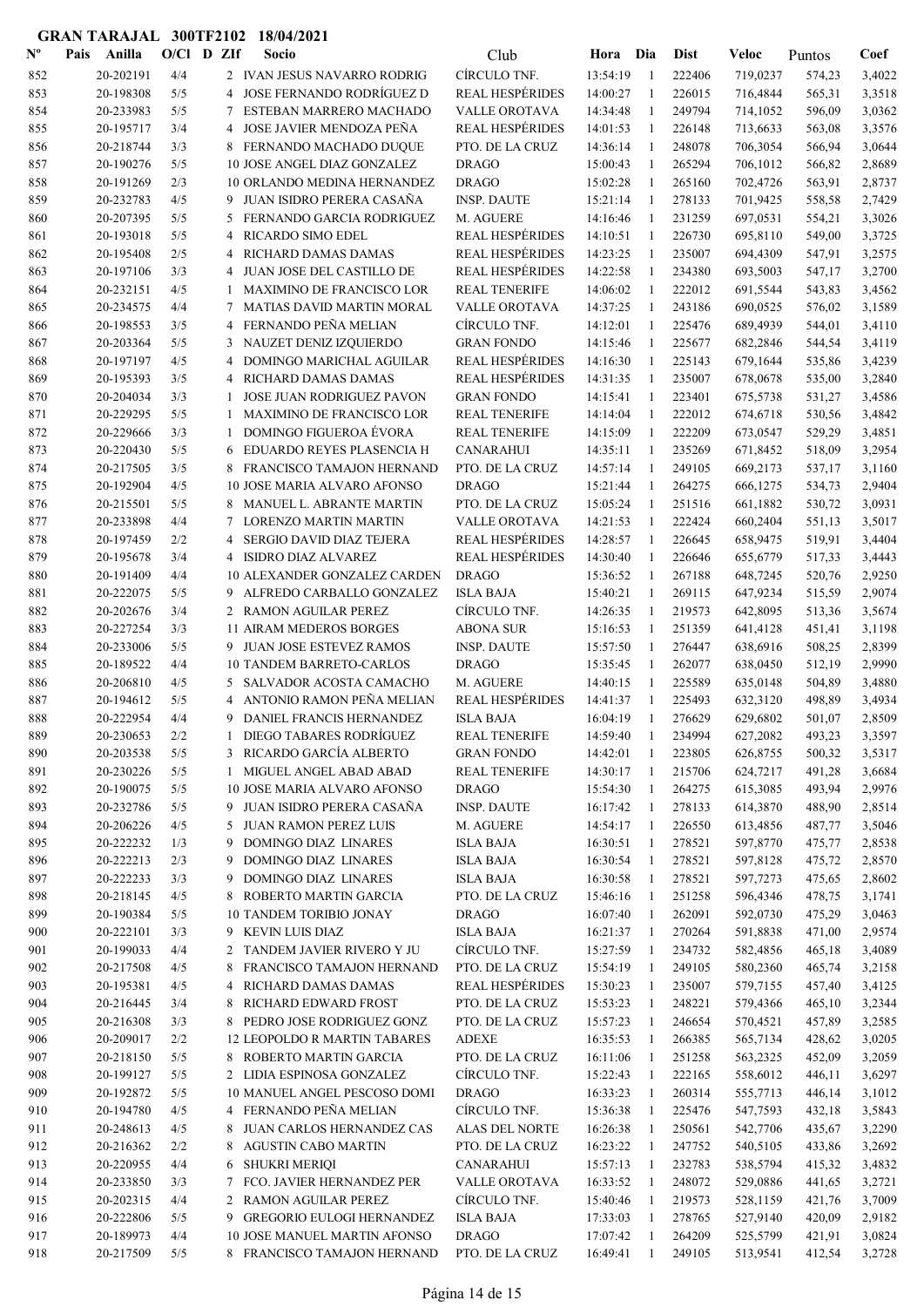**GRAN TARAJAL 300TF2102 18/04/2021**

| Nº | Pais | Anilla | O/Cl | D | ZIf | Socio | Club | Hora | Dia | Dist | Veloc | Puntos | Coef |
|---|---|---|---|---|---|---|---|---|---|---|---|---|---|
| 852 | | 20-202191 | 4/4 | | 2 | IVAN JESUS NAVARRO RODRIG | CÍRCULO TNF. | 13:54:19 | 1 | 222406 | 719,0237 | 574,23 | 3,4022 |
| 853 | | 20-198308 | 5/5 | | 4 | JOSE FERNANDO RODRÍGUEZ D | REAL HESPÉRIDES | 14:00:27 | 1 | 226015 | 716,4844 | 565,31 | 3,3518 |
| 854 | | 20-233983 | 5/5 | | 7 | ESTEBAN MARRERO MACHADO | VALLE OROTAVA | 14:34:48 | 1 | 249794 | 714,1052 | 596,09 | 3,0362 |
| 855 | | 20-195717 | 3/4 | | 4 | JOSE JAVIER MENDOZA PEÑA | REAL HESPÉRIDES | 14:01:53 | 1 | 226148 | 713,6633 | 563,08 | 3,3576 |
| 856 | | 20-218744 | 3/3 | | 8 | FERNANDO MACHADO DUQUE | PTO. DE LA CRUZ | 14:36:14 | 1 | 248078 | 706,3054 | 556,94 | 3,0644 |
| 857 | | 20-190276 | 5/5 | | 10 | JOSE ANGEL DIAZ GONZALEZ | DRAGO | 15:00:43 | 1 | 265294 | 706,1012 | 566,82 | 2,8689 |
| 858 | | 20-191269 | 2/3 | | 10 | ORLANDO MEDINA HERNANDEZ | DRAGO | 15:02:28 | 1 | 265160 | 702,4726 | 563,91 | 2,8737 |
| 859 | | 20-232783 | 4/5 | | 9 | JUAN ISIDRO PERERA CASAÑA | INSP. DAUTE | 15:21:14 | 1 | 278133 | 701,9425 | 558,58 | 2,7429 |
| 860 | | 20-207395 | 5/5 | | 5 | FERNANDO GARCIA RODRIGUEZ | M. AGUERE | 14:16:46 | 1 | 231259 | 697,0531 | 554,21 | 3,3026 |
| 861 | | 20-193018 | 5/5 | | 4 | RICARDO SIMO EDEL | REAL HESPÉRIDES | 14:10:51 | 1 | 226730 | 695,8110 | 549,00 | 3,3725 |
| 862 | | 20-195408 | 2/5 | | 4 | RICHARD DAMAS DAMAS | REAL HESPÉRIDES | 14:23:25 | 1 | 235007 | 694,4309 | 547,91 | 3,2575 |
| 863 | | 20-197106 | 3/3 | | 4 | JUAN JOSE DEL CASTILLO DE | REAL HESPÉRIDES | 14:22:58 | 1 | 234380 | 693,5003 | 547,17 | 3,2700 |
| 864 | | 20-232151 | 4/5 | | 1 | MAXIMINO DE FRANCISCO LOR | REAL TENERIFE | 14:06:02 | 1 | 222012 | 691,5544 | 543,83 | 3,4562 |
| 865 | | 20-234575 | 4/4 | | 7 | MATIAS DAVID MARTIN MORAL | VALLE OROTAVA | 14:37:25 | 1 | 243186 | 690,0525 | 576,02 | 3,1589 |
| 866 | | 20-198553 | 3/5 | | 4 | FERNANDO PEÑA MELIAN | CÍRCULO TNF. | 14:12:01 | 1 | 225476 | 689,4939 | 544,01 | 3,4110 |
| 867 | | 20-203364 | 5/5 | | 3 | NAUZET DENIZ IZQUIERDO | GRAN FONDO | 14:15:46 | 1 | 225677 | 682,2846 | 544,54 | 3,4119 |
| 868 | | 20-197197 | 4/5 | | 4 | DOMINGO MARICHAL AGUILAR | REAL HESPÉRIDES | 14:16:30 | 1 | 225143 | 679,1644 | 535,86 | 3,4239 |
| 869 | | 20-195393 | 3/5 | | 4 | RICHARD DAMAS DAMAS | REAL HESPÉRIDES | 14:31:35 | 1 | 235007 | 678,0678 | 535,00 | 3,2840 |
| 870 | | 20-204034 | 3/3 | | 1 | JOSE JUAN RODRIGUEZ PAVON | GRAN FONDO | 14:15:41 | 1 | 223401 | 675,5738 | 531,27 | 3,4586 |
| 871 | | 20-229295 | 5/5 | | 1 | MAXIMINO DE FRANCISCO LOR | REAL TENERIFE | 14:14:04 | 1 | 222012 | 674,6718 | 530,56 | 3,4842 |
| 872 | | 20-229666 | 3/3 | | 1 | DOMINGO FIGUEROA ÉVORA | REAL TENERIFE | 14:15:09 | 1 | 222209 | 673,0547 | 529,29 | 3,4851 |
| 873 | | 20-220430 | 5/5 | | 6 | EDUARDO REYES PLASENCIA H | CANARAHUI | 14:35:11 | 1 | 235269 | 671,8452 | 518,09 | 3,2954 |
| 874 | | 20-217505 | 3/5 | | 8 | FRANCISCO TAMAJON HERNAND | PTO. DE LA CRUZ | 14:57:14 | 1 | 249105 | 669,2173 | 537,17 | 3,1160 |
| 875 | | 20-192904 | 4/5 | | 10 | JOSE MARIA ALVARO AFONSO | DRAGO | 15:21:44 | 1 | 264275 | 666,1275 | 534,73 | 2,9404 |
| 876 | | 20-215501 | 5/5 | | 8 | MANUEL L. ABRANTE MARTIN | PTO. DE LA CRUZ | 15:05:24 | 1 | 251516 | 661,1882 | 530,72 | 3,0931 |
| 877 | | 20-233898 | 4/4 | | 7 | LORENZO MARTIN MARTIN | VALLE OROTAVA | 14:21:53 | 1 | 222424 | 660,2404 | 551,13 | 3,5017 |
| 878 | | 20-197459 | 2/2 | | 4 | SERGIO DAVID DIAZ TEJERA | REAL HESPÉRIDES | 14:28:57 | 1 | 226645 | 658,9475 | 519,91 | 3,4404 |
| 879 | | 20-195678 | 3/4 | | 4 | ISIDRO DIAZ ALVAREZ | REAL HESPÉRIDES | 14:30:40 | 1 | 226646 | 655,6779 | 517,33 | 3,4443 |
| 880 | | 20-191409 | 4/4 | | 10 | ALEXANDER GONZALEZ CARDEN | DRAGO | 15:36:52 | 1 | 267188 | 648,7245 | 520,76 | 2,9250 |
| 881 | | 20-222075 | 5/5 | | 9 | ALFREDO CARBALLO GONZALEZ | ISLA BAJA | 15:40:21 | 1 | 269115 | 647,9234 | 515,59 | 2,9074 |
| 882 | | 20-202676 | 3/4 | | 2 | RAMON AGUILAR PEREZ | CÍRCULO TNF. | 14:26:35 | 1 | 219573 | 642,8095 | 513,36 | 3,5674 |
| 883 | | 20-227254 | 3/3 | | 11 | AIRAM MEDEROS BORGES | ABONA SUR | 15:16:53 | 1 | 251359 | 641,4128 | 451,41 | 3,1198 |
| 884 | | 20-233006 | 5/5 | | 9 | JUAN JOSE ESTEVEZ RAMOS | INSP. DAUTE | 15:57:50 | 1 | 276447 | 638,6916 | 508,25 | 2,8399 |
| 885 | | 20-189522 | 4/4 | | 10 | TANDEM BARRETO-CARLOS | DRAGO | 15:35:45 | 1 | 262077 | 638,0450 | 512,19 | 2,9990 |
| 886 | | 20-206810 | 4/5 | | 5 | SALVADOR ACOSTA CAMACHO | M. AGUERE | 14:40:15 | 1 | 225589 | 635,0148 | 504,89 | 3,4880 |
| 887 | | 20-194612 | 5/5 | | 4 | ANTONIO RAMON PEÑA MELIAN | REAL HESPÉRIDES | 14:41:37 | 1 | 225493 | 632,3120 | 498,89 | 3,4934 |
| 888 | | 20-222954 | 4/4 | | 9 | DANIEL FRANCIS HERNANDEZ | ISLA BAJA | 16:04:19 | 1 | 276629 | 629,6802 | 501,07 | 2,8509 |
| 889 | | 20-230653 | 2/2 | | 1 | DIEGO TABARES RODRÍGUEZ | REAL TENERIFE | 14:59:40 | 1 | 234994 | 627,2082 | 493,23 | 3,3597 |
| 890 | | 20-203538 | 5/5 | | 3 | RICARDO GARCÍA ALBERTO | GRAN FONDO | 14:42:01 | 1 | 223805 | 626,8755 | 500,32 | 3,5317 |
| 891 | | 20-230226 | 5/5 | | 1 | MIGUEL ANGEL ABAD ABAD | REAL TENERIFE | 14:30:17 | 1 | 215706 | 624,7217 | 491,28 | 3,6684 |
| 892 | | 20-190075 | 5/5 | | 10 | JOSE MARIA ALVARO AFONSO | DRAGO | 15:54:30 | 1 | 264275 | 615,3085 | 493,94 | 2,9976 |
| 893 | | 20-232786 | 5/5 | | 9 | JUAN ISIDRO PERERA CASAÑA | INSP. DAUTE | 16:17:42 | 1 | 278133 | 614,3870 | 488,90 | 2,8514 |
| 894 | | 20-206226 | 4/5 | | 5 | JUAN RAMON PEREZ LUIS | M. AGUERE | 14:54:17 | 1 | 226550 | 613,4856 | 487,77 | 3,5046 |
| 895 | | 20-222232 | 1/3 | | 9 | DOMINGO DIAZ LINARES | ISLA BAJA | 16:30:51 | 1 | 278521 | 597,8770 | 475,77 | 2,8538 |
| 896 | | 20-222213 | 2/3 | | 9 | DOMINGO DIAZ LINARES | ISLA BAJA | 16:30:54 | 1 | 278521 | 597,8128 | 475,72 | 2,8570 |
| 897 | | 20-222233 | 3/3 | | 9 | DOMINGO DIAZ LINARES | ISLA BAJA | 16:30:58 | 1 | 278521 | 597,7273 | 475,65 | 2,8602 |
| 898 | | 20-218145 | 4/5 | | 8 | ROBERTO MARTIN GARCIA | PTO. DE LA CRUZ | 15:46:16 | 1 | 251258 | 596,4346 | 478,75 | 3,1741 |
| 899 | | 20-190384 | 5/5 | | 10 | TANDEM TORIBIO JONAY | DRAGO | 16:07:40 | 1 | 262091 | 592,0730 | 475,29 | 3,0463 |
| 900 | | 20-222101 | 3/3 | | 9 | KEVIN LUIS DIAZ | ISLA BAJA | 16:21:37 | 1 | 270264 | 591,8838 | 471,00 | 2,9574 |
| 901 | | 20-199033 | 4/4 | | 2 | TANDEM JAVIER RIVERO Y JU | CÍRCULO TNF. | 15:27:59 | 1 | 234732 | 582,4856 | 465,18 | 3,4089 |
| 902 | | 20-217508 | 4/5 | | 8 | FRANCISCO TAMAJON HERNAND | PTO. DE LA CRUZ | 15:54:19 | 1 | 249105 | 580,2360 | 465,74 | 3,2158 |
| 903 | | 20-195381 | 4/5 | | 4 | RICHARD DAMAS DAMAS | REAL HESPÉRIDES | 15:30:23 | 1 | 235007 | 579,7155 | 457,40 | 3,4125 |
| 904 | | 20-216445 | 3/4 | | 8 | RICHARD EDWARD FROST | PTO. DE LA CRUZ | 15:53:23 | 1 | 248221 | 579,4366 | 465,10 | 3,2344 |
| 905 | | 20-216308 | 3/3 | | 8 | PEDRO JOSE RODRIGUEZ GONZ | PTO. DE LA CRUZ | 15:57:23 | 1 | 246654 | 570,4521 | 457,89 | 3,2585 |
| 906 | | 20-209017 | 2/2 | | 12 | LEOPOLDO R MARTIN TABARES | ADEXE | 16:35:53 | 1 | 266385 | 565,7134 | 428,62 | 3,0205 |
| 907 | | 20-218150 | 5/5 | | 8 | ROBERTO MARTIN GARCIA | PTO. DE LA CRUZ | 16:11:06 | 1 | 251258 | 563,2325 | 452,09 | 3,2059 |
| 908 | | 20-199127 | 5/5 | | 2 | LIDIA ESPINOSA GONZALEZ | CÍRCULO TNF. | 15:22:43 | 1 | 222165 | 558,6012 | 446,11 | 3,6297 |
| 909 | | 20-192872 | 5/5 | | 10 | MANUEL ANGEL PESCOSO DOMI | DRAGO | 16:33:23 | 1 | 260314 | 555,7713 | 446,14 | 3,1012 |
| 910 | | 20-194780 | 4/5 | | 4 | FERNANDO PEÑA MELIAN | CÍRCULO TNF. | 15:36:38 | 1 | 225476 | 547,7593 | 432,18 | 3,5843 |
| 911 | | 20-248613 | 4/5 | | 8 | JUAN CARLOS HERNANDEZ CAS | ALAS DEL NORTE | 16:26:38 | 1 | 250561 | 542,7706 | 435,67 | 3,2290 |
| 912 | | 20-216362 | 2/2 | | 8 | AGUSTIN CABO MARTIN | PTO. DE LA CRUZ | 16:23:22 | 1 | 247752 | 540,5105 | 433,86 | 3,2692 |
| 913 | | 20-220955 | 4/4 | | 6 | SHUKRI MERIQI | CANARAHUI | 15:57:13 | 1 | 232783 | 538,5794 | 415,32 | 3,4832 |
| 914 | | 20-233850 | 3/3 | | 7 | FCO. JAVIER HERNANDEZ PER | VALLE OROTAVA | 16:33:52 | 1 | 248072 | 529,0886 | 441,65 | 3,2721 |
| 915 | | 20-202315 | 4/4 | | 2 | RAMON AGUILAR PEREZ | CÍRCULO TNF. | 15:40:46 | 1 | 219573 | 528,1159 | 421,76 | 3,7009 |
| 916 | | 20-222806 | 5/5 | | 9 | GREGORIO EULOGI HERNANDEZ | ISLA BAJA | 17:33:03 | 1 | 278765 | 527,9140 | 420,09 | 2,9182 |
| 917 | | 20-189973 | 4/4 | | 10 | JOSE MANUEL MARTIN AFONSO | DRAGO | 17:07:42 | 1 | 264209 | 525,5799 | 421,91 | 3,0824 |
| 918 | | 20-217509 | 5/5 | | 8 | FRANCISCO TAMAJON HERNAND | PTO. DE LA CRUZ | 16:49:41 | 1 | 249105 | 513,9541 | 412,54 | 3,2728 |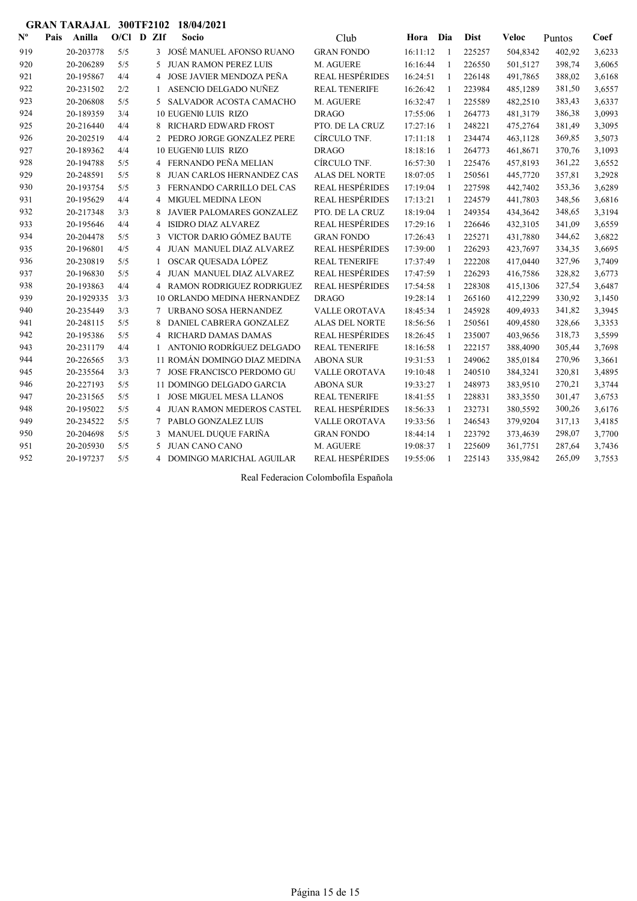**GRAN TARAJAL 300TF2102 18/04/2021**

| Nº | Pais | Anilla | O/Cl | D | ZIf | Socio | Club | Hora | Dia | Dist | Veloc | Puntos | Coef |
|---|---|---|---|---|---|---|---|---|---|---|---|---|---|
| 919 | | 20-203778 | 5/5 | | 3 | JOSÉ MANUEL AFONSO RUANO | GRAN FONDO | 16:11:12 | 1 | 225257 | 504,8342 | 402,92 | 3,6233 |
| 920 | | 20-206289 | 5/5 | | 5 | JUAN RAMON PEREZ LUIS | M. AGUERE | 16:16:44 | 1 | 226550 | 501,5127 | 398,74 | 3,6065 |
| 921 | | 20-195867 | 4/4 | | 4 | JOSE JAVIER MENDOZA PEÑA | REAL HESPÉRIDES | 16:24:51 | 1 | 226148 | 491,7865 | 388,02 | 3,6168 |
| 922 | | 20-231502 | 2/2 | | 1 | ASENCIO DELGADO NUÑEZ | REAL TENERIFE | 16:26:42 | 1 | 223984 | 485,1289 | 381,50 | 3,6557 |
| 923 | | 20-206808 | 5/5 | | 5 | SALVADOR ACOSTA CAMACHO | M. AGUERE | 16:32:47 | 1 | 225589 | 482,2510 | 383,43 | 3,6337 |
| 924 | | 20-189359 | 3/4 | | 10 | EUGENI0 LUIS RIZO | DRAGO | 17:55:06 | 1 | 264773 | 481,3179 | 386,38 | 3,0993 |
| 925 | | 20-216440 | 4/4 | | 8 | RICHARD EDWARD FROST | PTO. DE LA CRUZ | 17:27:16 | 1 | 248221 | 475,2764 | 381,49 | 3,3095 |
| 926 | | 20-202519 | 4/4 | | 2 | PEDRO JORGE GONZALEZ PERE | CÍRCULO TNF. | 17:11:18 | 1 | 234474 | 463,1128 | 369,85 | 3,5073 |
| 927 | | 20-189362 | 4/4 | | 10 | EUGENI0 LUIS RIZO | DRAGO | 18:18:16 | 1 | 264773 | 461,8671 | 370,76 | 3,1093 |
| 928 | | 20-194788 | 5/5 | | 4 | FERNANDO PEÑA MELIAN | CÍRCULO TNF. | 16:57:30 | 1 | 225476 | 457,8193 | 361,22 | 3,6552 |
| 929 | | 20-248591 | 5/5 | | 8 | JUAN CARLOS HERNANDEZ CAS | ALAS DEL NORTE | 18:07:05 | 1 | 250561 | 445,7720 | 357,81 | 3,2928 |
| 930 | | 20-193754 | 5/5 | | 3 | FERNANDO CARRILLO DEL CAS | REAL HESPÉRIDES | 17:19:04 | 1 | 227598 | 442,7402 | 353,36 | 3,6289 |
| 931 | | 20-195629 | 4/4 | | 4 | MIGUEL MEDINA LEON | REAL HESPÉRIDES | 17:13:21 | 1 | 224579 | 441,7803 | 348,56 | 3,6816 |
| 932 | | 20-217348 | 3/3 | | 8 | JAVIER PALOMARES GONZALEZ | PTO. DE LA CRUZ | 18:19:04 | 1 | 249354 | 434,3642 | 348,65 | 3,3194 |
| 933 | | 20-195646 | 4/4 | | 4 | ISIDRO DIAZ ALVAREZ | REAL HESPÉRIDES | 17:29:16 | 1 | 226646 | 432,3105 | 341,09 | 3,6559 |
| 934 | | 20-204478 | 5/5 | | 3 | VICTOR DARIO GÓMEZ BAUTE | GRAN FONDO | 17:26:43 | 1 | 225271 | 431,7880 | 344,62 | 3,6822 |
| 935 | | 20-196801 | 4/5 | | 4 | JUAN MANUEL DIAZ ALVAREZ | REAL HESPÉRIDES | 17:39:00 | 1 | 226293 | 423,7697 | 334,35 | 3,6695 |
| 936 | | 20-230819 | 5/5 | | 1 | OSCAR QUESADA LÓPEZ | REAL TENERIFE | 17:37:49 | 1 | 222208 | 417,0440 | 327,96 | 3,7409 |
| 937 | | 20-196830 | 5/5 | | 4 | JUAN MANUEL DIAZ ALVAREZ | REAL HESPÉRIDES | 17:47:59 | 1 | 226293 | 416,7586 | 328,82 | 3,6773 |
| 938 | | 20-193863 | 4/4 | | 4 | RAMON RODRIGUEZ RODRIGUEZ | REAL HESPÉRIDES | 17:54:58 | 1 | 228308 | 415,1306 | 327,54 | 3,6487 |
| 939 | | 20-1929335 | 3/3 | | 10 | ORLANDO MEDINA HERNANDEZ | DRAGO | 19:28:14 | 1 | 265160 | 412,2299 | 330,92 | 3,1450 |
| 940 | | 20-235449 | 3/3 | | 7 | URBANO SOSA HERNANDEZ | VALLE OROTAVA | 18:45:34 | 1 | 245928 | 409,4933 | 341,82 | 3,3945 |
| 941 | | 20-248115 | 5/5 | | 8 | DANIEL CABRERA GONZALEZ | ALAS DEL NORTE | 18:56:56 | 1 | 250561 | 409,4580 | 328,66 | 3,3353 |
| 942 | | 20-195386 | 5/5 | | 4 | RICHARD DAMAS DAMAS | REAL HESPÉRIDES | 18:26:45 | 1 | 235007 | 403,9656 | 318,73 | 3,5599 |
| 943 | | 20-231179 | 4/4 | | 1 | ANTONIO RODRÍGUEZ DELGADO | REAL TENERIFE | 18:16:58 | 1 | 222157 | 388,4090 | 305,44 | 3,7698 |
| 944 | | 20-226565 | 3/3 | | 11 | ROMÁN DOMINGO DIAZ MEDINA | ABONA SUR | 19:31:53 | 1 | 249062 | 385,0184 | 270,96 | 3,3661 |
| 945 | | 20-235564 | 3/3 | | 7 | JOSE FRANCISCO PERDOMO GU | VALLE OROTAVA | 19:10:48 | 1 | 240510 | 384,3241 | 320,81 | 3,4895 |
| 946 | | 20-227193 | 5/5 | | 11 | DOMINGO DELGADO GARCIA | ABONA SUR | 19:33:27 | 1 | 248973 | 383,9510 | 270,21 | 3,3744 |
| 947 | | 20-231565 | 5/5 | | 1 | JOSE MIGUEL MESA LLANOS | REAL TENERIFE | 18:41:55 | 1 | 228831 | 383,3550 | 301,47 | 3,6753 |
| 948 | | 20-195022 | 5/5 | | 4 | JUAN RAMON MEDEROS CASTEL | REAL HESPÉRIDES | 18:56:33 | 1 | 232731 | 380,5592 | 300,26 | 3,6176 |
| 949 | | 20-234522 | 5/5 | | 7 | PABLO GONZALEZ LUIS | VALLE OROTAVA | 19:33:56 | 1 | 246543 | 379,9204 | 317,13 | 3,4185 |
| 950 | | 20-204698 | 5/5 | | 3 | MANUEL DUQUE FARIÑA | GRAN FONDO | 18:44:14 | 1 | 223792 | 373,4639 | 298,07 | 3,7700 |
| 951 | | 20-205930 | 5/5 | | 5 | JUAN CANO CANO | M. AGUERE | 19:08:37 | 1 | 225609 | 361,7751 | 287,64 | 3,7436 |
| 952 | | 20-197237 | 5/5 | | 4 | DOMINGO MARICHAL AGUILAR | REAL HESPÉRIDES | 19:55:06 | 1 | 225143 | 335,9842 | 265,09 | 3,7553 |

Real Federacion Colombofila Española